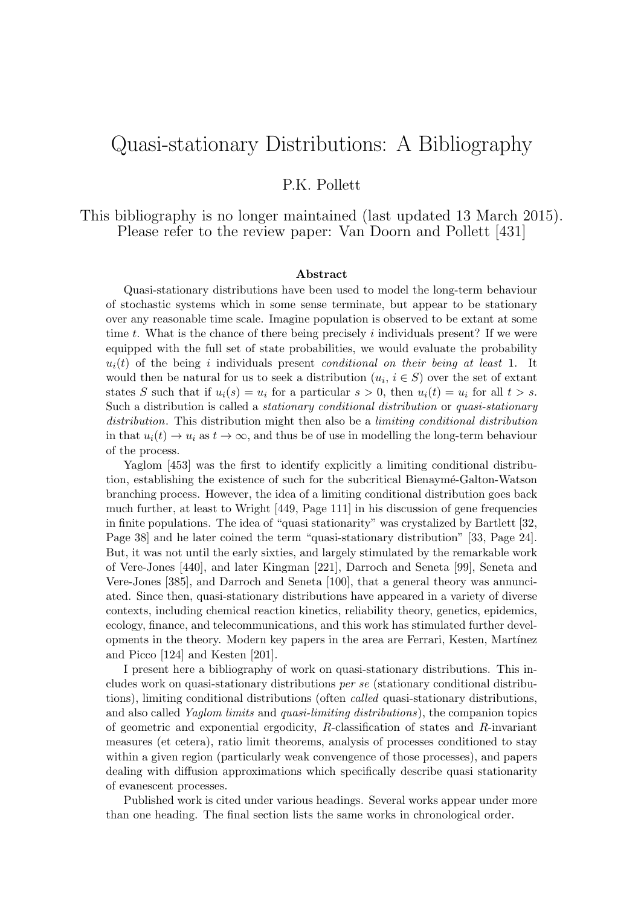# Quasi-stationary Distributions: A Bibliography

P.K. Pollett

This bibliography is no longer maintained (last updated 13 March 2015). Please refer to the review paper: Van Doorn and Pollett [431]

### Abstract

Quasi-stationary distributions have been used to model the long-term behaviour of stochastic systems which in some sense terminate, but appear to be stationary over any reasonable time scale. Imagine population is observed to be extant at some time $t$. What is the chance of there being precisely $i$ individuals present? If we were equipped with the full set of state probabilities, we would evaluate the probability $u_i(t)$ of the being $i$ individuals present *conditional on their being at least* 1. It would then be natural for us to seek a distribution $(u_i,\, i \in S)$ over the set of extant states $S$ such that if $u_i(s) = u_i$ for a particular $s > 0$, then $u_i(t) = u_i$ for all $t > s$. Such a distribution is called a *stationary conditional distribution* or *quasi-stationary distribution*. This distribution might then also be a *limiting conditional distribution* in that $u_i(t) \to u_i$ as $t \to \infty$, and thus be of use in modelling the long-term behaviour of the process.

Yaglom [453] was the first to identify explicitly a limiting conditional distribution, establishing the existence of such for the subcritical Bienaymé-Galton-Watson branching process. However, the idea of a limiting conditional distribution goes back much further, at least to Wright [449, Page 111] in his discussion of gene frequencies in finite populations. The idea of "quasi stationarity" was crystalized by Bartlett [32, Page 38] and he later coined the term "quasi-stationary distribution" [33, Page 24]. But, it was not until the early sixties, and largely stimulated by the remarkable work of Vere-Jones [440], and later Kingman [221], Darroch and Seneta [99], Seneta and Vere-Jones [385], and Darroch and Seneta [100], that a general theory was annunciated. Since then, quasi-stationary distributions have appeared in a variety of diverse contexts, including chemical reaction kinetics, reliability theory, genetics, epidemics, ecology, finance, and telecommunications, and this work has stimulated further developments in the theory. Modern key papers in the area are Ferrari, Kesten, Martínez and Picco [124] and Kesten [201].

I present here a bibliography of work on quasi-stationary distributions. This includes work on quasi-stationary distributions *per se* (stationary conditional distributions), limiting conditional distributions (often *called* quasi-stationary distributions, and also called *Yaglom limits* and *quasi-limiting distributions*), the companion topics of geometric and exponential ergodicity, $R$-classification of states and $R$-invariant measures (et cetera), ratio limit theorems, analysis of processes conditioned to stay within a given region (particularly weak convengence of those processes), and papers dealing with diffusion approximations which specifically describe quasi stationarity of evanescent processes.

Published work is cited under various headings. Several works appear under more than one heading. The final section lists the same works in chronological order.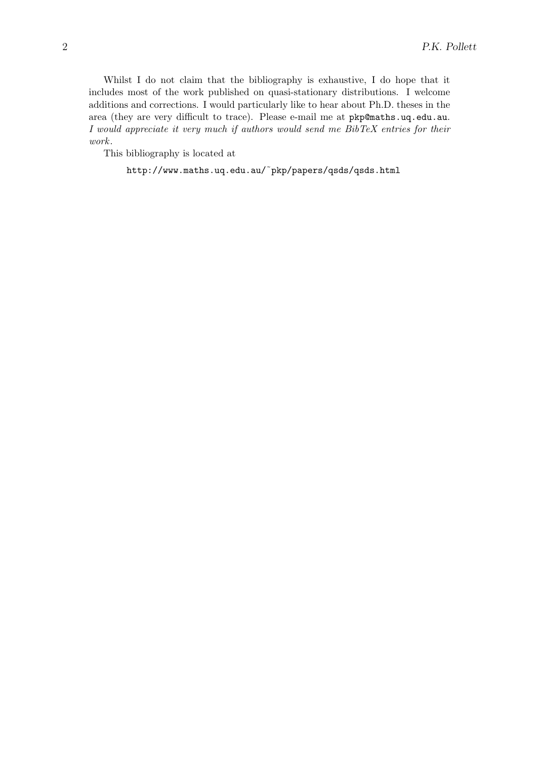Whilst I do not claim that the bibliography is exhaustive, I do hope that it includes most of the work published on quasi-stationary distributions. I welcome additions and corrections. I would particularly like to hear about Ph.D. theses in the area (they are very difficult to trace). Please e-mail me at `pkp@maths.uq.edu.au`. *I would appreciate it very much if authors would send me BibTeX entries for their work.*

This bibliography is located at

`http://www.maths.uq.edu.au/~pkp/papers/qsds/qsds.html`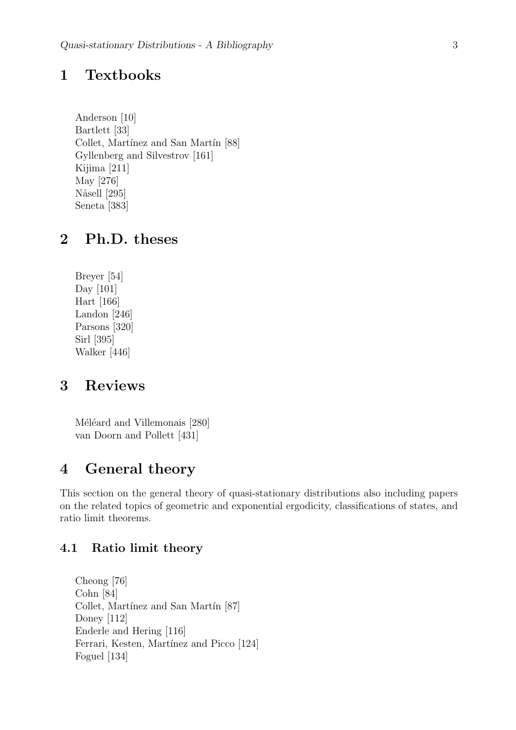# 1 Textbooks

Anderson [10]
Bartlett [33]
Collet, Martínez and San Martín [88]
Gyllenberg and Silvestrov [161]
Kijima [211]
May [276]
Nåsell [295]
Seneta [383]

# 2 Ph.D. theses

Breyer [54]
Day [101]
Hart [166]
Landon [246]
Parsons [320]
Sirl [395]
Walker [446]

# 3 Reviews

Méléard and Villemonais [280]
van Doorn and Pollett [431]

# 4 General theory

This section on the general theory of quasi-stationary distributions also including papers on the related topics of geometric and exponential ergodicity, classifications of states, and ratio limit theorems.

## 4.1 Ratio limit theory

Cheong [76]
Cohn [84]
Collet, Martínez and San Martín [87]
Doney [112]
Enderle and Hering [116]
Ferrari, Kesten, Martínez and Picco [124]
Foguel [134]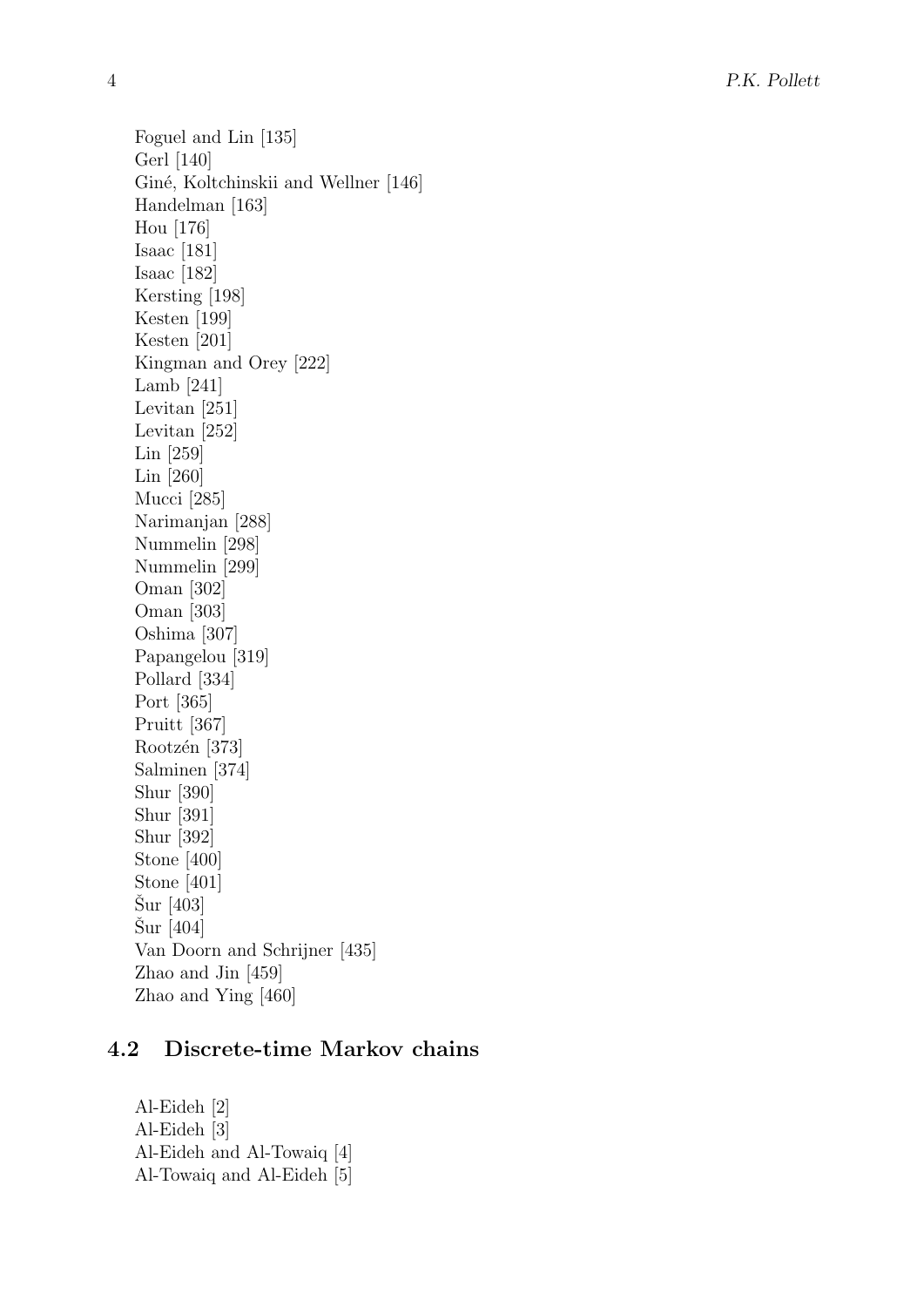Foguel and Lin [135]  
Gerl [140]  
Giné, Koltchinskii and Wellner [146]  
Handelman [163]  
Hou [176]  
Isaac [181]  
Isaac [182]  
Kersting [198]  
Kesten [199]  
Kesten [201]  
Kingman and Orey [222]  
Lamb [241]  
Levitan [251]  
Levitan [252]  
Lin [259]  
Lin [260]  
Mucci [285]  
Narimanjan [288]  
Nummelin [298]  
Nummelin [299]  
Oman [302]  
Oman [303]  
Oshima [307]  
Papangelou [319]  
Pollard [334]  
Port [365]  
Pruitt [367]  
Rootzén [373]  
Salminen [374]  
Shur [390]  
Shur [391]  
Shur [392]  
Stone [400]  
Stone [401]  
Šur [403]  
Šur [404]  
Van Doorn and Schrijner [435]  
Zhao and Jin [459]  
Zhao and Ying [460]

## 4.2 Discrete-time Markov chains

Al-Eideh [2]  
Al-Eideh [3]  
Al-Eideh and Al-Towaiq [4]  
Al-Towaiq and Al-Eideh [5]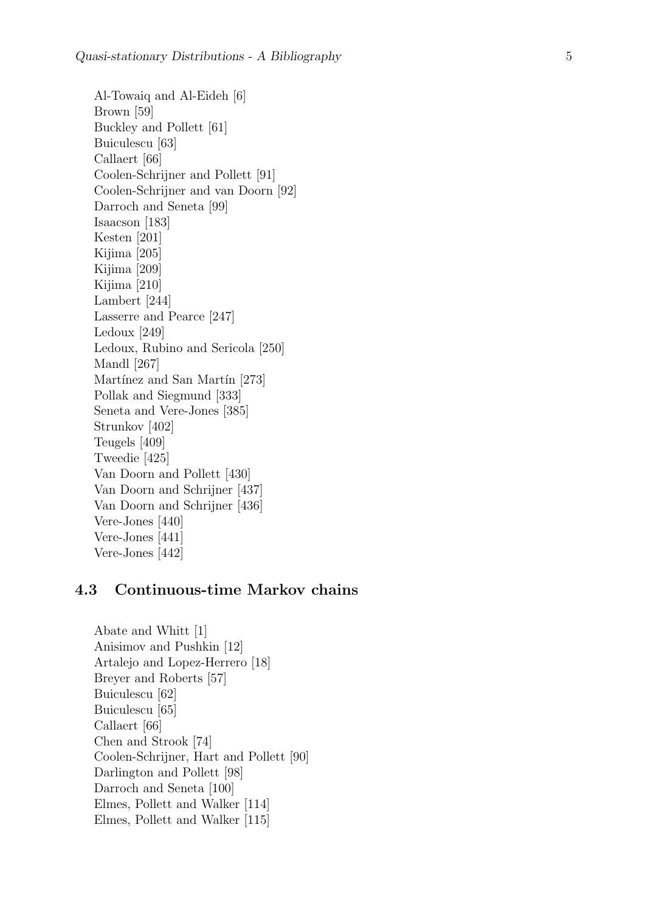Al-Towaiq and Al-Eideh [6]
Brown [59]
Buckley and Pollett [61]
Buiculescu [63]
Callaert [66]
Coolen-Schrijner and Pollett [91]
Coolen-Schrijner and van Doorn [92]
Darroch and Seneta [99]
Isaacson [183]
Kesten [201]
Kijima [205]
Kijima [209]
Kijima [210]
Lambert [244]
Lasserre and Pearce [247]
Ledoux [249]
Ledoux, Rubino and Sericola [250]
Mandl [267]
Martínez and San Martín [273]
Pollak and Siegmund [333]
Seneta and Vere-Jones [385]
Strunkov [402]
Teugels [409]
Tweedie [425]
Van Doorn and Pollett [430]
Van Doorn and Schrijner [437]
Van Doorn and Schrijner [436]
Vere-Jones [440]
Vere-Jones [441]
Vere-Jones [442]

## 4.3 Continuous-time Markov chains

Abate and Whitt [1]
Anisimov and Pushkin [12]
Artalejo and Lopez-Herrero [18]
Breyer and Roberts [57]
Buiculescu [62]
Buiculescu [65]
Callaert [66]
Chen and Strook [74]
Coolen-Schrijner, Hart and Pollett [90]
Darlington and Pollett [98]
Darroch and Seneta [100]
Elmes, Pollett and Walker [114]
Elmes, Pollett and Walker [115]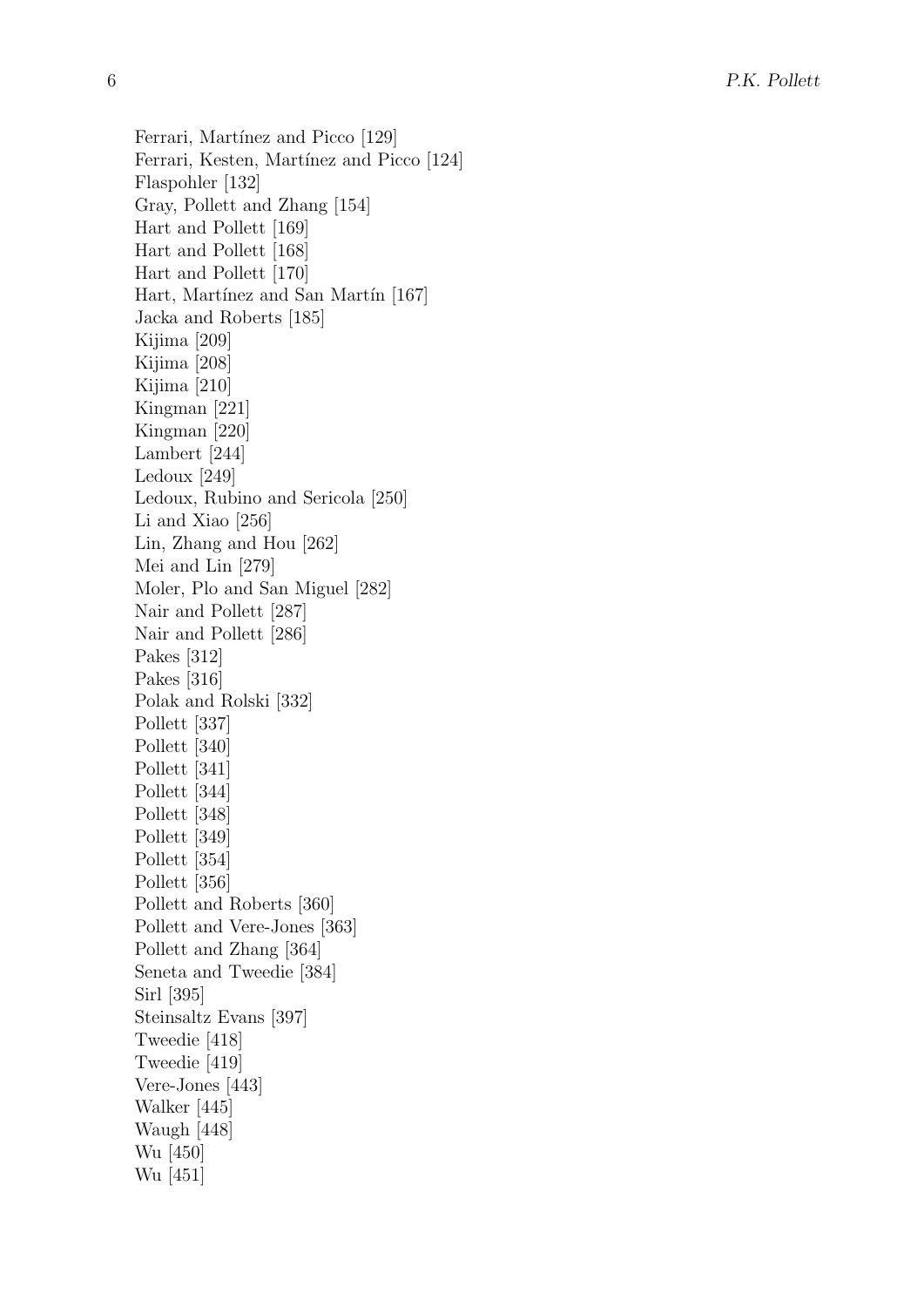Ferrari, Martínez and Picco [129]
Ferrari, Kesten, Martínez and Picco [124]
Flaspohler [132]
Gray, Pollett and Zhang [154]
Hart and Pollett [169]
Hart and Pollett [168]
Hart and Pollett [170]
Hart, Martínez and San Martín [167]
Jacka and Roberts [185]
Kijima [209]
Kijima [208]
Kijima [210]
Kingman [221]
Kingman [220]
Lambert [244]
Ledoux [249]
Ledoux, Rubino and Sericola [250]
Li and Xiao [256]
Lin, Zhang and Hou [262]
Mei and Lin [279]
Moler, Plo and San Miguel [282]
Nair and Pollett [287]
Nair and Pollett [286]
Pakes [312]
Pakes [316]
Polak and Rolski [332]
Pollett [337]
Pollett [340]
Pollett [341]
Pollett [344]
Pollett [348]
Pollett [349]
Pollett [354]
Pollett [356]
Pollett and Roberts [360]
Pollett and Vere-Jones [363]
Pollett and Zhang [364]
Seneta and Tweedie [384]
Sirl [395]
Steinsaltz Evans [397]
Tweedie [418]
Tweedie [419]
Vere-Jones [443]
Walker [445]
Waugh [448]
Wu [450]
Wu [451]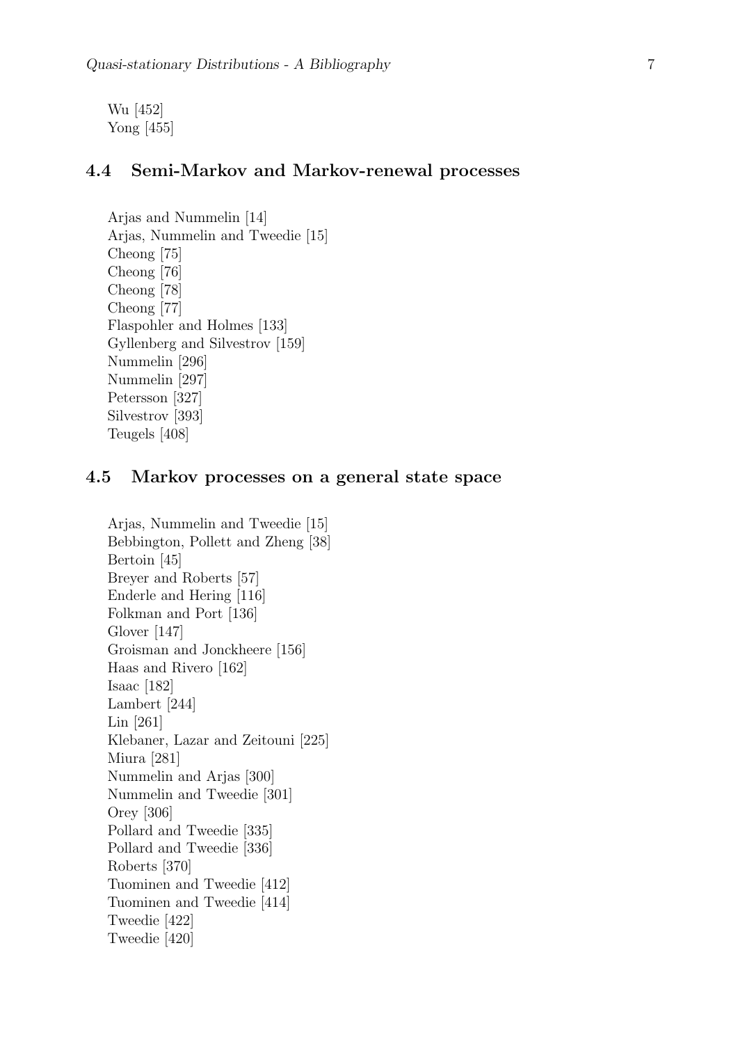Wu [452]  
Yong [455]

## 4.4 Semi-Markov and Markov-renewal processes

Arjas and Nummelin [14]  
Arjas, Nummelin and Tweedie [15]  
Cheong [75]  
Cheong [76]  
Cheong [78]  
Cheong [77]  
Flaspohler and Holmes [133]  
Gyllenberg and Silvestrov [159]  
Nummelin [296]  
Nummelin [297]  
Petersson [327]  
Silvestrov [393]  
Teugels [408]

## 4.5 Markov processes on a general state space

Arjas, Nummelin and Tweedie [15]  
Bebbington, Pollett and Zheng [38]  
Bertoin [45]  
Breyer and Roberts [57]  
Enderle and Hering [116]  
Folkman and Port [136]  
Glover [147]  
Groisman and Jonckheere [156]  
Haas and Rivero [162]  
Isaac [182]  
Lambert [244]  
Lin [261]  
Klebaner, Lazar and Zeitouni [225]  
Miura [281]  
Nummelin and Arjas [300]  
Nummelin and Tweedie [301]  
Orey [306]  
Pollard and Tweedie [335]  
Pollard and Tweedie [336]  
Roberts [370]  
Tuominen and Tweedie [412]  
Tuominen and Tweedie [414]  
Tweedie [422]  
Tweedie [420]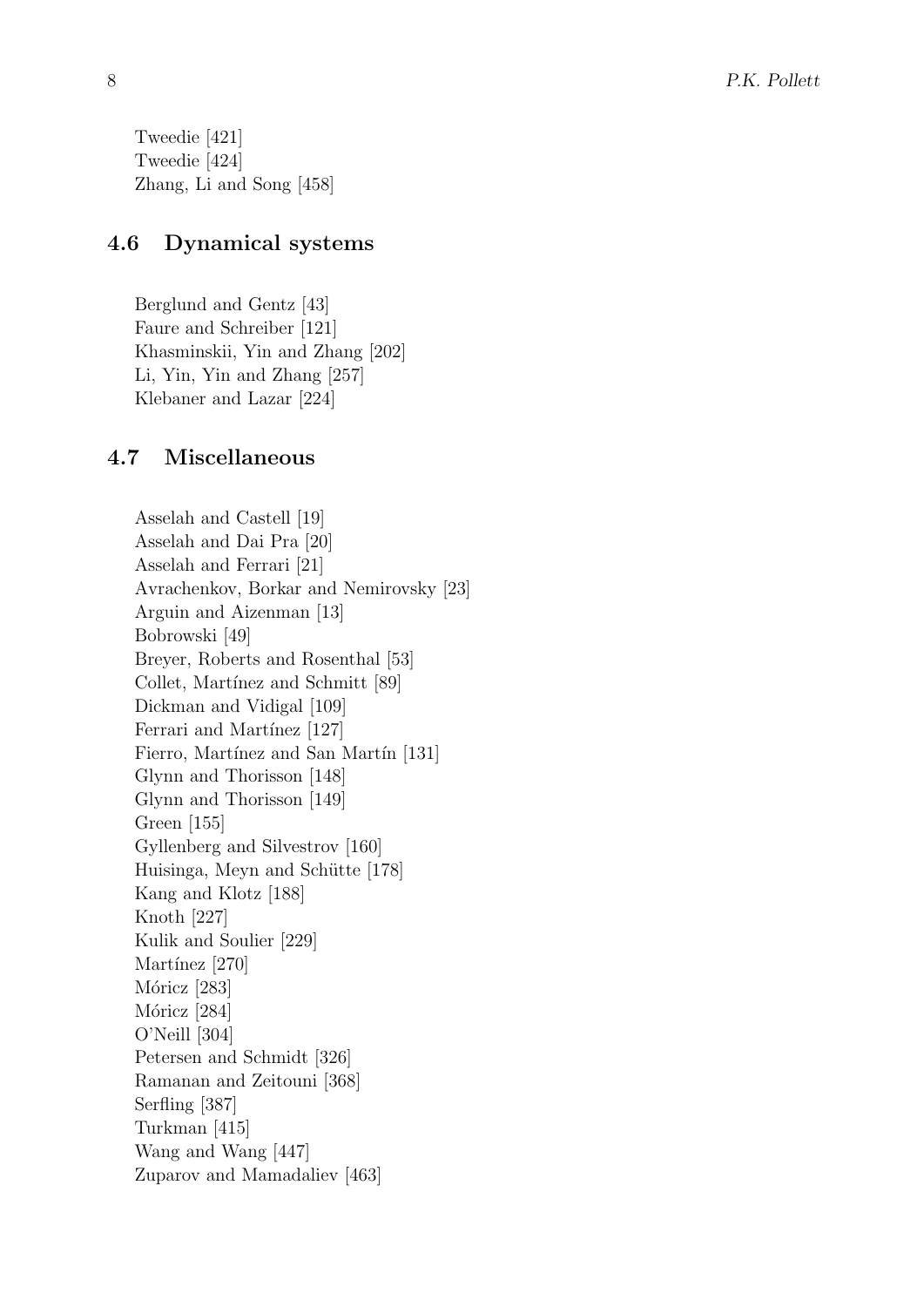Tweedie [421]
Tweedie [424]
Zhang, Li and Song [458]

## 4.6 Dynamical systems

Berglund and Gentz [43]
Faure and Schreiber [121]
Khasminskii, Yin and Zhang [202]
Li, Yin, Yin and Zhang [257]
Klebaner and Lazar [224]

## 4.7 Miscellaneous

Asselah and Castell [19]
Asselah and Dai Pra [20]
Asselah and Ferrari [21]
Avrachenkov, Borkar and Nemirovsky [23]
Arguin and Aizenman [13]
Bobrowski [49]
Breyer, Roberts and Rosenthal [53]
Collet, Martínez and Schmitt [89]
Dickman and Vidigal [109]
Ferrari and Martínez [127]
Fierro, Martínez and San Martín [131]
Glynn and Thorisson [148]
Glynn and Thorisson [149]
Green [155]
Gyllenberg and Silvestrov [160]
Huisinga, Meyn and Schütte [178]
Kang and Klotz [188]
Knoth [227]
Kulik and Soulier [229]
Martínez [270]
Móricz [283]
Móricz [284]
O'Neill [304]
Petersen and Schmidt [326]
Ramanan and Zeitouni [368]
Serfling [387]
Turkman [415]
Wang and Wang [447]
Zuparov and Mamadaliev [463]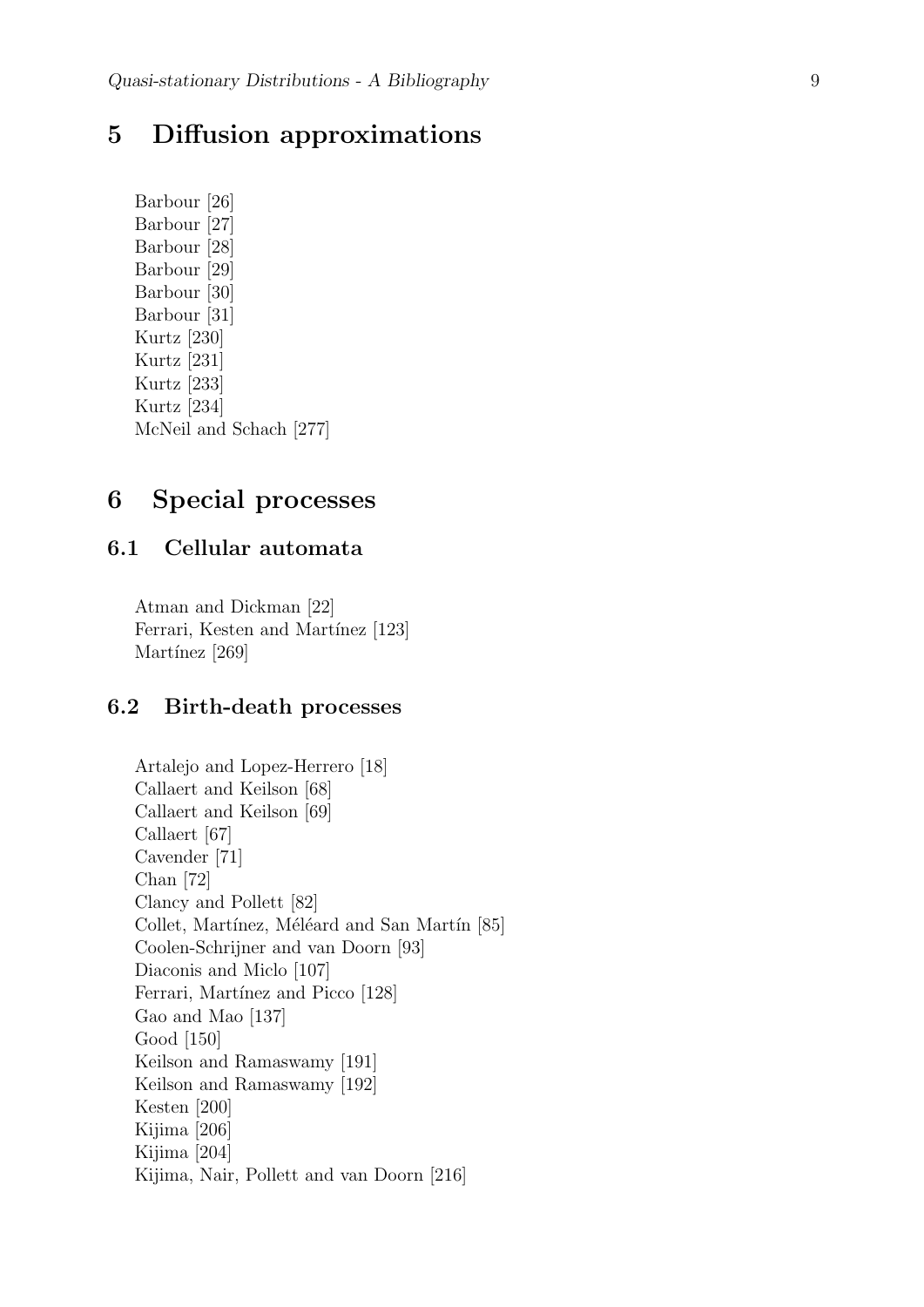# 5 Diffusion approximations

Barbour [26]  
Barbour [27]  
Barbour [28]  
Barbour [29]  
Barbour [30]  
Barbour [31]  
Kurtz [230]  
Kurtz [231]  
Kurtz [233]  
Kurtz [234]  
McNeil and Schach [277]

# 6 Special processes

## 6.1 Cellular automata

Atman and Dickman [22]  
Ferrari, Kesten and Martínez [123]  
Martínez [269]

## 6.2 Birth-death processes

Artalejo and Lopez-Herrero [18]  
Callaert and Keilson [68]  
Callaert and Keilson [69]  
Callaert [67]  
Cavender [71]  
Chan [72]  
Clancy and Pollett [82]  
Collet, Martínez, Méléard and San Martín [85]  
Coolen-Schrijner and van Doorn [93]  
Diaconis and Miclo [107]  
Ferrari, Martínez and Picco [128]  
Gao and Mao [137]  
Good [150]  
Keilson and Ramaswamy [191]  
Keilson and Ramaswamy [192]  
Kesten [200]  
Kijima [206]  
Kijima [204]  
Kijima, Nair, Pollett and van Doorn [216]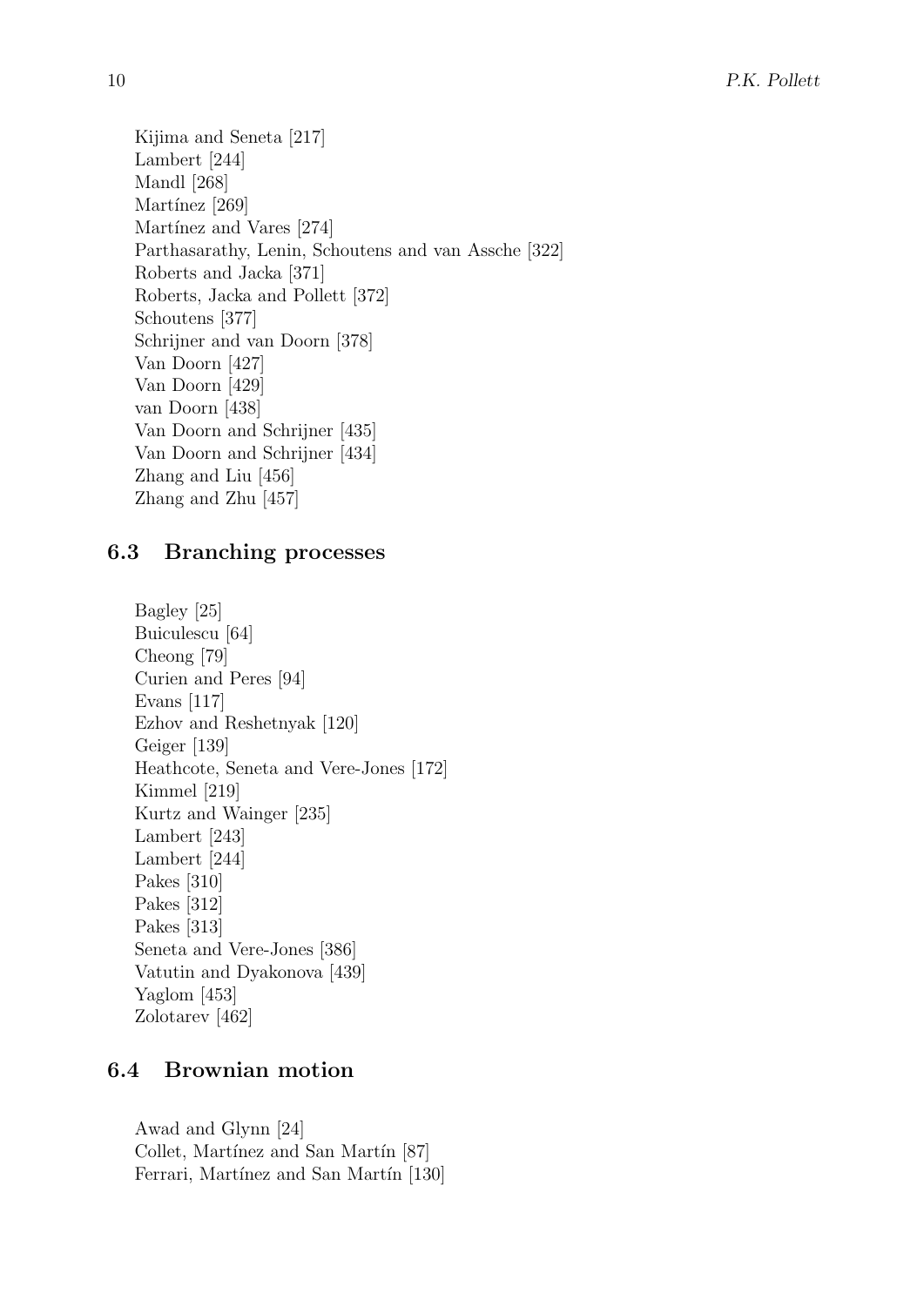Kijima and Seneta [217]  
Lambert [244]  
Mandl [268]  
Martínez [269]  
Martínez and Vares [274]  
Parthasarathy, Lenin, Schoutens and van Assche [322]  
Roberts and Jacka [371]  
Roberts, Jacka and Pollett [372]  
Schoutens [377]  
Schrijner and van Doorn [378]  
Van Doorn [427]  
Van Doorn [429]  
van Doorn [438]  
Van Doorn and Schrijner [435]  
Van Doorn and Schrijner [434]  
Zhang and Liu [456]  
Zhang and Zhu [457]

## 6.3 Branching processes

Bagley [25]  
Buiculescu [64]  
Cheong [79]  
Curien and Peres [94]  
Evans [117]  
Ezhov and Reshetnyak [120]  
Geiger [139]  
Heathcote, Seneta and Vere-Jones [172]  
Kimmel [219]  
Kurtz and Wainger [235]  
Lambert [243]  
Lambert [244]  
Pakes [310]  
Pakes [312]  
Pakes [313]  
Seneta and Vere-Jones [386]  
Vatutin and Dyakonova [439]  
Yaglom [453]  
Zolotarev [462]

## 6.4 Brownian motion

Awad and Glynn [24]  
Collet, Martínez and San Martín [87]  
Ferrari, Martínez and San Martín [130]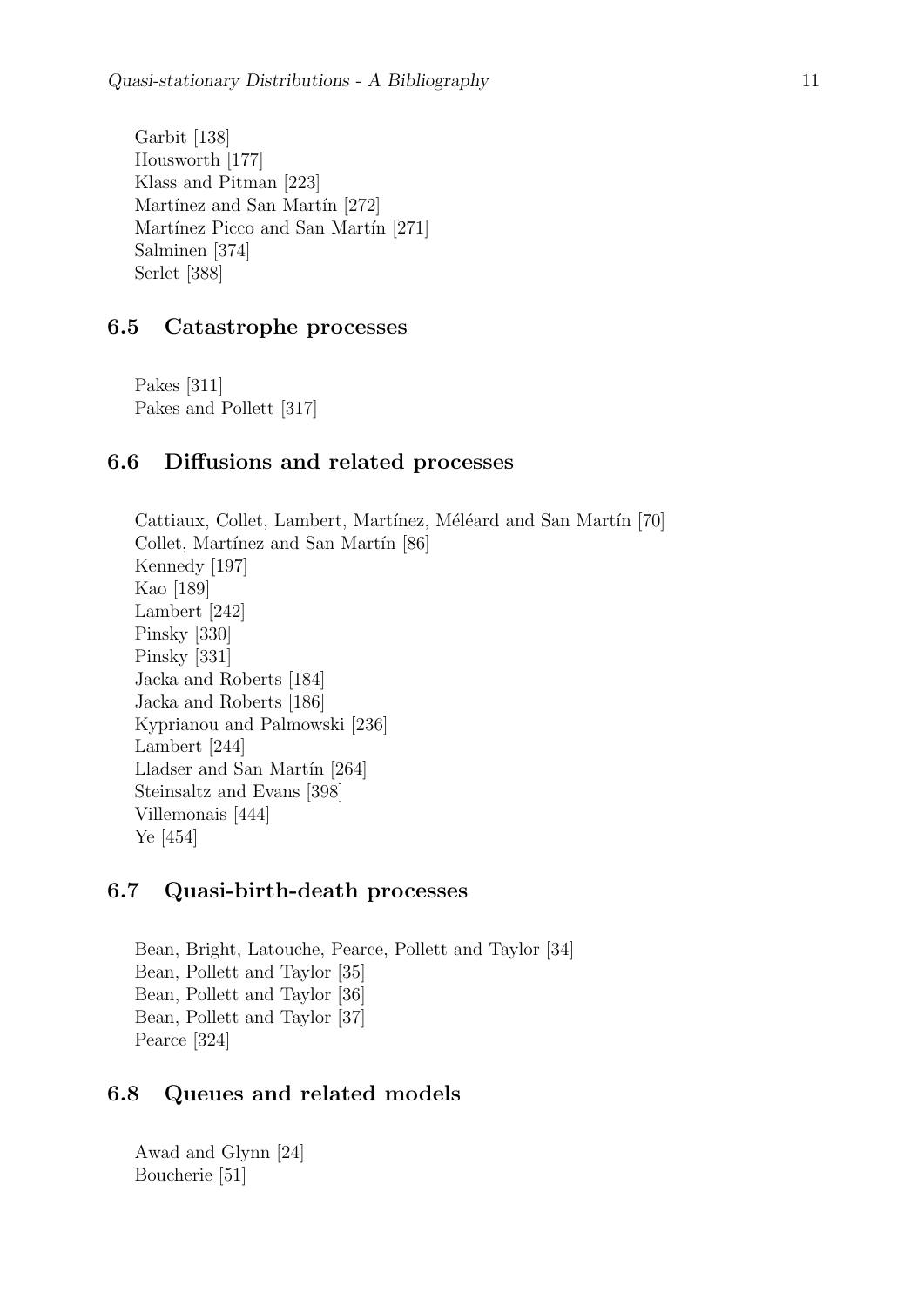Garbit [138]
Housworth [177]
Klass and Pitman [223]
Martínez and San Martín [272]
Martínez Picco and San Martín [271]
Salminen [374]
Serlet [388]

## 6.5 Catastrophe processes

Pakes [311]
Pakes and Pollett [317]

## 6.6 Diffusions and related processes

Cattiaux, Collet, Lambert, Martínez, Méléard and San Martín [70]
Collet, Martínez and San Martín [86]
Kennedy [197]
Kao [189]
Lambert [242]
Pinsky [330]
Pinsky [331]
Jacka and Roberts [184]
Jacka and Roberts [186]
Kyprianou and Palmowski [236]
Lambert [244]
Lladser and San Martín [264]
Steinsaltz and Evans [398]
Villemonais [444]
Ye [454]

## 6.7 Quasi-birth-death processes

Bean, Bright, Latouche, Pearce, Pollett and Taylor [34]
Bean, Pollett and Taylor [35]
Bean, Pollett and Taylor [36]
Bean, Pollett and Taylor [37]
Pearce [324]

## 6.8 Queues and related models

Awad and Glynn [24]
Boucherie [51]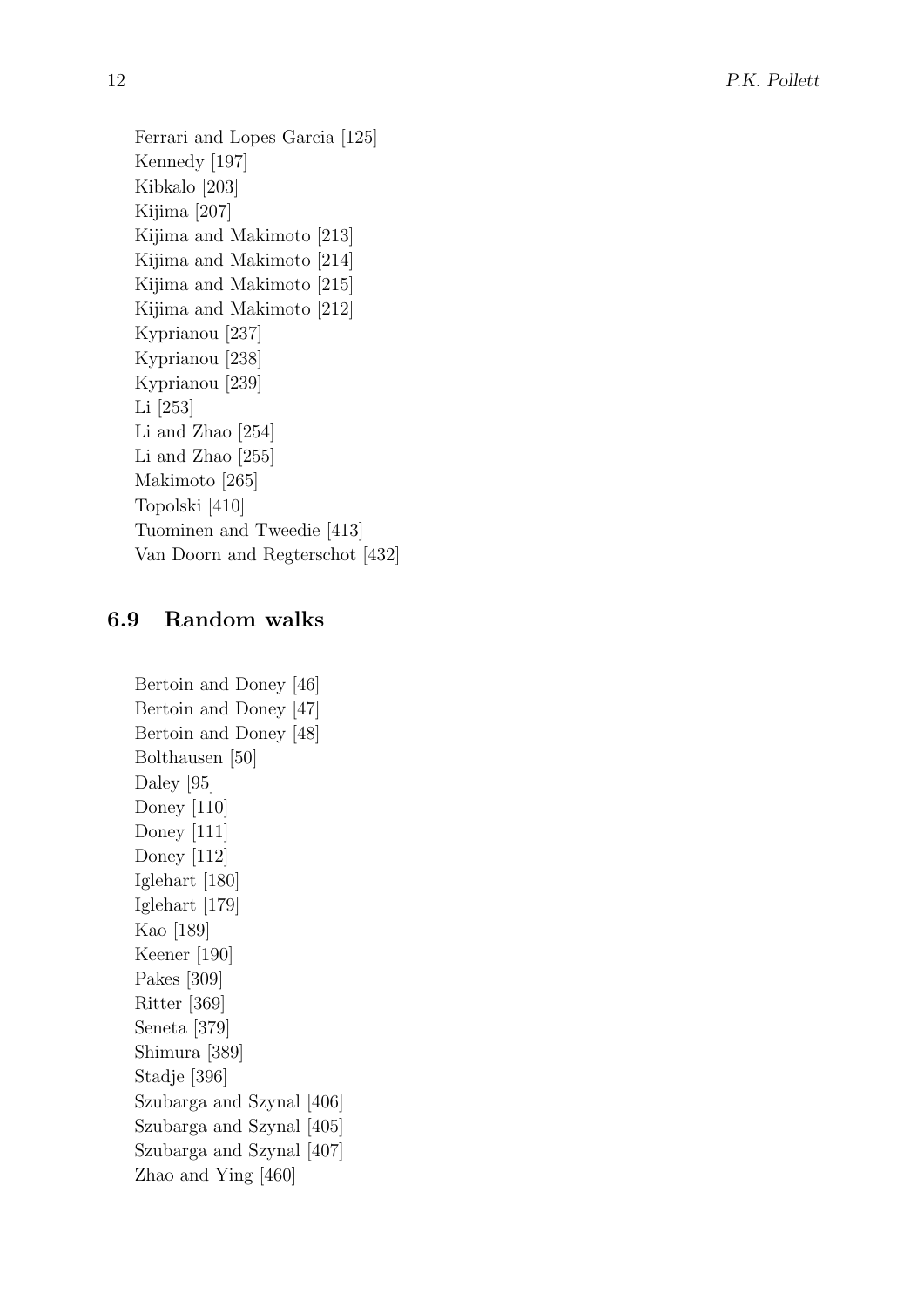Ferrari and Lopes Garcia [125]  
Kennedy [197]  
Kibkalo [203]  
Kijima [207]  
Kijima and Makimoto [213]  
Kijima and Makimoto [214]  
Kijima and Makimoto [215]  
Kijima and Makimoto [212]  
Kyprianou [237]  
Kyprianou [238]  
Kyprianou [239]  
Li [253]  
Li and Zhao [254]  
Li and Zhao [255]  
Makimoto [265]  
Topolski [410]  
Tuominen and Tweedie [413]  
Van Doorn and Regterschot [432]

## 6.9 Random walks

Bertoin and Doney [46]  
Bertoin and Doney [47]  
Bertoin and Doney [48]  
Bolthausen [50]  
Daley [95]  
Doney [110]  
Doney [111]  
Doney [112]  
Iglehart [180]  
Iglehart [179]  
Kao [189]  
Keener [190]  
Pakes [309]  
Ritter [369]  
Seneta [379]  
Shimura [389]  
Stadje [396]  
Szubarga and Szynal [406]  
Szubarga and Szynal [405]  
Szubarga and Szynal [407]  
Zhao and Ying [460]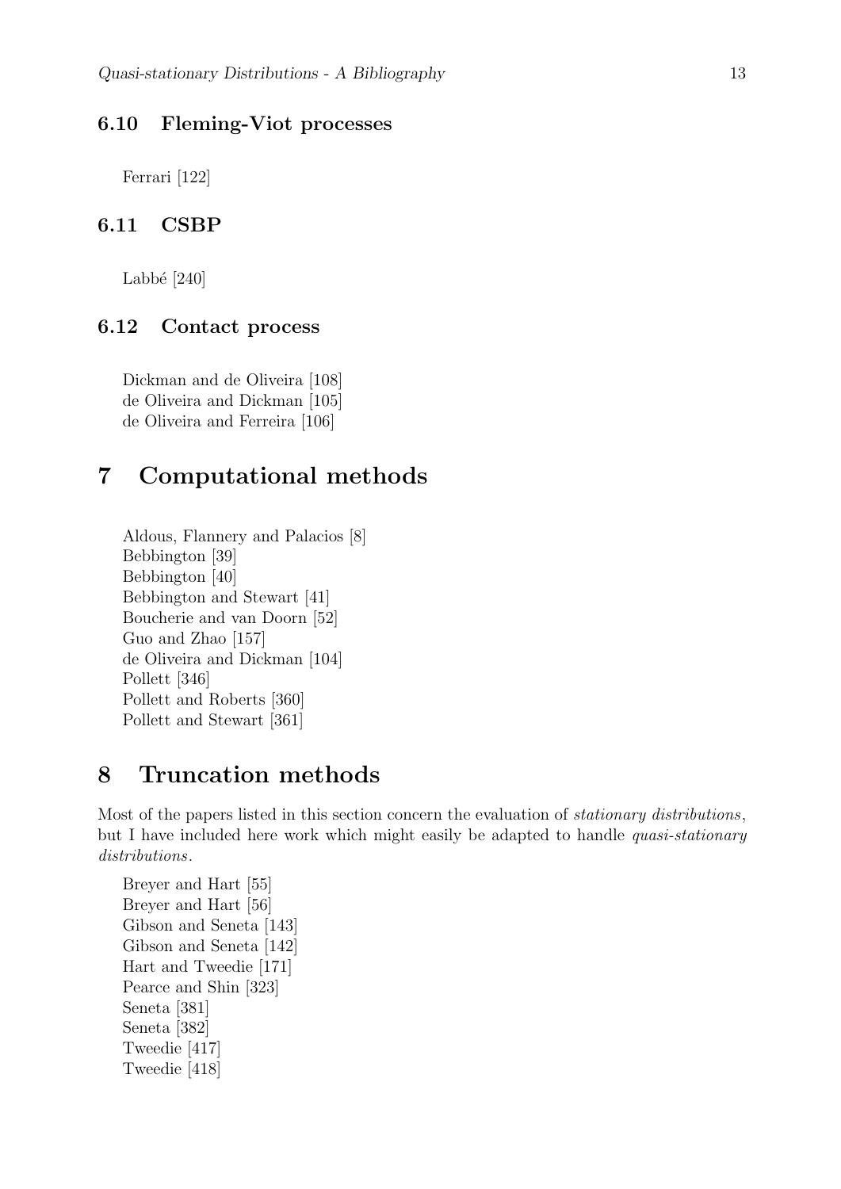### 6.10 Fleming-Viot processes

Ferrari [122]

### 6.11 CSBP

Labbé [240]

### 6.12 Contact process

Dickman and de Oliveira [108]
de Oliveira and Dickman [105]
de Oliveira and Ferreira [106]

## 7 Computational methods

Aldous, Flannery and Palacios [8]
Bebbington [39]
Bebbington [40]
Bebbington and Stewart [41]
Boucherie and van Doorn [52]
Guo and Zhao [157]
de Oliveira and Dickman [104]
Pollett [346]
Pollett and Roberts [360]
Pollett and Stewart [361]

## 8 Truncation methods

Most of the papers listed in this section concern the evaluation of *stationary distributions*, but I have included here work which might easily be adapted to handle *quasi-stationary distributions*.

Breyer and Hart [55]
Breyer and Hart [56]
Gibson and Seneta [143]
Gibson and Seneta [142]
Hart and Tweedie [171]
Pearce and Shin [323]
Seneta [381]
Seneta [382]
Tweedie [417]
Tweedie [418]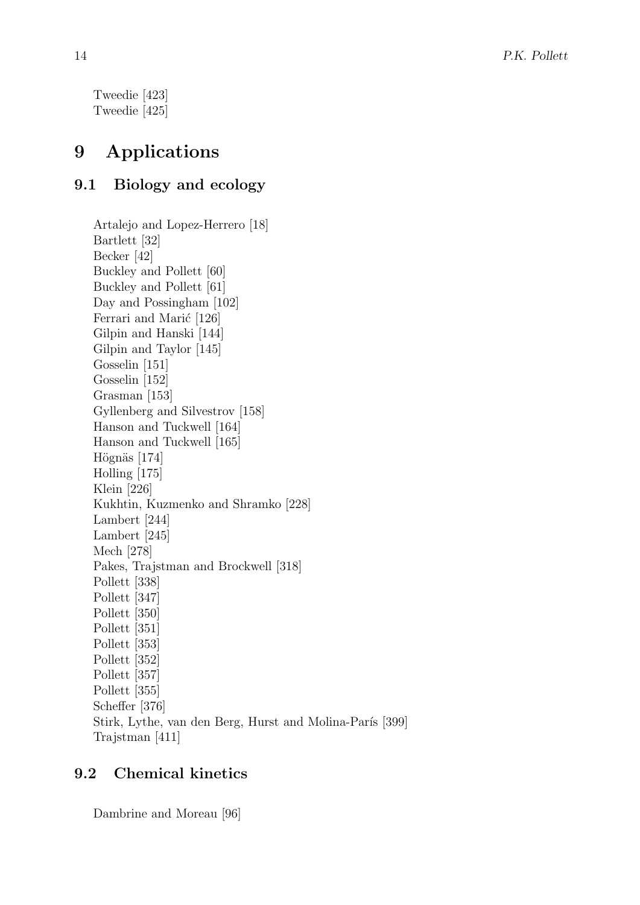Tweedie [423]
Tweedie [425]

# 9 Applications

## 9.1 Biology and ecology

Artalejo and Lopez-Herrero [18]
Bartlett [32]
Becker [42]
Buckley and Pollett [60]
Buckley and Pollett [61]
Day and Possingham [102]
Ferrari and Marić [126]
Gilpin and Hanski [144]
Gilpin and Taylor [145]
Gosselin [151]
Gosselin [152]
Grasman [153]
Gyllenberg and Silvestrov [158]
Hanson and Tuckwell [164]
Hanson and Tuckwell [165]
Högnäs [174]
Holling [175]
Klein [226]
Kukhtin, Kuzmenko and Shramko [228]
Lambert [244]
Lambert [245]
Mech [278]
Pakes, Trajstman and Brockwell [318]
Pollett [338]
Pollett [347]
Pollett [350]
Pollett [351]
Pollett [353]
Pollett [352]
Pollett [357]
Pollett [355]
Scheffer [376]
Stirk, Lythe, van den Berg, Hurst and Molina-París [399]
Trajstman [411]

## 9.2 Chemical kinetics

Dambrine and Moreau [96]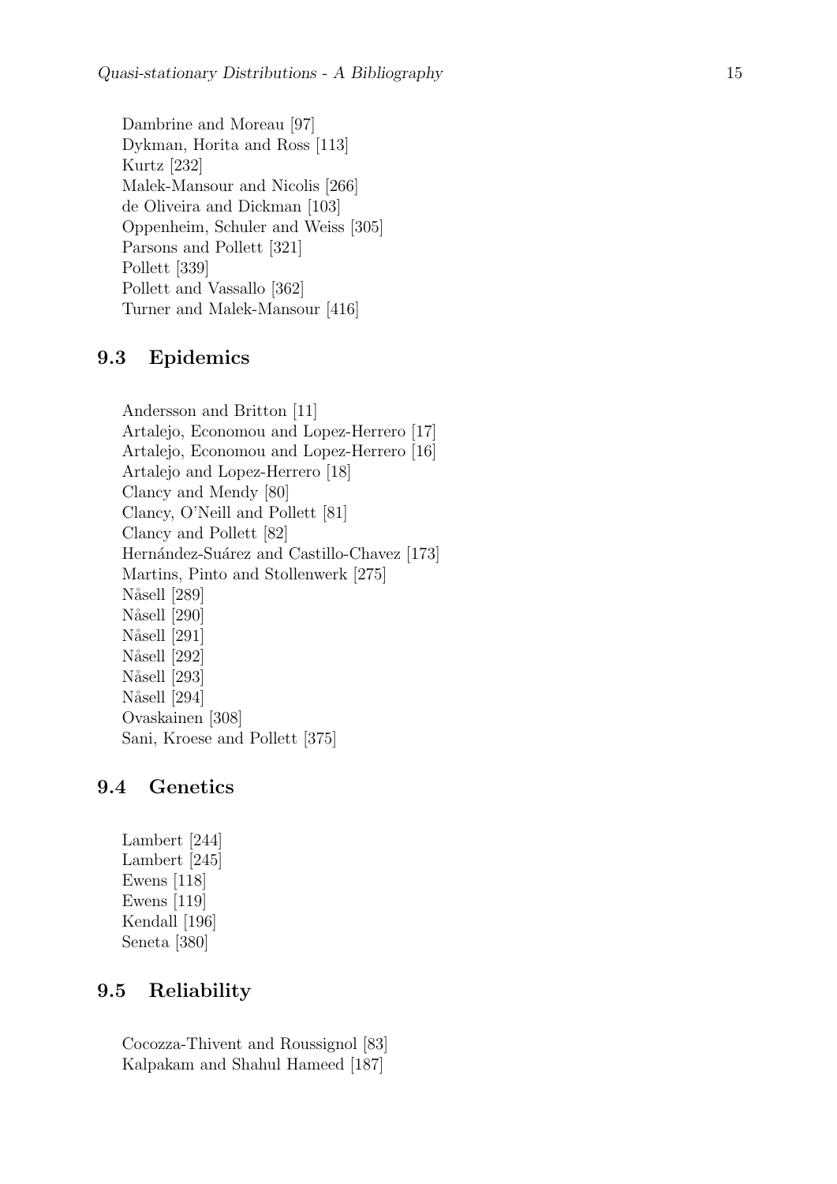Dambrine and Moreau [97]
Dykman, Horita and Ross [113]
Kurtz [232]
Malek-Mansour and Nicolis [266]
de Oliveira and Dickman [103]
Oppenheim, Schuler and Weiss [305]
Parsons and Pollett [321]
Pollett [339]
Pollett and Vassallo [362]
Turner and Malek-Mansour [416]

## 9.3 Epidemics

Andersson and Britton [11]
Artalejo, Economou and Lopez-Herrero [17]
Artalejo, Economou and Lopez-Herrero [16]
Artalejo and Lopez-Herrero [18]
Clancy and Mendy [80]
Clancy, O'Neill and Pollett [81]
Clancy and Pollett [82]
Hernández-Suárez and Castillo-Chavez [173]
Martins, Pinto and Stollenwerk [275]
Nåsell [289]
Nåsell [290]
Nåsell [291]
Nåsell [292]
Nåsell [293]
Nåsell [294]
Ovaskainen [308]
Sani, Kroese and Pollett [375]

## 9.4 Genetics

Lambert [244]
Lambert [245]
Ewens [118]
Ewens [119]
Kendall [196]
Seneta [380]

## 9.5 Reliability

Cocozza-Thivent and Roussignol [83]
Kalpakam and Shahul Hameed [187]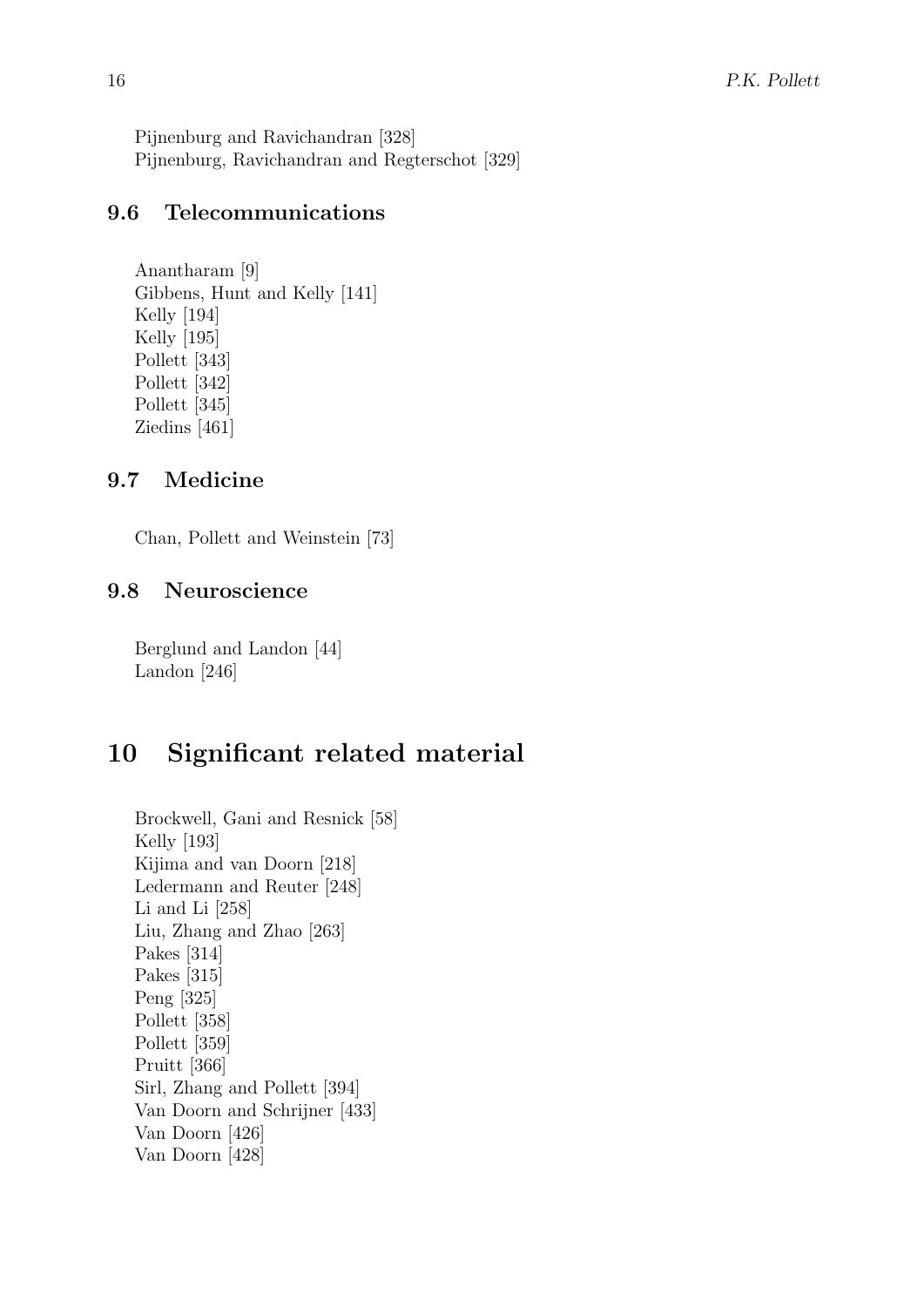Pijnenburg and Ravichandran [328]  
Pijnenburg, Ravichandran and Regterschot [329]

### 9.6 Telecommunications

Anantharam [9]  
Gibbens, Hunt and Kelly [141]  
Kelly [194]  
Kelly [195]  
Pollett [343]  
Pollett [342]  
Pollett [345]  
Ziedins [461]

### 9.7 Medicine

Chan, Pollett and Weinstein [73]

### 9.8 Neuroscience

Berglund and Landon [44]  
Landon [246]

## 10 Significant related material

Brockwell, Gani and Resnick [58]  
Kelly [193]  
Kijima and van Doorn [218]  
Ledermann and Reuter [248]  
Li and Li [258]  
Liu, Zhang and Zhao [263]  
Pakes [314]  
Pakes [315]  
Peng [325]  
Pollett [358]  
Pollett [359]  
Pruitt [366]  
Sirl, Zhang and Pollett [394]  
Van Doorn and Schrijner [433]  
Van Doorn [426]  
Van Doorn [428]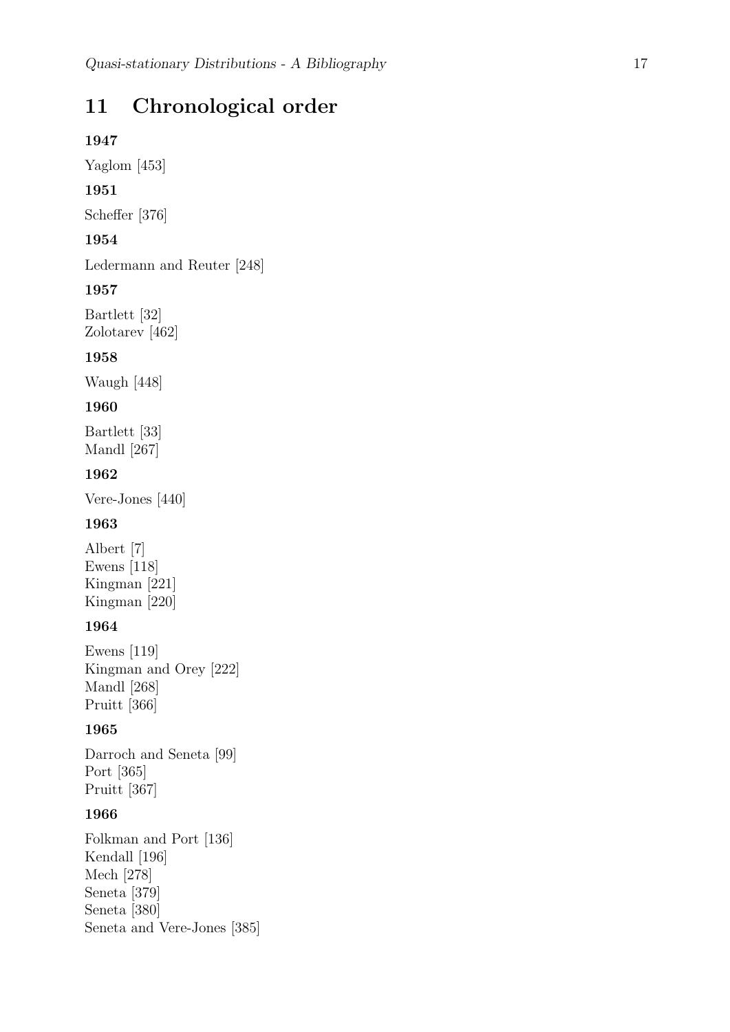# 11 Chronological order

**1947**

Yaglom [453]

**1951**

Scheffer [376]

**1954**

Ledermann and Reuter [248]

**1957**

Bartlett [32]
Zolotarev [462]

**1958**

Waugh [448]

**1960**

Bartlett [33]
Mandl [267]

**1962**

Vere-Jones [440]

**1963**

Albert [7]
Ewens [118]
Kingman [221]
Kingman [220]

**1964**

Ewens [119]
Kingman and Orey [222]
Mandl [268]
Pruitt [366]

**1965**

Darroch and Seneta [99]
Port [365]
Pruitt [367]

**1966**

Folkman and Port [136]
Kendall [196]
Mech [278]
Seneta [379]
Seneta [380]
Seneta and Vere-Jones [385]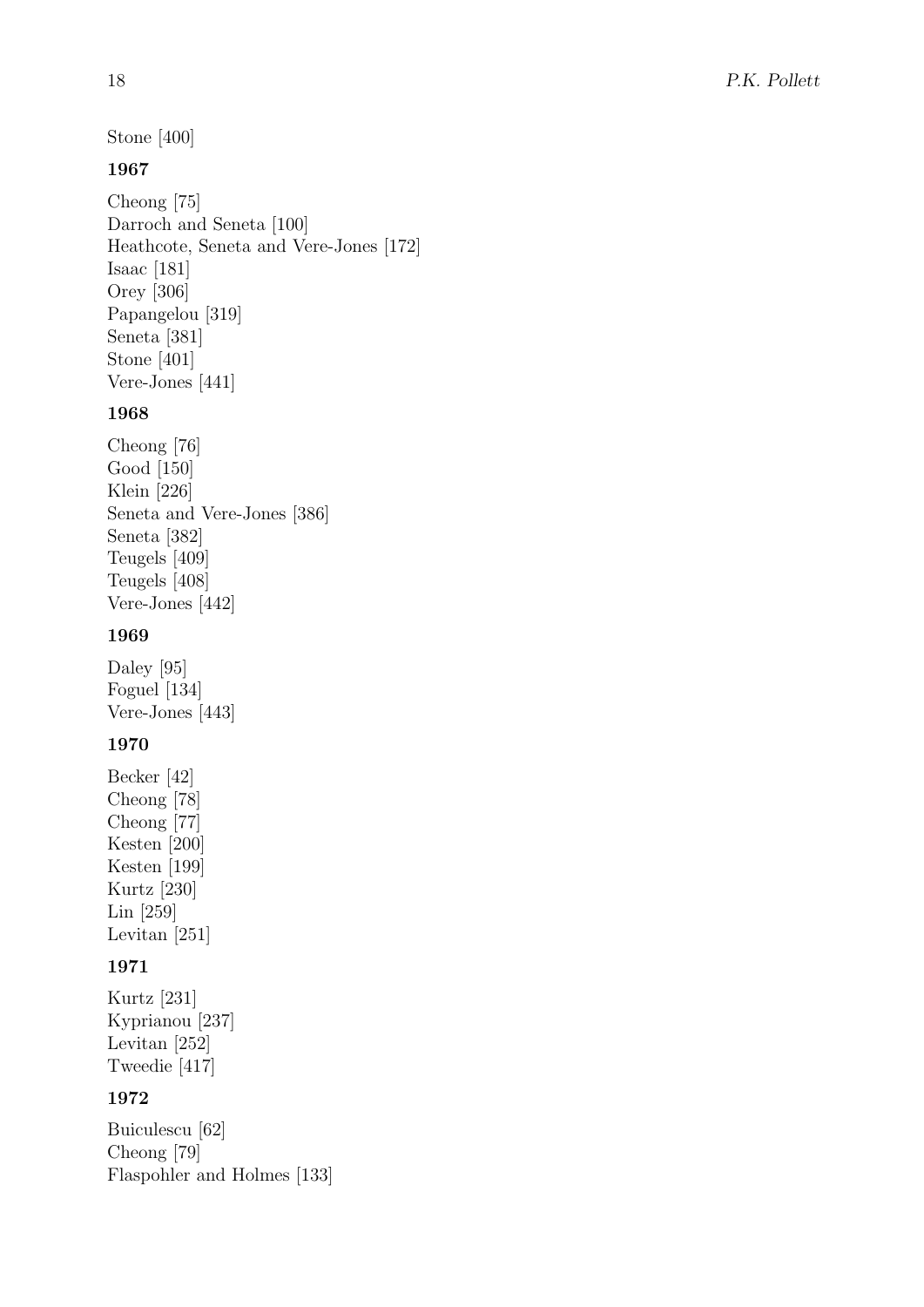Stone [400]

**1967**

Cheong [75]
Darroch and Seneta [100]
Heathcote, Seneta and Vere-Jones [172]
Isaac [181]
Orey [306]
Papangelou [319]
Seneta [381]
Stone [401]
Vere-Jones [441]

**1968**

Cheong [76]
Good [150]
Klein [226]
Seneta and Vere-Jones [386]
Seneta [382]
Teugels [409]
Teugels [408]
Vere-Jones [442]

**1969**

Daley [95]
Foguel [134]
Vere-Jones [443]

**1970**

Becker [42]
Cheong [78]
Cheong [77]
Kesten [200]
Kesten [199]
Kurtz [230]
Lin [259]
Levitan [251]

**1971**

Kurtz [231]
Kyprianou [237]
Levitan [252]
Tweedie [417]

**1972**

Buiculescu [62]
Cheong [79]
Flaspohler and Holmes [133]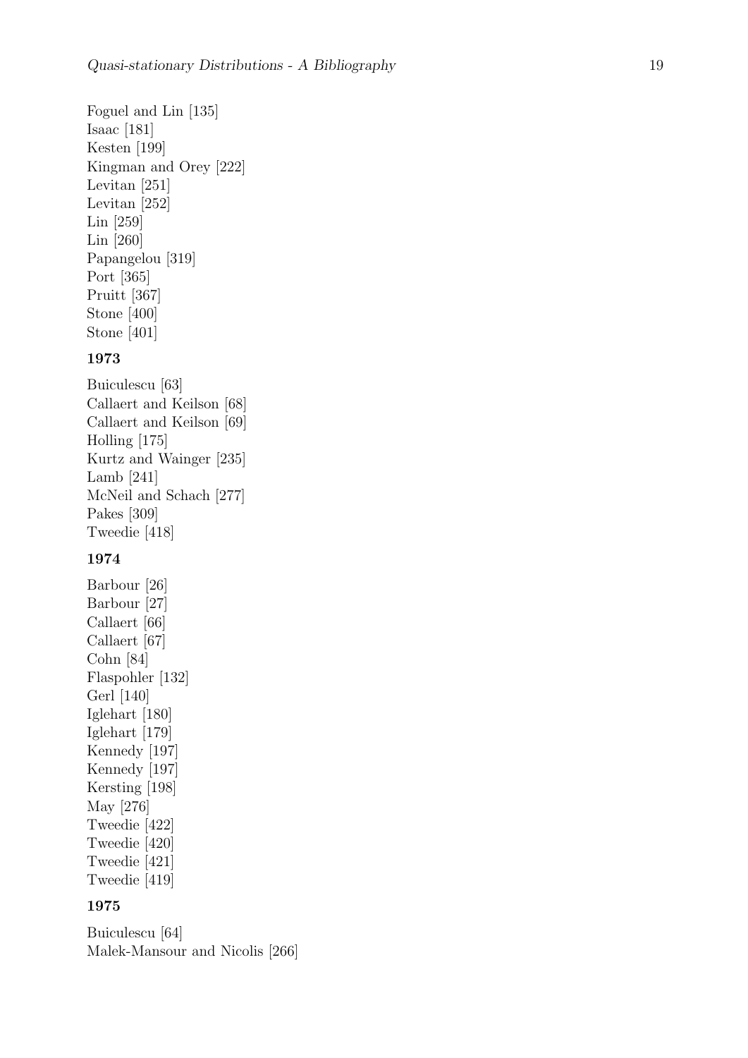Foguel and Lin [135]
Isaac [181]
Kesten [199]
Kingman and Orey [222]
Levitan [251]
Levitan [252]
Lin [259]
Lin [260]
Papangelou [319]
Port [365]
Pruitt [367]
Stone [400]
Stone [401]

**1973**

Buiculescu [63]
Callaert and Keilson [68]
Callaert and Keilson [69]
Holling [175]
Kurtz and Wainger [235]
Lamb [241]
McNeil and Schach [277]
Pakes [309]
Tweedie [418]

**1974**

Barbour [26]
Barbour [27]
Callaert [66]
Callaert [67]
Cohn [84]
Flaspohler [132]
Gerl [140]
Iglehart [180]
Iglehart [179]
Kennedy [197]
Kennedy [197]
Kersting [198]
May [276]
Tweedie [422]
Tweedie [420]
Tweedie [421]
Tweedie [419]

**1975**

Buiculescu [64]
Malek-Mansour and Nicolis [266]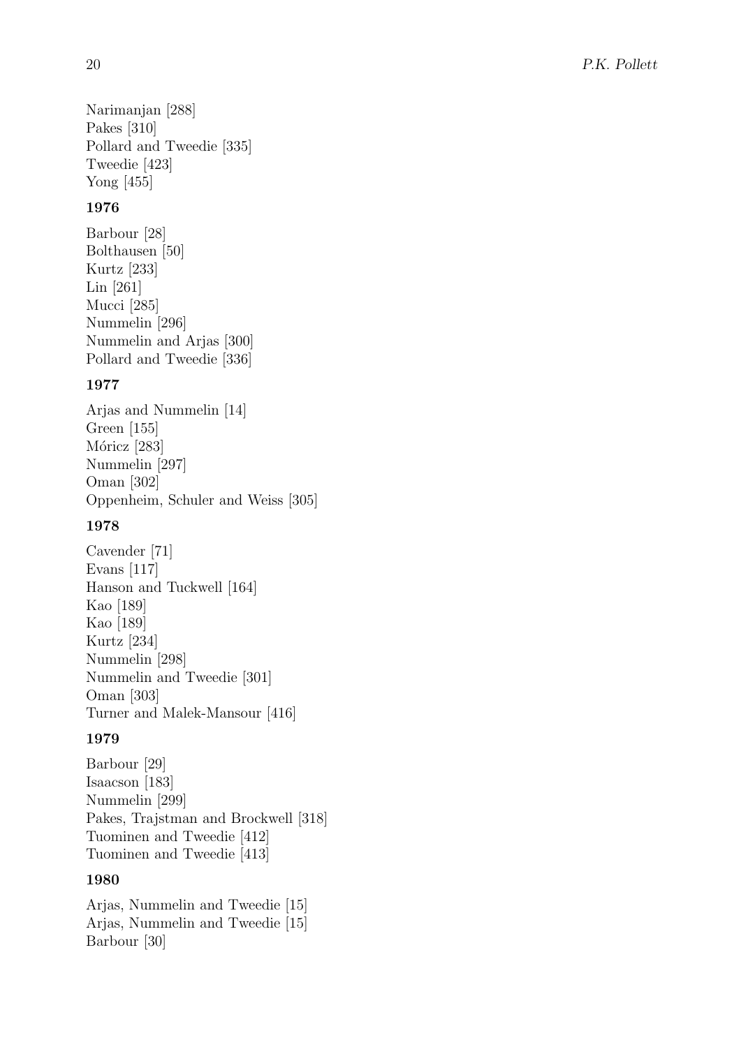Narimanjan [288]
Pakes [310]
Pollard and Tweedie [335]
Tweedie [423]
Yong [455]

**1976**

Barbour [28]
Bolthausen [50]
Kurtz [233]
Lin [261]
Mucci [285]
Nummelin [296]
Nummelin and Arjas [300]
Pollard and Tweedie [336]

**1977**

Arjas and Nummelin [14]
Green [155]
Móricz [283]
Nummelin [297]
Oman [302]
Oppenheim, Schuler and Weiss [305]

**1978**

Cavender [71]
Evans [117]
Hanson and Tuckwell [164]
Kao [189]
Kao [189]
Kurtz [234]
Nummelin [298]
Nummelin and Tweedie [301]
Oman [303]
Turner and Malek-Mansour [416]

**1979**

Barbour [29]
Isaacson [183]
Nummelin [299]
Pakes, Trajstman and Brockwell [318]
Tuominen and Tweedie [412]
Tuominen and Tweedie [413]

**1980**

Arjas, Nummelin and Tweedie [15]
Arjas, Nummelin and Tweedie [15]
Barbour [30]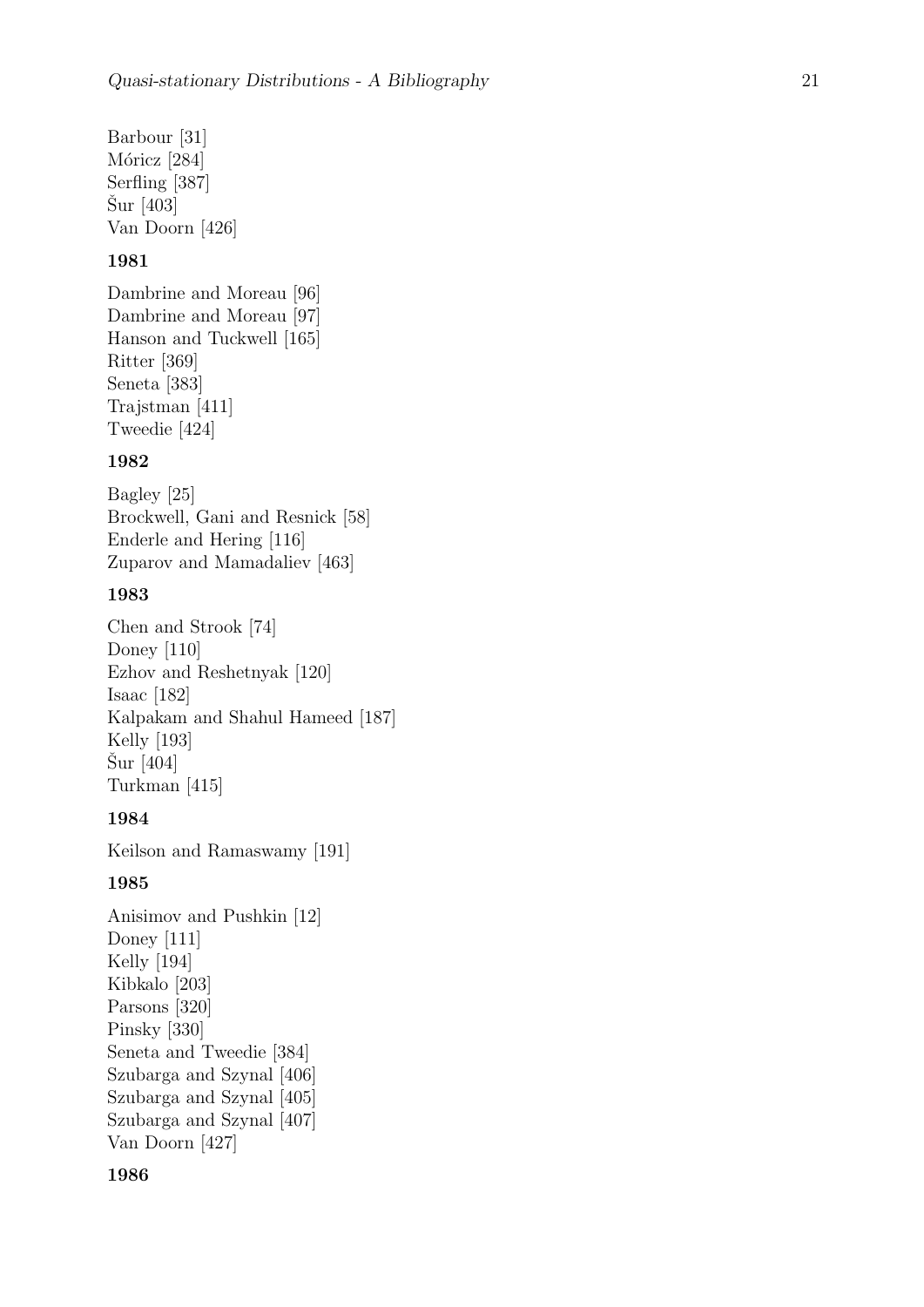Barbour [31]  
Móricz [284]  
Serfling [387]  
Šur [403]  
Van Doorn [426]

### 1981

Dambrine and Moreau [96]  
Dambrine and Moreau [97]  
Hanson and Tuckwell [165]  
Ritter [369]  
Seneta [383]  
Trajstman [411]  
Tweedie [424]

### 1982

Bagley [25]  
Brockwell, Gani and Resnick [58]  
Enderle and Hering [116]  
Zuparov and Mamadaliev [463]

### 1983

Chen and Strook [74]  
Doney [110]  
Ezhov and Reshetnyak [120]  
Isaac [182]  
Kalpakam and Shahul Hameed [187]  
Kelly [193]  
Šur [404]  
Turkman [415]

### 1984

Keilson and Ramaswamy [191]

### 1985

Anisimov and Pushkin [12]  
Doney [111]  
Kelly [194]  
Kibkalo [203]  
Parsons [320]  
Pinsky [330]  
Seneta and Tweedie [384]  
Szubarga and Szynal [406]  
Szubarga and Szynal [405]  
Szubarga and Szynal [407]  
Van Doorn [427]

### 1986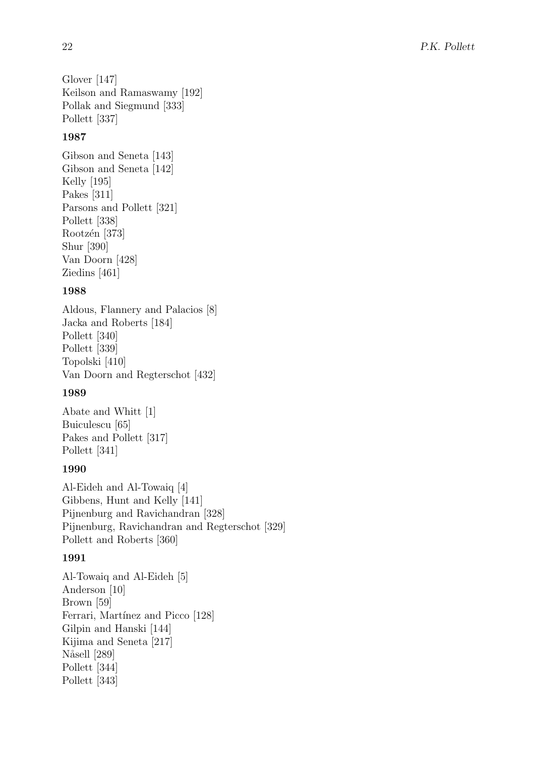Glover [147]
Keilson and Ramaswamy [192]
Pollak and Siegmund [333]
Pollett [337]

**1987**

Gibson and Seneta [143]
Gibson and Seneta [142]
Kelly [195]
Pakes [311]
Parsons and Pollett [321]
Pollett [338]
Rootzén [373]
Shur [390]
Van Doorn [428]
Ziedins [461]

**1988**

Aldous, Flannery and Palacios [8]
Jacka and Roberts [184]
Pollett [340]
Pollett [339]
Topolski [410]
Van Doorn and Regterschot [432]

**1989**

Abate and Whitt [1]
Buiculescu [65]
Pakes and Pollett [317]
Pollett [341]

**1990**

Al-Eideh and Al-Towaiq [4]
Gibbens, Hunt and Kelly [141]
Pijnenburg and Ravichandran [328]
Pijnenburg, Ravichandran and Regterschot [329]
Pollett and Roberts [360]

**1991**

Al-Towaiq and Al-Eideh [5]
Anderson [10]
Brown [59]
Ferrari, Martínez and Picco [128]
Gilpin and Hanski [144]
Kijima and Seneta [217]
Nåsell [289]
Pollett [344]
Pollett [343]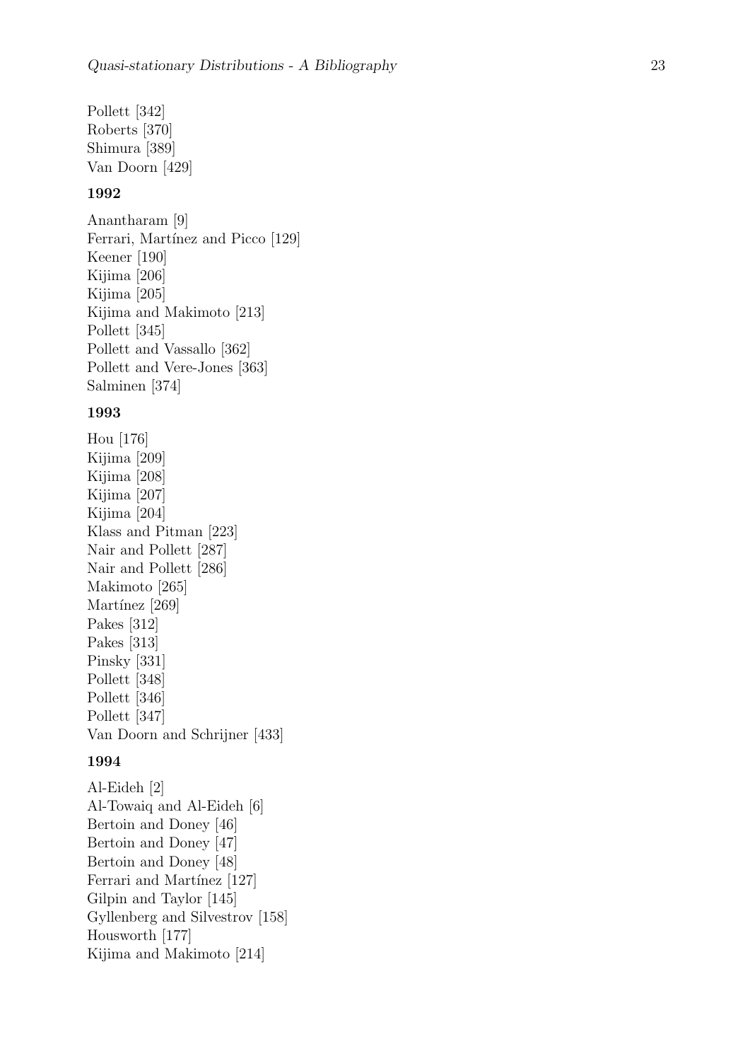Pollett [342]
Roberts [370]
Shimura [389]
Van Doorn [429]

**1992**

Anantharam [9]
Ferrari, Martínez and Picco [129]
Keener [190]
Kijima [206]
Kijima [205]
Kijima and Makimoto [213]
Pollett [345]
Pollett and Vassallo [362]
Pollett and Vere-Jones [363]
Salminen [374]

**1993**

Hou [176]
Kijima [209]
Kijima [208]
Kijima [207]
Kijima [204]
Klass and Pitman [223]
Nair and Pollett [287]
Nair and Pollett [286]
Makimoto [265]
Martínez [269]
Pakes [312]
Pakes [313]
Pinsky [331]
Pollett [348]
Pollett [346]
Pollett [347]
Van Doorn and Schrijner [433]

**1994**

Al-Eideh [2]
Al-Towaiq and Al-Eideh [6]
Bertoin and Doney [46]
Bertoin and Doney [47]
Bertoin and Doney [48]
Ferrari and Martínez [127]
Gilpin and Taylor [145]
Gyllenberg and Silvestrov [158]
Housworth [177]
Kijima and Makimoto [214]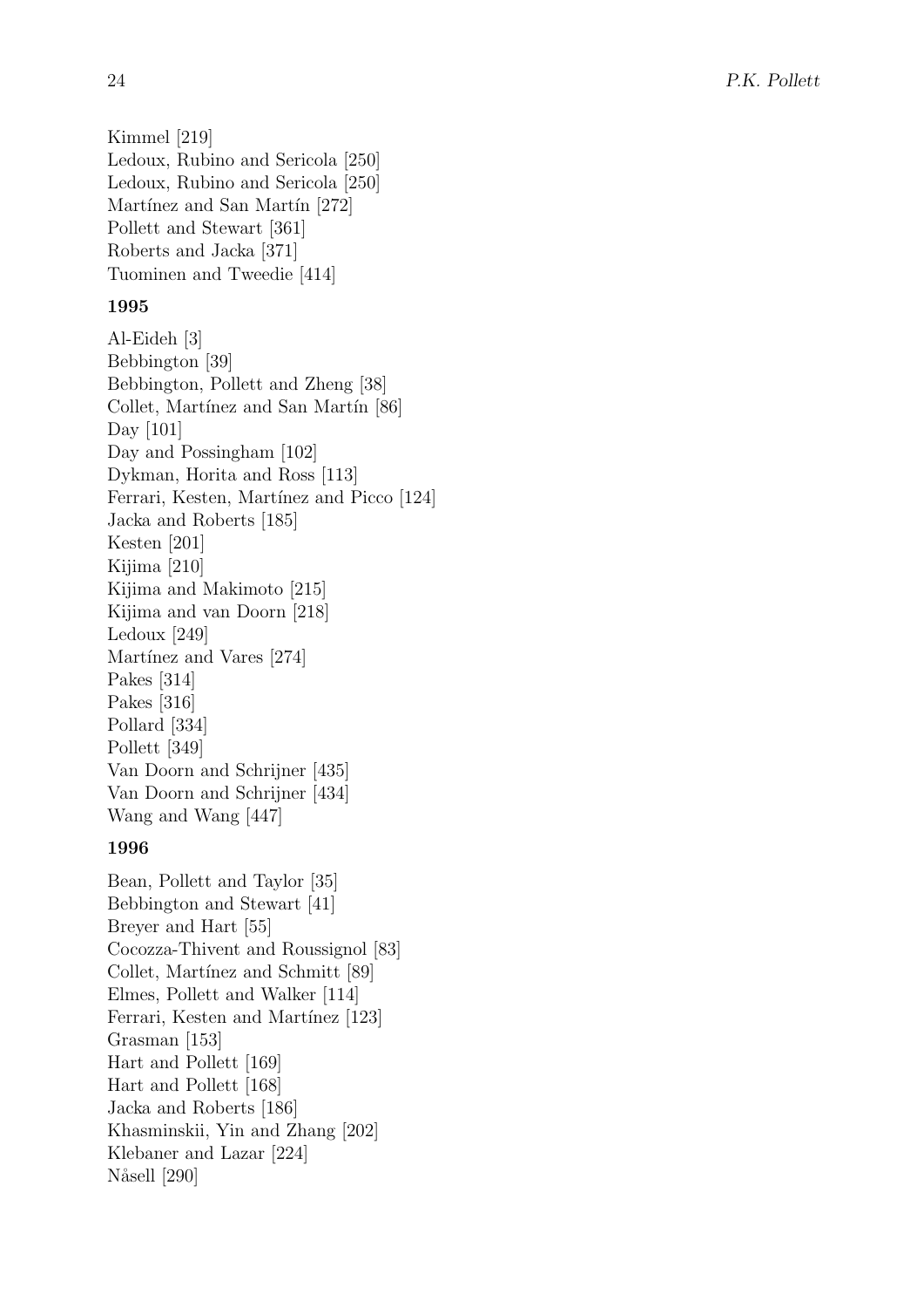Kimmel [219]  
Ledoux, Rubino and Sericola [250]  
Ledoux, Rubino and Sericola [250]  
Martínez and San Martín [272]  
Pollett and Stewart [361]  
Roberts and Jacka [371]  
Tuominen and Tweedie [414]

**1995**

Al-Eideh [3]  
Bebbington [39]  
Bebbington, Pollett and Zheng [38]  
Collet, Martínez and San Martín [86]  
Day [101]  
Day and Possingham [102]  
Dykman, Horita and Ross [113]  
Ferrari, Kesten, Martínez and Picco [124]  
Jacka and Roberts [185]  
Kesten [201]  
Kijima [210]  
Kijima and Makimoto [215]  
Kijima and van Doorn [218]  
Ledoux [249]  
Martínez and Vares [274]  
Pakes [314]  
Pakes [316]  
Pollard [334]  
Pollett [349]  
Van Doorn and Schrijner [435]  
Van Doorn and Schrijner [434]  
Wang and Wang [447]

**1996**

Bean, Pollett and Taylor [35]  
Bebbington and Stewart [41]  
Breyer and Hart [55]  
Cocozza-Thivent and Roussignol [83]  
Collet, Martínez and Schmitt [89]  
Elmes, Pollett and Walker [114]  
Ferrari, Kesten and Martínez [123]  
Grasman [153]  
Hart and Pollett [169]  
Hart and Pollett [168]  
Jacka and Roberts [186]  
Khasminskii, Yin and Zhang [202]  
Klebaner and Lazar [224]  
Nåsell [290]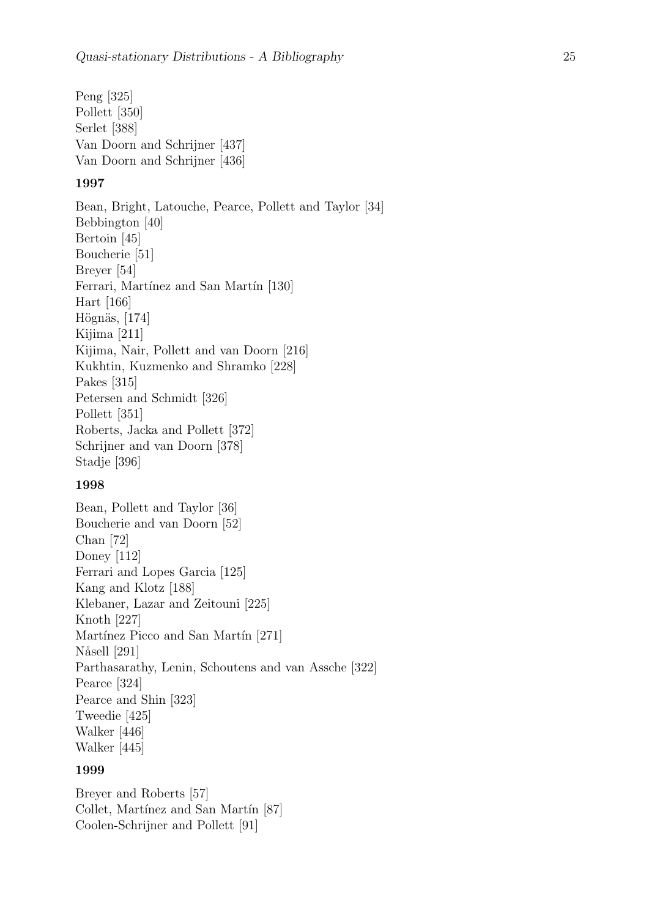Peng [325]  
Pollett [350]  
Serlet [388]  
Van Doorn and Schrijner [437]  
Van Doorn and Schrijner [436]

### 1997

Bean, Bright, Latouche, Pearce, Pollett and Taylor [34]  
Bebbington [40]  
Bertoin [45]  
Boucherie [51]  
Breyer [54]  
Ferrari, Martínez and San Martín [130]  
Hart [166]  
Högnäs, [174]  
Kijima [211]  
Kijima, Nair, Pollett and van Doorn [216]  
Kukhtin, Kuzmenko and Shramko [228]  
Pakes [315]  
Petersen and Schmidt [326]  
Pollett [351]  
Roberts, Jacka and Pollett [372]  
Schrijner and van Doorn [378]  
Stadje [396]

### 1998

Bean, Pollett and Taylor [36]  
Boucherie and van Doorn [52]  
Chan [72]  
Doney [112]  
Ferrari and Lopes Garcia [125]  
Kang and Klotz [188]  
Klebaner, Lazar and Zeitouni [225]  
Knoth [227]  
Martínez Picco and San Martín [271]  
Nåsell [291]  
Parthasarathy, Lenin, Schoutens and van Assche [322]  
Pearce [324]  
Pearce and Shin [323]  
Tweedie [425]  
Walker [446]  
Walker [445]

### 1999

Breyer and Roberts [57]  
Collet, Martínez and San Martín [87]  
Coolen-Schrijner and Pollett [91]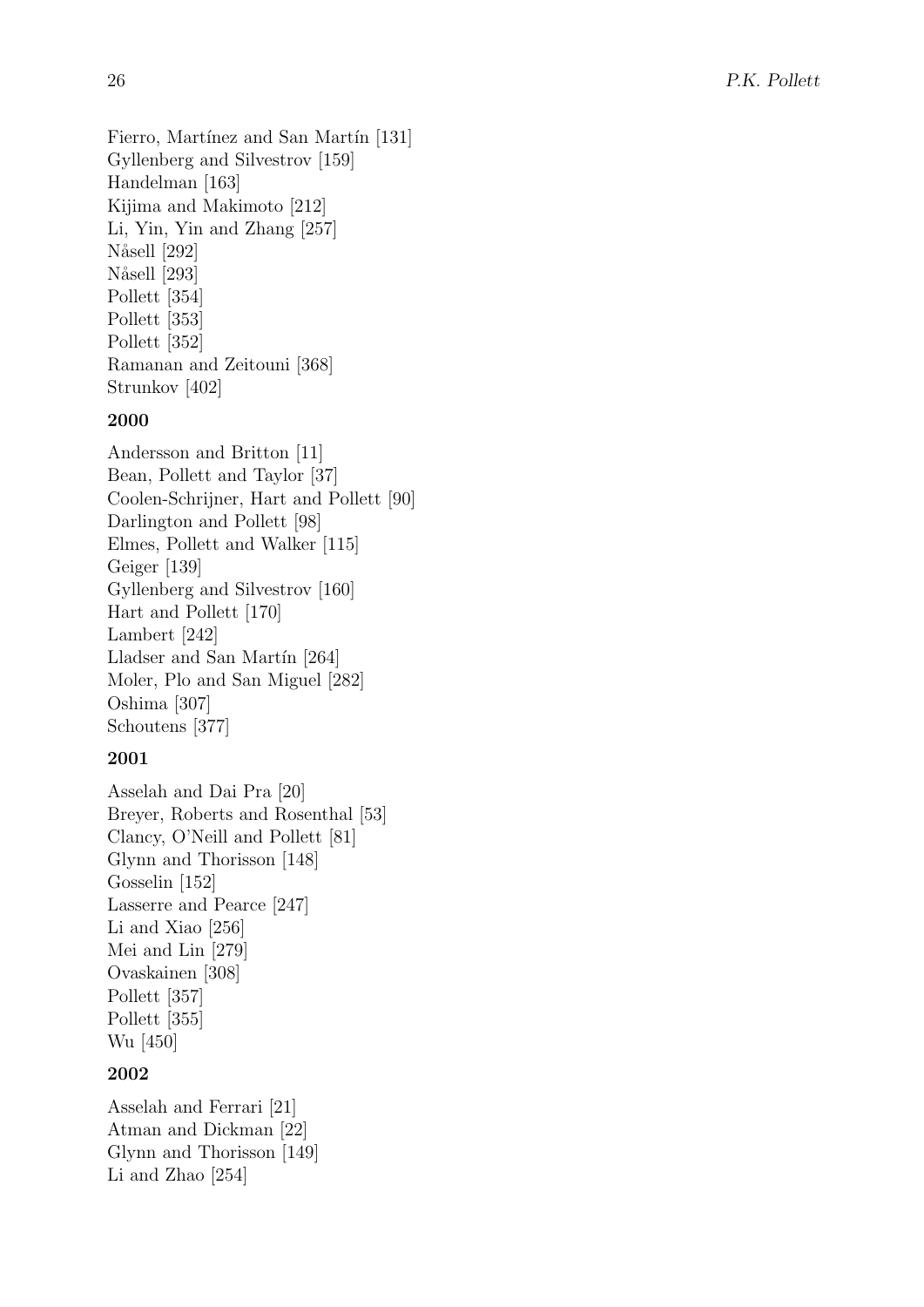Fierro, Martínez and San Martín [131]
Gyllenberg and Silvestrov [159]
Handelman [163]
Kijima and Makimoto [212]
Li, Yin, Yin and Zhang [257]
Nåsell [292]
Nåsell [293]
Pollett [354]
Pollett [353]
Pollett [352]
Ramanan and Zeitouni [368]
Strunkov [402]

**2000**

Andersson and Britton [11]
Bean, Pollett and Taylor [37]
Coolen-Schrijner, Hart and Pollett [90]
Darlington and Pollett [98]
Elmes, Pollett and Walker [115]
Geiger [139]
Gyllenberg and Silvestrov [160]
Hart and Pollett [170]
Lambert [242]
Lladser and San Martín [264]
Moler, Plo and San Miguel [282]
Oshima [307]
Schoutens [377]

**2001**

Asselah and Dai Pra [20]
Breyer, Roberts and Rosenthal [53]
Clancy, O'Neill and Pollett [81]
Glynn and Thorisson [148]
Gosselin [152]
Lasserre and Pearce [247]
Li and Xiao [256]
Mei and Lin [279]
Ovaskainen [308]
Pollett [357]
Pollett [355]
Wu [450]

**2002**

Asselah and Ferrari [21]
Atman and Dickman [22]
Glynn and Thorisson [149]
Li and Zhao [254]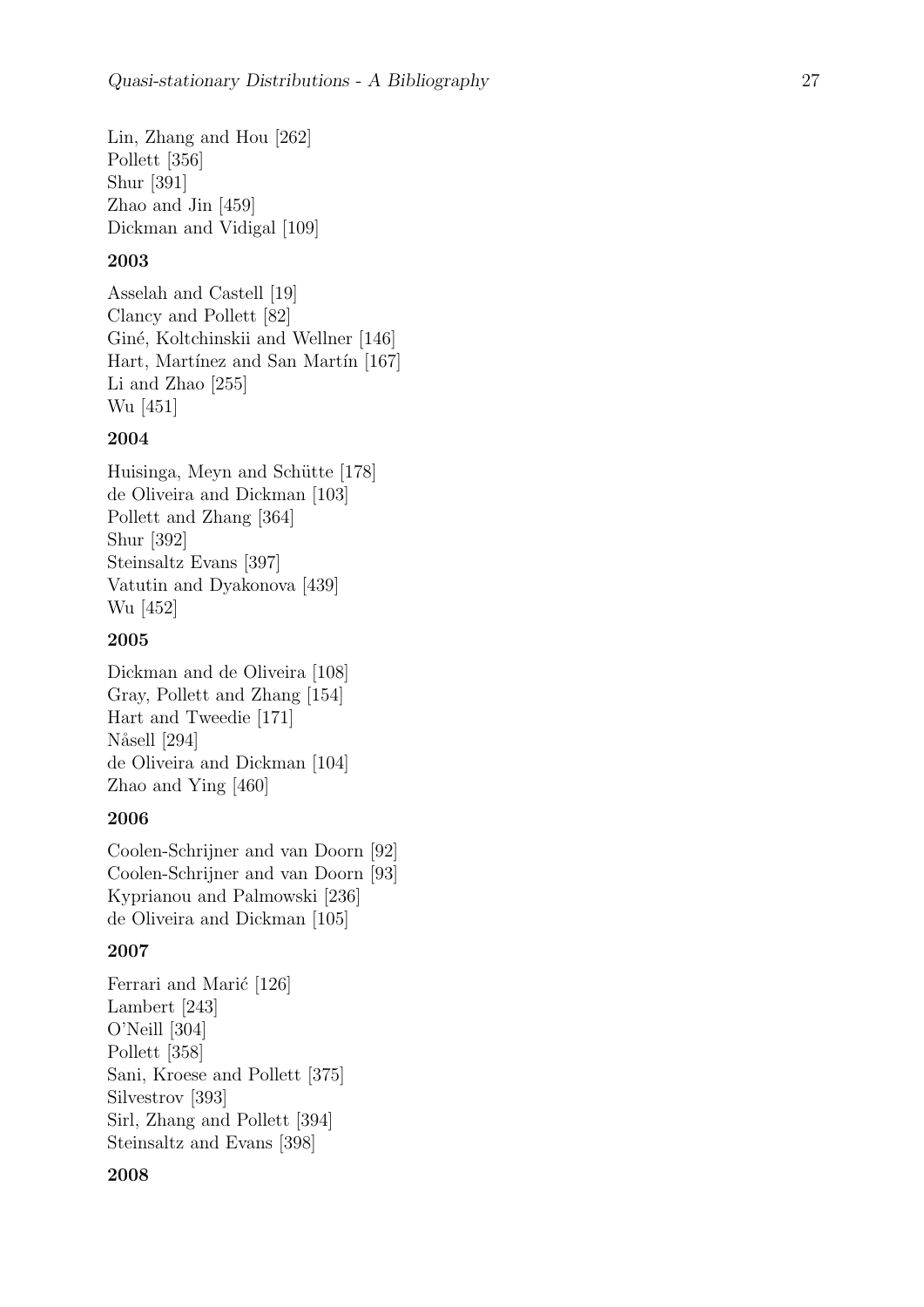Lin, Zhang and Hou [262]
Pollett [356]
Shur [391]
Zhao and Jin [459]
Dickman and Vidigal [109]

**2003**

Asselah and Castell [19]
Clancy and Pollett [82]
Giné, Koltchinskii and Wellner [146]
Hart, Martínez and San Martín [167]
Li and Zhao [255]
Wu [451]

**2004**

Huisinga, Meyn and Schütte [178]
de Oliveira and Dickman [103]
Pollett and Zhang [364]
Shur [392]
Steinsaltz Evans [397]
Vatutin and Dyakonova [439]
Wu [452]

**2005**

Dickman and de Oliveira [108]
Gray, Pollett and Zhang [154]
Hart and Tweedie [171]
Nåsell [294]
de Oliveira and Dickman [104]
Zhao and Ying [460]

**2006**

Coolen-Schrijner and van Doorn [92]
Coolen-Schrijner and van Doorn [93]
Kyprianou and Palmowski [236]
de Oliveira and Dickman [105]

**2007**

Ferrari and Marić [126]
Lambert [243]
O'Neill [304]
Pollett [358]
Sani, Kroese and Pollett [375]
Silvestrov [393]
Sirl, Zhang and Pollett [394]
Steinsaltz and Evans [398]

**2008**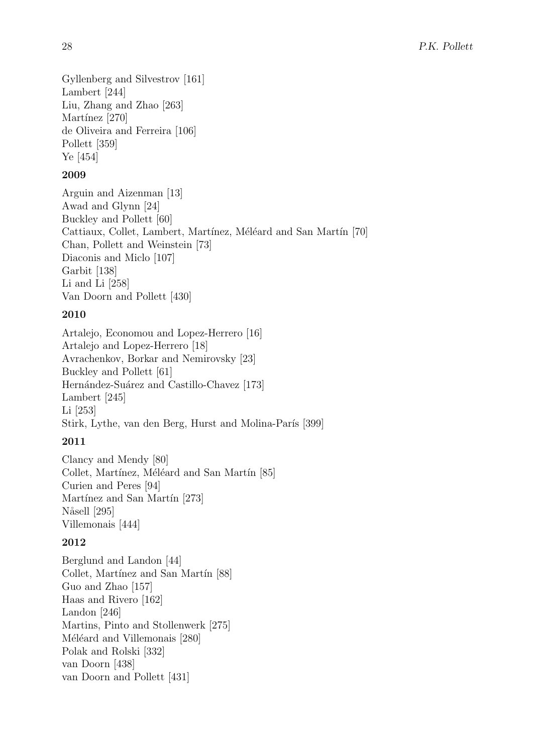Gyllenberg and Silvestrov [161]  
Lambert [244]  
Liu, Zhang and Zhao [263]  
Martínez [270]  
de Oliveira and Ferreira [106]  
Pollett [359]  
Ye [454]

**2009**

Arguin and Aizenman [13]  
Awad and Glynn [24]  
Buckley and Pollett [60]  
Cattiaux, Collet, Lambert, Martínez, Méléard and San Martín [70]  
Chan, Pollett and Weinstein [73]  
Diaconis and Miclo [107]  
Garbit [138]  
Li and Li [258]  
Van Doorn and Pollett [430]

**2010**

Artalejo, Economou and Lopez-Herrero [16]  
Artalejo and Lopez-Herrero [18]  
Avrachenkov, Borkar and Nemirovsky [23]  
Buckley and Pollett [61]  
Hernández-Suárez and Castillo-Chavez [173]  
Lambert [245]  
Li [253]  
Stirk, Lythe, van den Berg, Hurst and Molina-París [399]

**2011**

Clancy and Mendy [80]  
Collet, Martínez, Méléard and San Martín [85]  
Curien and Peres [94]  
Martínez and San Martín [273]  
Nåsell [295]  
Villemonais [444]

**2012**

Berglund and Landon [44]  
Collet, Martínez and San Martín [88]  
Guo and Zhao [157]  
Haas and Rivero [162]  
Landon [246]  
Martins, Pinto and Stollenwerk [275]  
Méléard and Villemonais [280]  
Polak and Rolski [332]  
van Doorn [438]  
van Doorn and Pollett [431]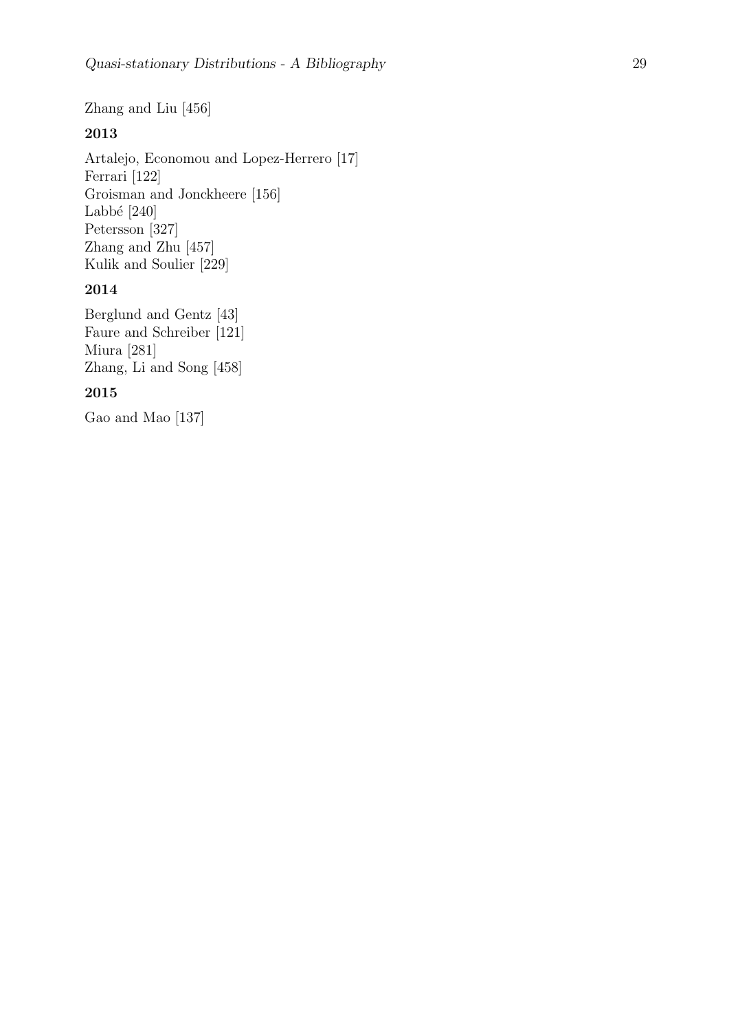Zhang and Liu [456]

### 2013

Artalejo, Economou and Lopez-Herrero [17]  
Ferrari [122]  
Groisman and Jonckheere [156]  
Labbé [240]  
Petersson [327]  
Zhang and Zhu [457]  
Kulik and Soulier [229]

### 2014

Berglund and Gentz [43]  
Faure and Schreiber [121]  
Miura [281]  
Zhang, Li and Song [458]

### 2015

Gao and Mao [137]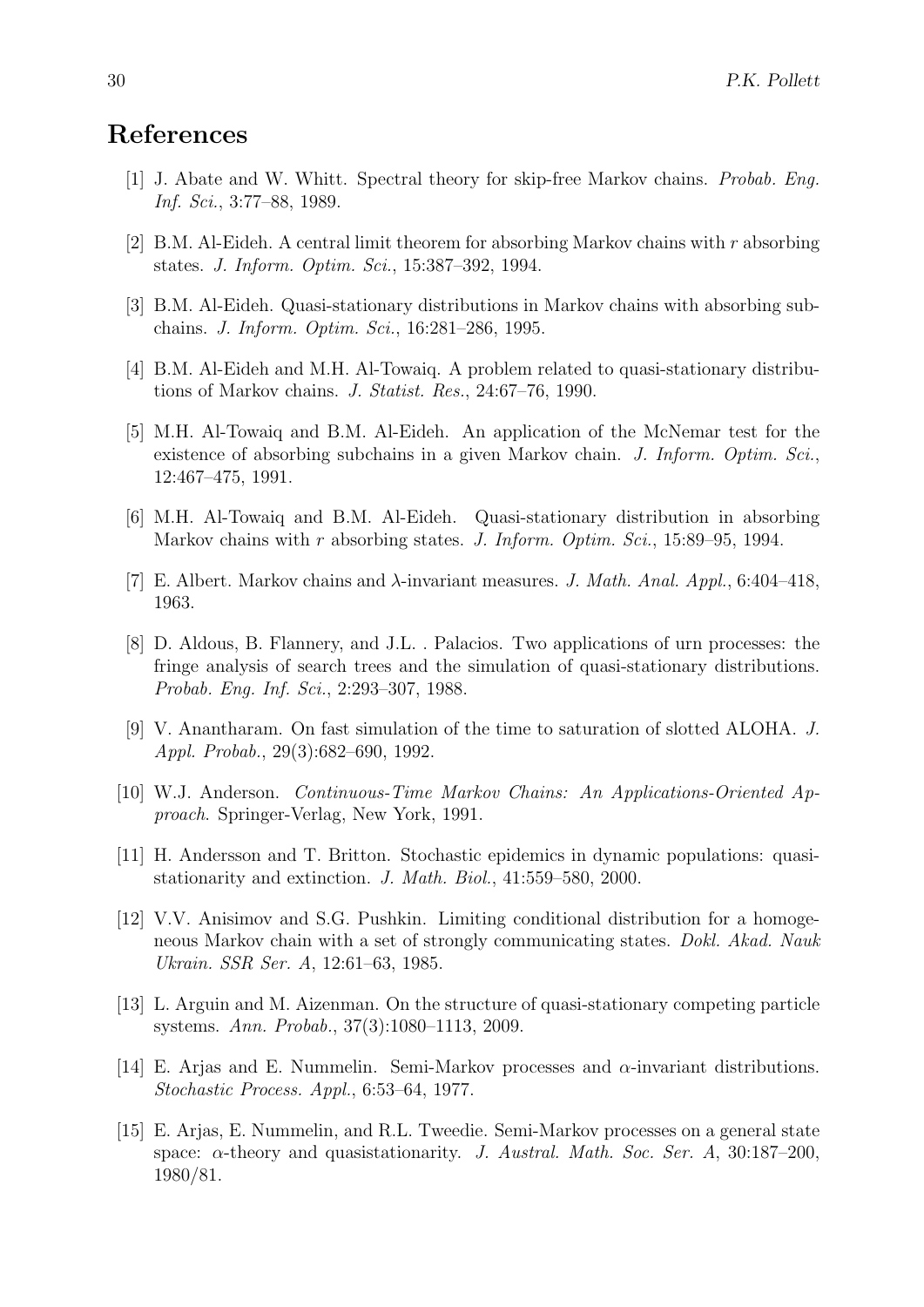## References

[1] J. Abate and W. Whitt. Spectral theory for skip-free Markov chains. *Probab. Eng. Inf. Sci.*, 3:77–88, 1989.

[2] B.M. Al-Eideh. A central limit theorem for absorbing Markov chains with $r$ absorbing states. *J. Inform. Optim. Sci.*, 15:387–392, 1994.

[3] B.M. Al-Eideh. Quasi-stationary distributions in Markov chains with absorbing subchains. *J. Inform. Optim. Sci.*, 16:281–286, 1995.

[4] B.M. Al-Eideh and M.H. Al-Towaiq. A problem related to quasi-stationary distributions of Markov chains. *J. Statist. Res.*, 24:67–76, 1990.

[5] M.H. Al-Towaiq and B.M. Al-Eideh. An application of the McNemar test for the existence of absorbing subchains in a given Markov chain. *J. Inform. Optim. Sci.*, 12:467–475, 1991.

[6] M.H. Al-Towaiq and B.M. Al-Eideh. Quasi-stationary distribution in absorbing Markov chains with $r$ absorbing states. *J. Inform. Optim. Sci.*, 15:89–95, 1994.

[7] E. Albert. Markov chains and $\lambda$-invariant measures. *J. Math. Anal. Appl.*, 6:404–418, 1963.

[8] D. Aldous, B. Flannery, and J.L. . Palacios. Two applications of urn processes: the fringe analysis of search trees and the simulation of quasi-stationary distributions. *Probab. Eng. Inf. Sci.*, 2:293–307, 1988.

[9] V. Anantharam. On fast simulation of the time to saturation of slotted ALOHA. *J. Appl. Probab.*, 29(3):682–690, 1992.

[10] W.J. Anderson. *Continuous-Time Markov Chains: An Applications-Oriented Approach*. Springer-Verlag, New York, 1991.

[11] H. Andersson and T. Britton. Stochastic epidemics in dynamic populations: quasi-stationarity and extinction. *J. Math. Biol.*, 41:559–580, 2000.

[12] V.V. Anisimov and S.G. Pushkin. Limiting conditional distribution for a homogeneous Markov chain with a set of strongly communicating states. *Dokl. Akad. Nauk Ukrain. SSR Ser. A*, 12:61–63, 1985.

[13] L. Arguin and M. Aizenman. On the structure of quasi-stationary competing particle systems. *Ann. Probab.*, 37(3):1080–1113, 2009.

[14] E. Arjas and E. Nummelin. Semi-Markov processes and $\alpha$-invariant distributions. *Stochastic Process. Appl.*, 6:53–64, 1977.

[15] E. Arjas, E. Nummelin, and R.L. Tweedie. Semi-Markov processes on a general state space: $\alpha$-theory and quasistationarity. *J. Austral. Math. Soc. Ser. A*, 30:187–200, 1980/81.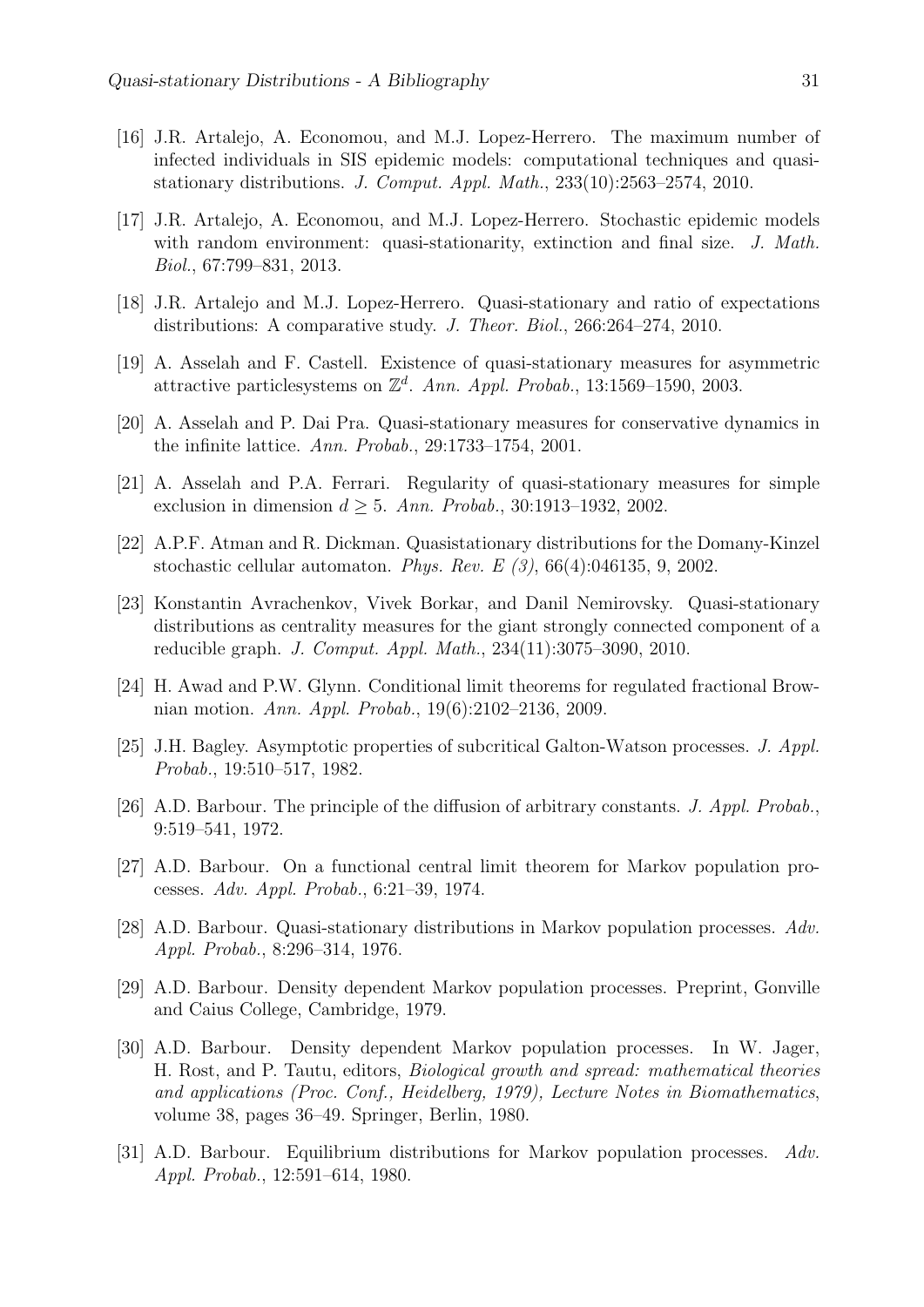[16] J.R. Artalejo, A. Economou, and M.J. Lopez-Herrero. The maximum number of infected individuals in SIS epidemic models: computational techniques and quasi-stationary distributions. *J. Comput. Appl. Math.*, 233(10):2563–2574, 2010.

[17] J.R. Artalejo, A. Economou, and M.J. Lopez-Herrero. Stochastic epidemic models with random environment: quasi-stationarity, extinction and final size. *J. Math. Biol.*, 67:799–831, 2013.

[18] J.R. Artalejo and M.J. Lopez-Herrero. Quasi-stationary and ratio of expectations distributions: A comparative study. *J. Theor. Biol.*, 266:264–274, 2010.

[19] A. Asselah and F. Castell. Existence of quasi-stationary measures for asymmetric attractive particlesystems on $\mathbb{Z}^d$. *Ann. Appl. Probab.*, 13:1569–1590, 2003.

[20] A. Asselah and P. Dai Pra. Quasi-stationary measures for conservative dynamics in the infinite lattice. *Ann. Probab.*, 29:1733–1754, 2001.

[21] A. Asselah and P.A. Ferrari. Regularity of quasi-stationary measures for simple exclusion in dimension $d \geq 5$. *Ann. Probab.*, 30:1913–1932, 2002.

[22] A.P.F. Atman and R. Dickman. Quasistationary distributions for the Domany-Kinzel stochastic cellular automaton. *Phys. Rev. E (3)*, 66(4):046135, 9, 2002.

[23] Konstantin Avrachenkov, Vivek Borkar, and Danil Nemirovsky. Quasi-stationary distributions as centrality measures for the giant strongly connected component of a reducible graph. *J. Comput. Appl. Math.*, 234(11):3075–3090, 2010.

[24] H. Awad and P.W. Glynn. Conditional limit theorems for regulated fractional Brownian motion. *Ann. Appl. Probab.*, 19(6):2102–2136, 2009.

[25] J.H. Bagley. Asymptotic properties of subcritical Galton-Watson processes. *J. Appl. Probab.*, 19:510–517, 1982.

[26] A.D. Barbour. The principle of the diffusion of arbitrary constants. *J. Appl. Probab.*, 9:519–541, 1972.

[27] A.D. Barbour. On a functional central limit theorem for Markov population processes. *Adv. Appl. Probab.*, 6:21–39, 1974.

[28] A.D. Barbour. Quasi-stationary distributions in Markov population processes. *Adv. Appl. Probab.*, 8:296–314, 1976.

[29] A.D. Barbour. Density dependent Markov population processes. Preprint, Gonville and Caius College, Cambridge, 1979.

[30] A.D. Barbour. Density dependent Markov population processes. In W. Jager, H. Rost, and P. Tautu, editors, *Biological growth and spread: mathematical theories and applications (Proc. Conf., Heidelberg, 1979), Lecture Notes in Biomathematics*, volume 38, pages 36–49. Springer, Berlin, 1980.

[31] A.D. Barbour. Equilibrium distributions for Markov population processes. *Adv. Appl. Probab.*, 12:591–614, 1980.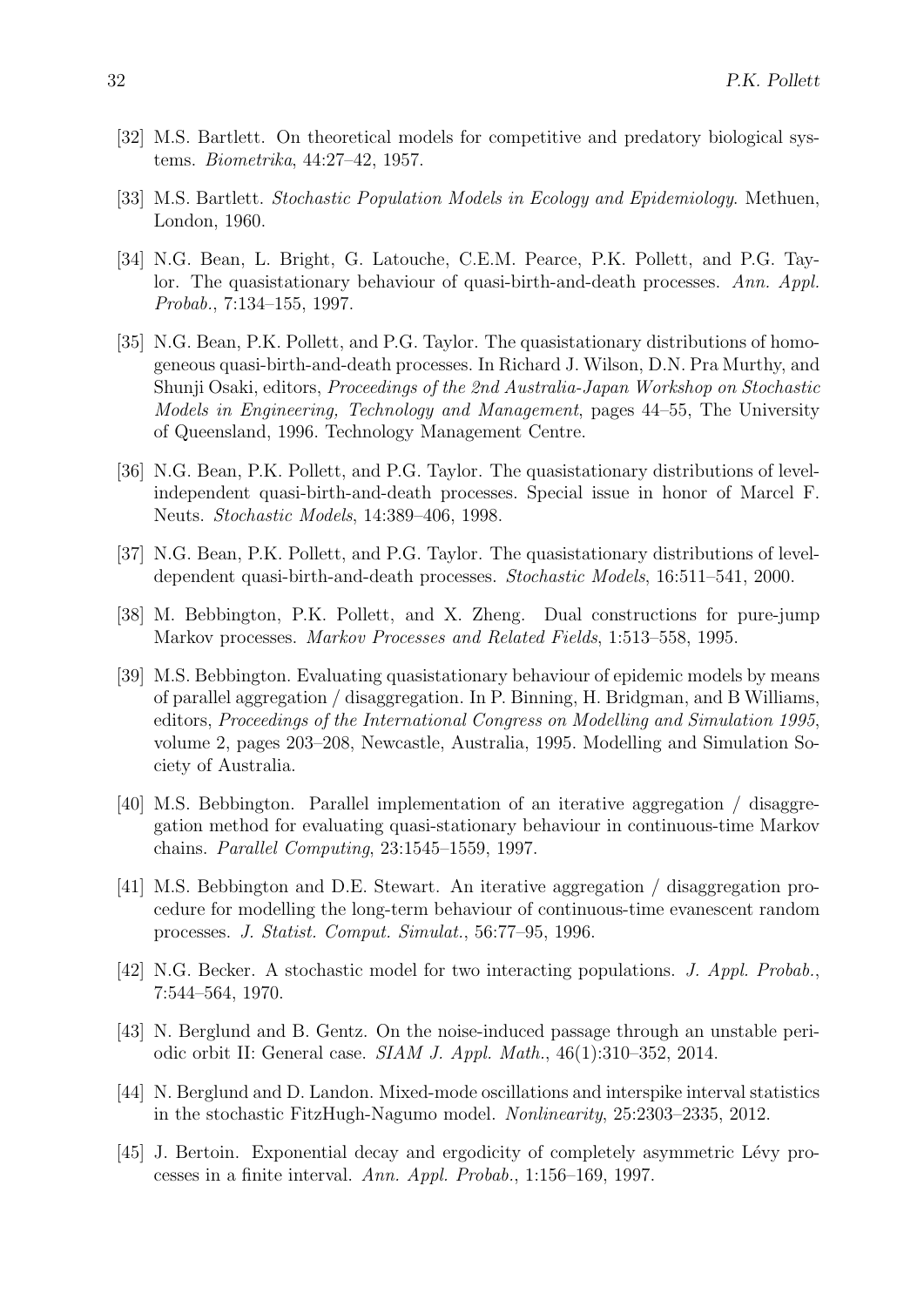[32] M.S. Bartlett. On theoretical models for competitive and predatory biological systems. *Biometrika*, 44:27–42, 1957.

[33] M.S. Bartlett. *Stochastic Population Models in Ecology and Epidemiology*. Methuen, London, 1960.

[34] N.G. Bean, L. Bright, G. Latouche, C.E.M. Pearce, P.K. Pollett, and P.G. Taylor. The quasistationary behaviour of quasi-birth-and-death processes. *Ann. Appl. Probab.*, 7:134–155, 1997.

[35] N.G. Bean, P.K. Pollett, and P.G. Taylor. The quasistationary distributions of homogeneous quasi-birth-and-death processes. In Richard J. Wilson, D.N. Pra Murthy, and Shunji Osaki, editors, *Proceedings of the 2nd Australia-Japan Workshop on Stochastic Models in Engineering, Technology and Management*, pages 44–55, The University of Queensland, 1996. Technology Management Centre.

[36] N.G. Bean, P.K. Pollett, and P.G. Taylor. The quasistationary distributions of level-independent quasi-birth-and-death processes. Special issue in honor of Marcel F. Neuts. *Stochastic Models*, 14:389–406, 1998.

[37] N.G. Bean, P.K. Pollett, and P.G. Taylor. The quasistationary distributions of level-dependent quasi-birth-and-death processes. *Stochastic Models*, 16:511–541, 2000.

[38] M. Bebbington, P.K. Pollett, and X. Zheng. Dual constructions for pure-jump Markov processes. *Markov Processes and Related Fields*, 1:513–558, 1995.

[39] M.S. Bebbington. Evaluating quasistationary behaviour of epidemic models by means of parallel aggregation / disaggregation. In P. Binning, H. Bridgman, and B Williams, editors, *Proceedings of the International Congress on Modelling and Simulation 1995*, volume 2, pages 203–208, Newcastle, Australia, 1995. Modelling and Simulation Society of Australia.

[40] M.S. Bebbington. Parallel implementation of an iterative aggregation / disaggregation method for evaluating quasi-stationary behaviour in continuous-time Markov chains. *Parallel Computing*, 23:1545–1559, 1997.

[41] M.S. Bebbington and D.E. Stewart. An iterative aggregation / disaggregation procedure for modelling the long-term behaviour of continuous-time evanescent random processes. *J. Statist. Comput. Simulat.*, 56:77–95, 1996.

[42] N.G. Becker. A stochastic model for two interacting populations. *J. Appl. Probab.*, 7:544–564, 1970.

[43] N. Berglund and B. Gentz. On the noise-induced passage through an unstable periodic orbit II: General case. *SIAM J. Appl. Math.*, 46(1):310–352, 2014.

[44] N. Berglund and D. Landon. Mixed-mode oscillations and interspike interval statistics in the stochastic FitzHugh-Nagumo model. *Nonlinearity*, 25:2303–2335, 2012.

[45] J. Bertoin. Exponential decay and ergodicity of completely asymmetric Lévy processes in a finite interval. *Ann. Appl. Probab.*, 1:156–169, 1997.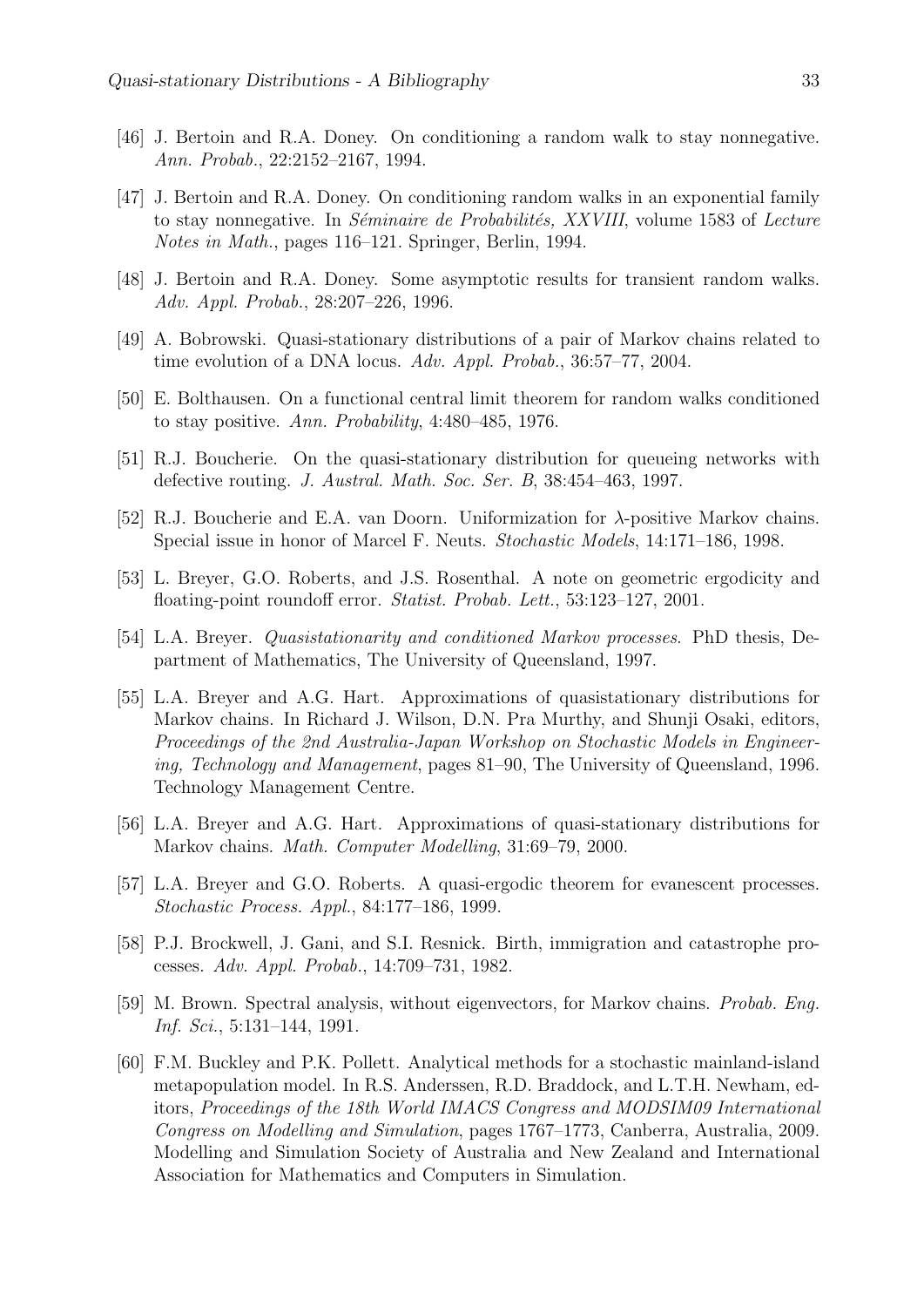[46] J. Bertoin and R.A. Doney. On conditioning a random walk to stay nonnegative. *Ann. Probab.*, 22:2152–2167, 1994.

[47] J. Bertoin and R.A. Doney. On conditioning random walks in an exponential family to stay nonnegative. In *Séminaire de Probabilités, XXVIII*, volume 1583 of *Lecture Notes in Math.*, pages 116–121. Springer, Berlin, 1994.

[48] J. Bertoin and R.A. Doney. Some asymptotic results for transient random walks. *Adv. Appl. Probab.*, 28:207–226, 1996.

[49] A. Bobrowski. Quasi-stationary distributions of a pair of Markov chains related to time evolution of a DNA locus. *Adv. Appl. Probab.*, 36:57–77, 2004.

[50] E. Bolthausen. On a functional central limit theorem for random walks conditioned to stay positive. *Ann. Probability*, 4:480–485, 1976.

[51] R.J. Boucherie. On the quasi-stationary distribution for queueing networks with defective routing. *J. Austral. Math. Soc. Ser. B*, 38:454–463, 1997.

[52] R.J. Boucherie and E.A. van Doorn. Uniformization for $\lambda$-positive Markov chains. Special issue in honor of Marcel F. Neuts. *Stochastic Models*, 14:171–186, 1998.

[53] L. Breyer, G.O. Roberts, and J.S. Rosenthal. A note on geometric ergodicity and floating-point roundoff error. *Statist. Probab. Lett.*, 53:123–127, 2001.

[54] L.A. Breyer. *Quasistationarity and conditioned Markov processes*. PhD thesis, Department of Mathematics, The University of Queensland, 1997.

[55] L.A. Breyer and A.G. Hart. Approximations of quasistationary distributions for Markov chains. In Richard J. Wilson, D.N. Pra Murthy, and Shunji Osaki, editors, *Proceedings of the 2nd Australia-Japan Workshop on Stochastic Models in Engineering, Technology and Management*, pages 81–90, The University of Queensland, 1996. Technology Management Centre.

[56] L.A. Breyer and A.G. Hart. Approximations of quasi-stationary distributions for Markov chains. *Math. Computer Modelling*, 31:69–79, 2000.

[57] L.A. Breyer and G.O. Roberts. A quasi-ergodic theorem for evanescent processes. *Stochastic Process. Appl.*, 84:177–186, 1999.

[58] P.J. Brockwell, J. Gani, and S.I. Resnick. Birth, immigration and catastrophe processes. *Adv. Appl. Probab.*, 14:709–731, 1982.

[59] M. Brown. Spectral analysis, without eigenvectors, for Markov chains. *Probab. Eng. Inf. Sci.*, 5:131–144, 1991.

[60] F.M. Buckley and P.K. Pollett. Analytical methods for a stochastic mainland-island metapopulation model. In R.S. Anderssen, R.D. Braddock, and L.T.H. Newham, editors, *Proceedings of the 18th World IMACS Congress and MODSIM09 International Congress on Modelling and Simulation*, pages 1767–1773, Canberra, Australia, 2009. Modelling and Simulation Society of Australia and New Zealand and International Association for Mathematics and Computers in Simulation.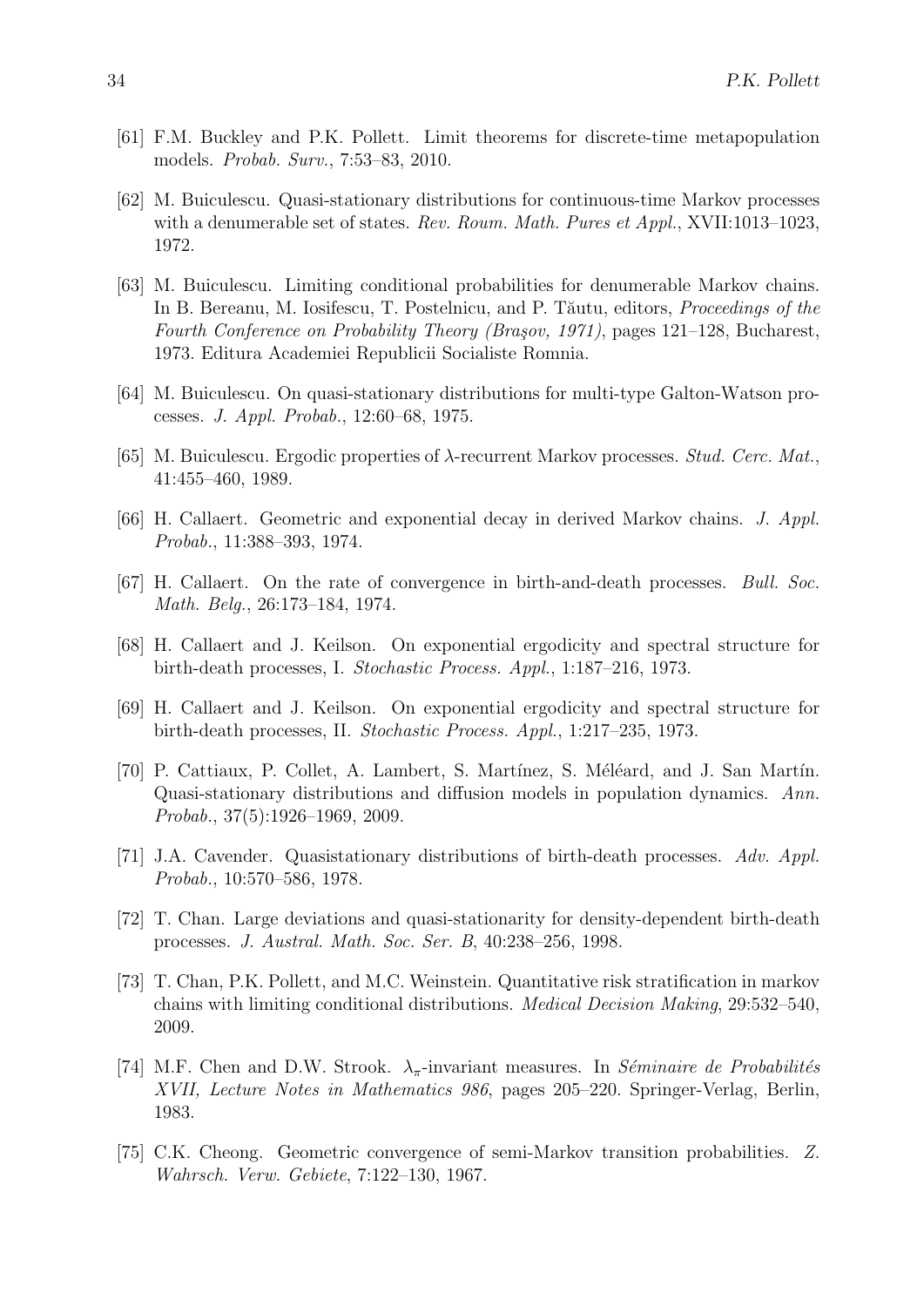[61] F.M. Buckley and P.K. Pollett. Limit theorems for discrete-time metapopulation models. *Probab. Surv.*, 7:53–83, 2010.

[62] M. Buiculescu. Quasi-stationary distributions for continuous-time Markov processes with a denumerable set of states. *Rev. Roum. Math. Pures et Appl.*, XVII:1013–1023, 1972.

[63] M. Buiculescu. Limiting conditional probabilities for denumerable Markov chains. In B. Bereanu, M. Iosifescu, T. Postelnicu, and P. Tăutu, editors, *Proceedings of the Fourth Conference on Probability Theory (Braşov, 1971)*, pages 121–128, Bucharest, 1973. Editura Academiei Republicii Socialiste Romnia.

[64] M. Buiculescu. On quasi-stationary distributions for multi-type Galton-Watson processes. *J. Appl. Probab.*, 12:60–68, 1975.

[65] M. Buiculescu. Ergodic properties of $\lambda$-recurrent Markov processes. *Stud. Cerc. Mat.*, 41:455–460, 1989.

[66] H. Callaert. Geometric and exponential decay in derived Markov chains. *J. Appl. Probab.*, 11:388–393, 1974.

[67] H. Callaert. On the rate of convergence in birth-and-death processes. *Bull. Soc. Math. Belg.*, 26:173–184, 1974.

[68] H. Callaert and J. Keilson. On exponential ergodicity and spectral structure for birth-death processes, I. *Stochastic Process. Appl.*, 1:187–216, 1973.

[69] H. Callaert and J. Keilson. On exponential ergodicity and spectral structure for birth-death processes, II. *Stochastic Process. Appl.*, 1:217–235, 1973.

[70] P. Cattiaux, P. Collet, A. Lambert, S. Martínez, S. Méléard, and J. San Martín. Quasi-stationary distributions and diffusion models in population dynamics. *Ann. Probab.*, 37(5):1926–1969, 2009.

[71] J.A. Cavender. Quasistationary distributions of birth-death processes. *Adv. Appl. Probab.*, 10:570–586, 1978.

[72] T. Chan. Large deviations and quasi-stationarity for density-dependent birth-death processes. *J. Austral. Math. Soc. Ser. B*, 40:238–256, 1998.

[73] T. Chan, P.K. Pollett, and M.C. Weinstein. Quantitative risk stratification in markov chains with limiting conditional distributions. *Medical Decision Making*, 29:532–540, 2009.

[74] M.F. Chen and D.W. Strook. $\lambda_\pi$-invariant measures. In *Séminaire de Probabilités XVII, Lecture Notes in Mathematics 986*, pages 205–220. Springer-Verlag, Berlin, 1983.

[75] C.K. Cheong. Geometric convergence of semi-Markov transition probabilities. *Z. Wahrsch. Verw. Gebiete*, 7:122–130, 1967.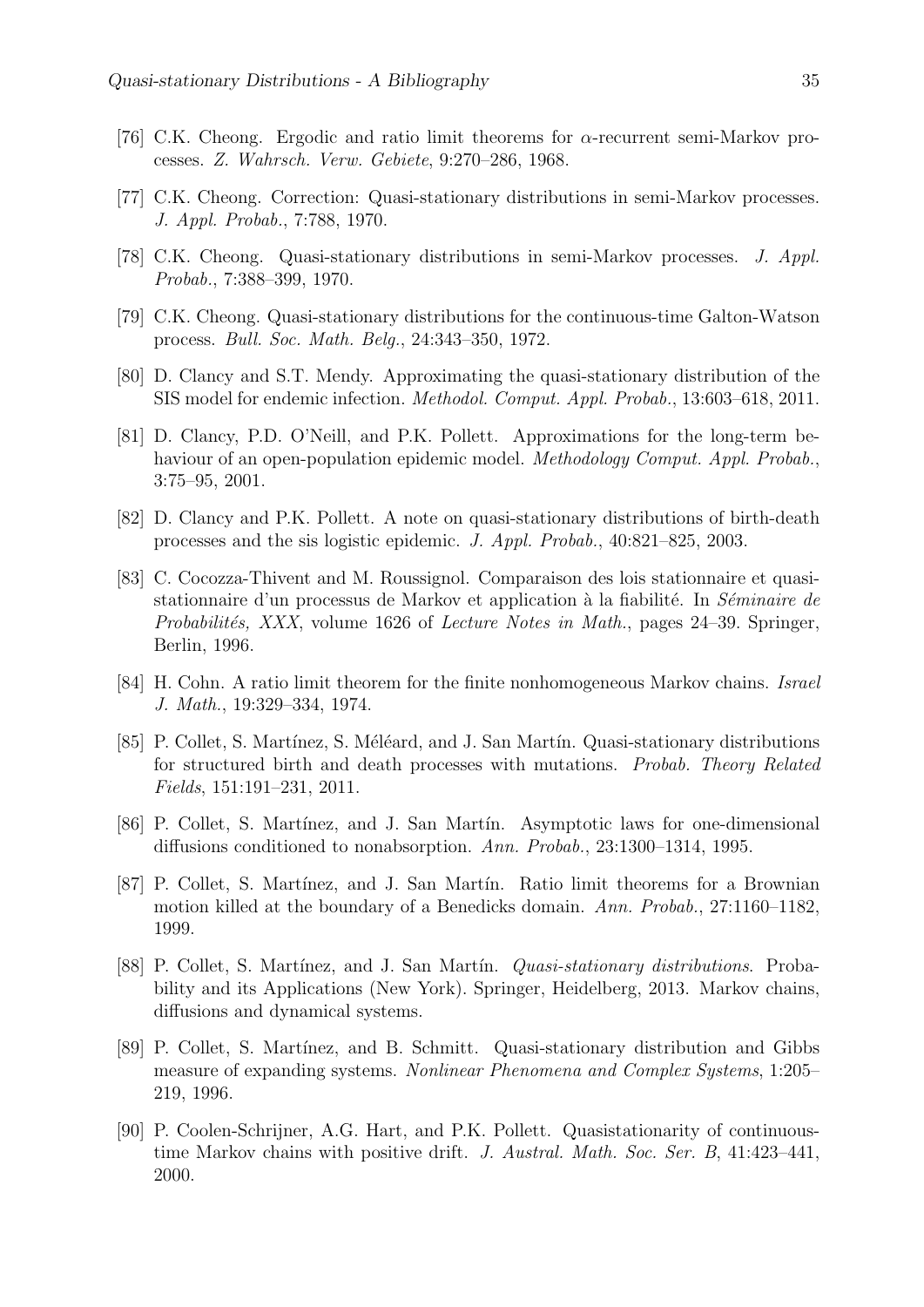[76] C.K. Cheong. Ergodic and ratio limit theorems for $\alpha$-recurrent semi-Markov processes. *Z. Wahrsch. Verw. Gebiete*, 9:270–286, 1968.

[77] C.K. Cheong. Correction: Quasi-stationary distributions in semi-Markov processes. *J. Appl. Probab.*, 7:788, 1970.

[78] C.K. Cheong. Quasi-stationary distributions in semi-Markov processes. *J. Appl. Probab.*, 7:388–399, 1970.

[79] C.K. Cheong. Quasi-stationary distributions for the continuous-time Galton-Watson process. *Bull. Soc. Math. Belg.*, 24:343–350, 1972.

[80] D. Clancy and S.T. Mendy. Approximating the quasi-stationary distribution of the SIS model for endemic infection. *Methodol. Comput. Appl. Probab.*, 13:603–618, 2011.

[81] D. Clancy, P.D. O'Neill, and P.K. Pollett. Approximations for the long-term behaviour of an open-population epidemic model. *Methodology Comput. Appl. Probab.*, 3:75–95, 2001.

[82] D. Clancy and P.K. Pollett. A note on quasi-stationary distributions of birth-death processes and the sis logistic epidemic. *J. Appl. Probab.*, 40:821–825, 2003.

[83] C. Cocozza-Thivent and M. Roussignol. Comparaison des lois stationnaire et quasi-stationnaire d'un processus de Markov et application à la fiabilité. In *Séminaire de Probabilités, XXX*, volume 1626 of *Lecture Notes in Math.*, pages 24–39. Springer, Berlin, 1996.

[84] H. Cohn. A ratio limit theorem for the finite nonhomogeneous Markov chains. *Israel J. Math.*, 19:329–334, 1974.

[85] P. Collet, S. Martínez, S. Méléard, and J. San Martín. Quasi-stationary distributions for structured birth and death processes with mutations. *Probab. Theory Related Fields*, 151:191–231, 2011.

[86] P. Collet, S. Martínez, and J. San Martín. Asymptotic laws for one-dimensional diffusions conditioned to nonabsorption. *Ann. Probab.*, 23:1300–1314, 1995.

[87] P. Collet, S. Martínez, and J. San Martín. Ratio limit theorems for a Brownian motion killed at the boundary of a Benedicks domain. *Ann. Probab.*, 27:1160–1182, 1999.

[88] P. Collet, S. Martínez, and J. San Martín. *Quasi-stationary distributions*. Probability and its Applications (New York). Springer, Heidelberg, 2013. Markov chains, diffusions and dynamical systems.

[89] P. Collet, S. Martínez, and B. Schmitt. Quasi-stationary distribution and Gibbs measure of expanding systems. *Nonlinear Phenomena and Complex Systems*, 1:205–219, 1996.

[90] P. Coolen-Schrijner, A.G. Hart, and P.K. Pollett. Quasistationarity of continuous-time Markov chains with positive drift. *J. Austral. Math. Soc. Ser. B*, 41:423–441, 2000.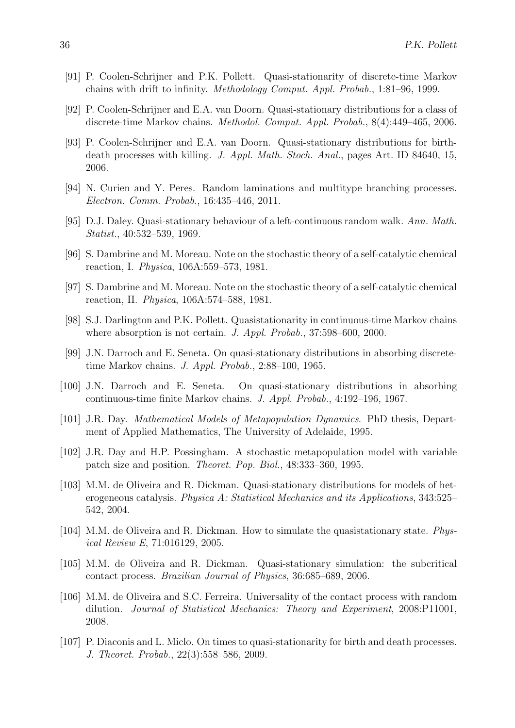[91] P. Coolen-Schrijner and P.K. Pollett. Quasi-stationarity of discrete-time Markov chains with drift to infinity. *Methodology Comput. Appl. Probab.*, 1:81–96, 1999.

[92] P. Coolen-Schrijner and E.A. van Doorn. Quasi-stationary distributions for a class of discrete-time Markov chains. *Methodol. Comput. Appl. Probab.*, 8(4):449–465, 2006.

[93] P. Coolen-Schrijner and E.A. van Doorn. Quasi-stationary distributions for birth-death processes with killing. *J. Appl. Math. Stoch. Anal.*, pages Art. ID 84640, 15, 2006.

[94] N. Curien and Y. Peres. Random laminations and multitype branching processes. *Electron. Comm. Probab.*, 16:435–446, 2011.

[95] D.J. Daley. Quasi-stationary behaviour of a left-continuous random walk. *Ann. Math. Statist.*, 40:532–539, 1969.

[96] S. Dambrine and M. Moreau. Note on the stochastic theory of a self-catalytic chemical reaction, I. *Physica*, 106A:559–573, 1981.

[97] S. Dambrine and M. Moreau. Note on the stochastic theory of a self-catalytic chemical reaction, II. *Physica*, 106A:574–588, 1981.

[98] S.J. Darlington and P.K. Pollett. Quasistationarity in continuous-time Markov chains where absorption is not certain. *J. Appl. Probab.*, 37:598–600, 2000.

[99] J.N. Darroch and E. Seneta. On quasi-stationary distributions in absorbing discrete-time Markov chains. *J. Appl. Probab.*, 2:88–100, 1965.

[100] J.N. Darroch and E. Seneta. On quasi-stationary distributions in absorbing continuous-time finite Markov chains. *J. Appl. Probab.*, 4:192–196, 1967.

[101] J.R. Day. *Mathematical Models of Metapopulation Dynamics*. PhD thesis, Department of Applied Mathematics, The University of Adelaide, 1995.

[102] J.R. Day and H.P. Possingham. A stochastic metapopulation model with variable patch size and position. *Theoret. Pop. Biol.*, 48:333–360, 1995.

[103] M.M. de Oliveira and R. Dickman. Quasi-stationary distributions for models of heterogeneous catalysis. *Physica A: Statistical Mechanics and its Applications*, 343:525–542, 2004.

[104] M.M. de Oliveira and R. Dickman. How to simulate the quasistationary state. *Physical Review E*, 71:016129, 2005.

[105] M.M. de Oliveira and R. Dickman. Quasi-stationary simulation: the subcritical contact process. *Brazilian Journal of Physics*, 36:685–689, 2006.

[106] M.M. de Oliveira and S.C. Ferreira. Universality of the contact process with random dilution. *Journal of Statistical Mechanics: Theory and Experiment*, 2008:P11001, 2008.

[107] P. Diaconis and L. Miclo. On times to quasi-stationarity for birth and death processes. *J. Theoret. Probab.*, 22(3):558–586, 2009.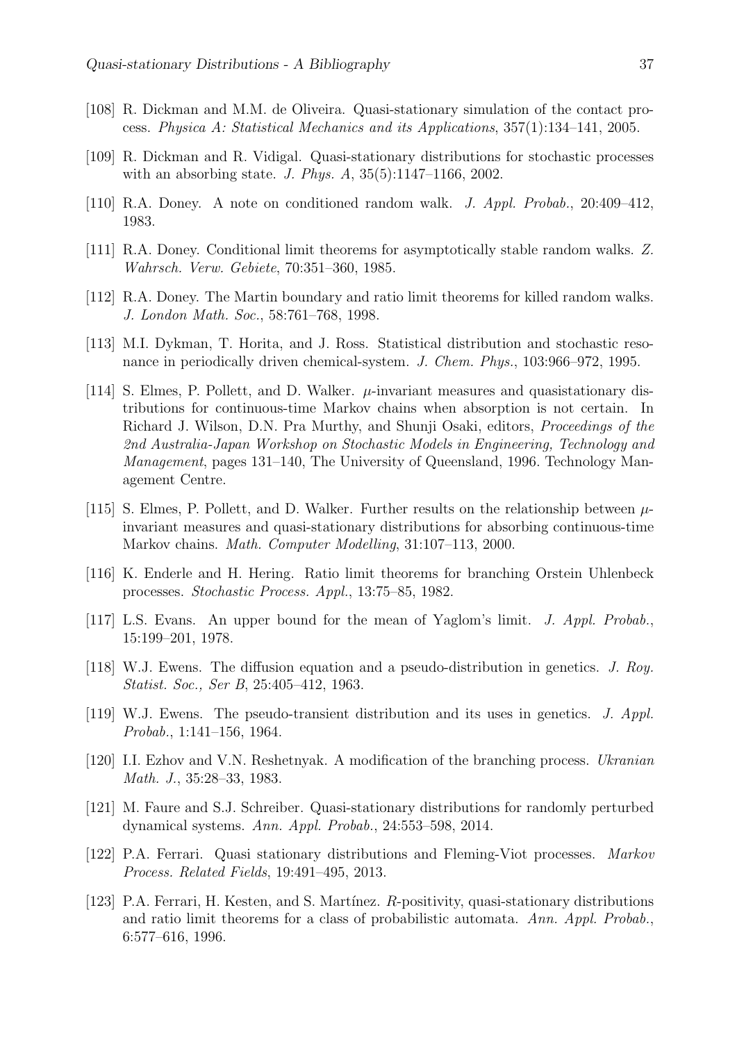[108] R. Dickman and M.M. de Oliveira. Quasi-stationary simulation of the contact process. *Physica A: Statistical Mechanics and its Applications*, 357(1):134–141, 2005.

[109] R. Dickman and R. Vidigal. Quasi-stationary distributions for stochastic processes with an absorbing state. *J. Phys. A*, 35(5):1147–1166, 2002.

[110] R.A. Doney. A note on conditioned random walk. *J. Appl. Probab.*, 20:409–412, 1983.

[111] R.A. Doney. Conditional limit theorems for asymptotically stable random walks. *Z. Wahrsch. Verw. Gebiete*, 70:351–360, 1985.

[112] R.A. Doney. The Martin boundary and ratio limit theorems for killed random walks. *J. London Math. Soc.*, 58:761–768, 1998.

[113] M.I. Dykman, T. Horita, and J. Ross. Statistical distribution and stochastic resonance in periodically driven chemical-system. *J. Chem. Phys.*, 103:966–972, 1995.

[114] S. Elmes, P. Pollett, and D. Walker. $\mu$-invariant measures and quasistationary distributions for continuous-time Markov chains when absorption is not certain. In Richard J. Wilson, D.N. Pra Murthy, and Shunji Osaki, editors, *Proceedings of the 2nd Australia-Japan Workshop on Stochastic Models in Engineering, Technology and Management*, pages 131–140, The University of Queensland, 1996. Technology Management Centre.

[115] S. Elmes, P. Pollett, and D. Walker. Further results on the relationship between $\mu$-invariant measures and quasi-stationary distributions for absorbing continuous-time Markov chains. *Math. Computer Modelling*, 31:107–113, 2000.

[116] K. Enderle and H. Hering. Ratio limit theorems for branching Orstein Uhlenbeck processes. *Stochastic Process. Appl.*, 13:75–85, 1982.

[117] L.S. Evans. An upper bound for the mean of Yaglom's limit. *J. Appl. Probab.*, 15:199–201, 1978.

[118] W.J. Ewens. The diffusion equation and a pseudo-distribution in genetics. *J. Roy. Statist. Soc., Ser B*, 25:405–412, 1963.

[119] W.J. Ewens. The pseudo-transient distribution and its uses in genetics. *J. Appl. Probab.*, 1:141–156, 1964.

[120] I.I. Ezhov and V.N. Reshetnyak. A modification of the branching process. *Ukranian Math. J.*, 35:28–33, 1983.

[121] M. Faure and S.J. Schreiber. Quasi-stationary distributions for randomly perturbed dynamical systems. *Ann. Appl. Probab.*, 24:553–598, 2014.

[122] P.A. Ferrari. Quasi stationary distributions and Fleming-Viot processes. *Markov Process. Related Fields*, 19:491–495, 2013.

[123] P.A. Ferrari, H. Kesten, and S. Martínez. $R$-positivity, quasi-stationary distributions and ratio limit theorems for a class of probabilistic automata. *Ann. Appl. Probab.*, 6:577–616, 1996.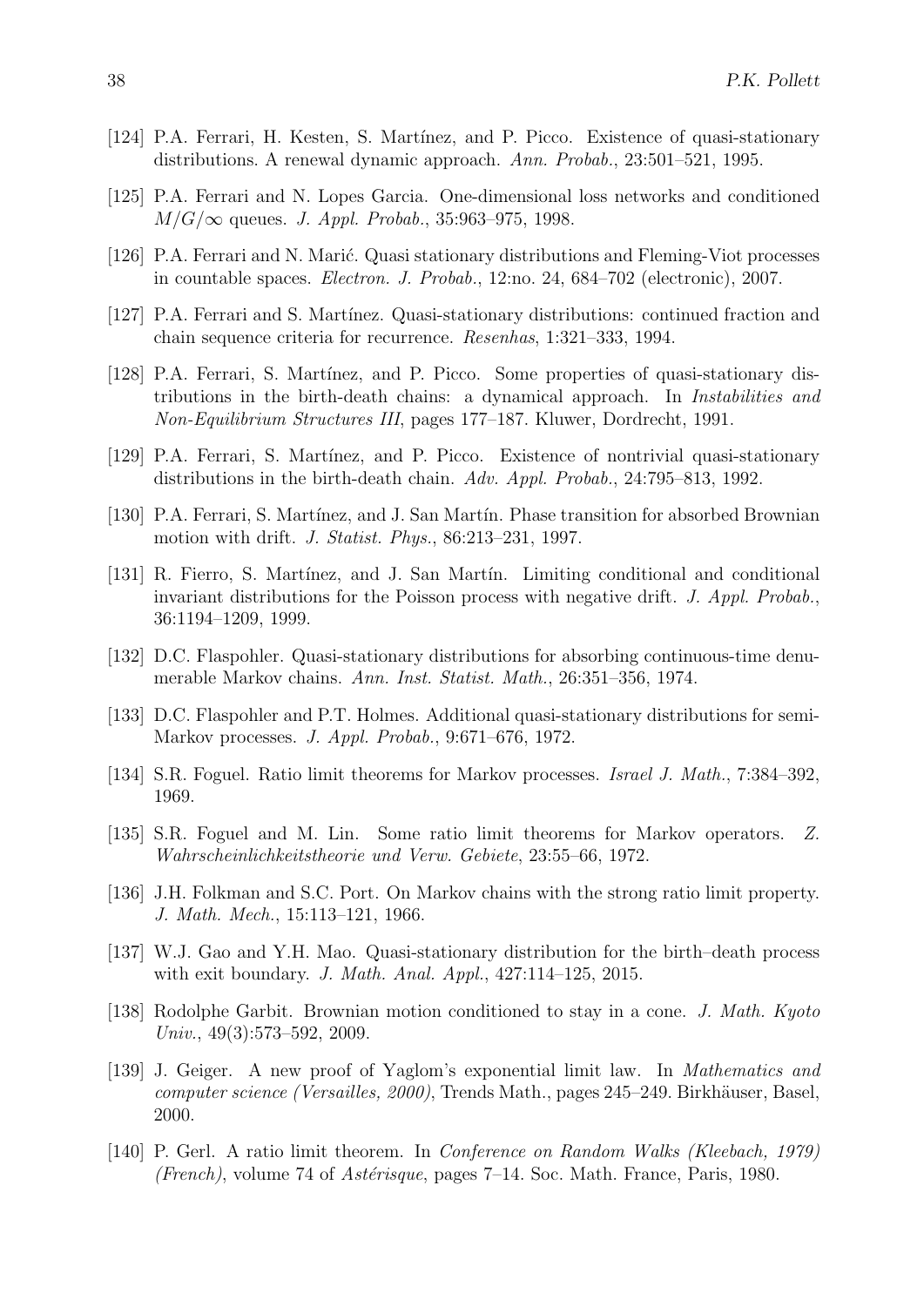[124] P.A. Ferrari, H. Kesten, S. Martínez, and P. Picco. Existence of quasi-stationary distributions. A renewal dynamic approach. *Ann. Probab.*, 23:501–521, 1995.

[125] P.A. Ferrari and N. Lopes Garcia. One-dimensional loss networks and conditioned $M/G/\infty$ queues. *J. Appl. Probab.*, 35:963–975, 1998.

[126] P.A. Ferrari and N. Marić. Quasi stationary distributions and Fleming-Viot processes in countable spaces. *Electron. J. Probab.*, 12:no. 24, 684–702 (electronic), 2007.

[127] P.A. Ferrari and S. Martínez. Quasi-stationary distributions: continued fraction and chain sequence criteria for recurrence. *Resenhas*, 1:321–333, 1994.

[128] P.A. Ferrari, S. Martínez, and P. Picco. Some properties of quasi-stationary distributions in the birth-death chains: a dynamical approach. In *Instabilities and Non-Equilibrium Structures III*, pages 177–187. Kluwer, Dordrecht, 1991.

[129] P.A. Ferrari, S. Martínez, and P. Picco. Existence of nontrivial quasi-stationary distributions in the birth-death chain. *Adv. Appl. Probab.*, 24:795–813, 1992.

[130] P.A. Ferrari, S. Martínez, and J. San Martín. Phase transition for absorbed Brownian motion with drift. *J. Statist. Phys.*, 86:213–231, 1997.

[131] R. Fierro, S. Martínez, and J. San Martín. Limiting conditional and conditional invariant distributions for the Poisson process with negative drift. *J. Appl. Probab.*, 36:1194–1209, 1999.

[132] D.C. Flaspohler. Quasi-stationary distributions for absorbing continuous-time denumerable Markov chains. *Ann. Inst. Statist. Math.*, 26:351–356, 1974.

[133] D.C. Flaspohler and P.T. Holmes. Additional quasi-stationary distributions for semi-Markov processes. *J. Appl. Probab.*, 9:671–676, 1972.

[134] S.R. Foguel. Ratio limit theorems for Markov processes. *Israel J. Math.*, 7:384–392, 1969.

[135] S.R. Foguel and M. Lin. Some ratio limit theorems for Markov operators. *Z. Wahrscheinlichkeitstheorie und Verw. Gebiete*, 23:55–66, 1972.

[136] J.H. Folkman and S.C. Port. On Markov chains with the strong ratio limit property. *J. Math. Mech.*, 15:113–121, 1966.

[137] W.J. Gao and Y.H. Mao. Quasi-stationary distribution for the birth–death process with exit boundary. *J. Math. Anal. Appl.*, 427:114–125, 2015.

[138] Rodolphe Garbit. Brownian motion conditioned to stay in a cone. *J. Math. Kyoto Univ.*, 49(3):573–592, 2009.

[139] J. Geiger. A new proof of Yaglom's exponential limit law. In *Mathematics and computer science (Versailles, 2000)*, Trends Math., pages 245–249. Birkhäuser, Basel, 2000.

[140] P. Gerl. A ratio limit theorem. In *Conference on Random Walks (Kleebach, 1979) (French)*, volume 74 of *Astérisque*, pages 7–14. Soc. Math. France, Paris, 1980.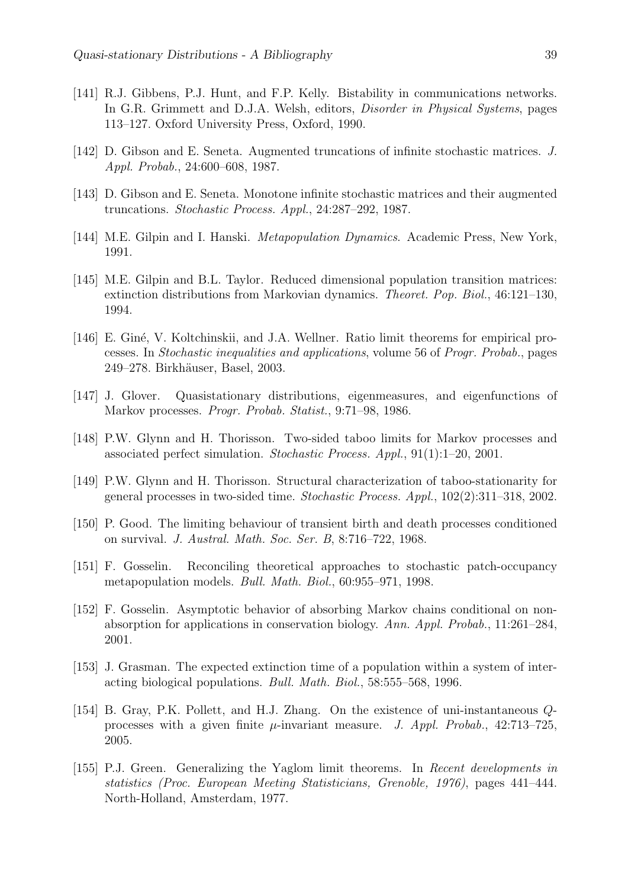[141] R.J. Gibbens, P.J. Hunt, and F.P. Kelly. Bistability in communications networks. In G.R. Grimmett and D.J.A. Welsh, editors, *Disorder in Physical Systems*, pages 113–127. Oxford University Press, Oxford, 1990.

[142] D. Gibson and E. Seneta. Augmented truncations of infinite stochastic matrices. *J. Appl. Probab.*, 24:600–608, 1987.

[143] D. Gibson and E. Seneta. Monotone infinite stochastic matrices and their augmented truncations. *Stochastic Process. Appl.*, 24:287–292, 1987.

[144] M.E. Gilpin and I. Hanski. *Metapopulation Dynamics*. Academic Press, New York, 1991.

[145] M.E. Gilpin and B.L. Taylor. Reduced dimensional population transition matrices: extinction distributions from Markovian dynamics. *Theoret. Pop. Biol.*, 46:121–130, 1994.

[146] E. Giné, V. Koltchinskii, and J.A. Wellner. Ratio limit theorems for empirical processes. In *Stochastic inequalities and applications*, volume 56 of *Progr. Probab.*, pages 249–278. Birkhäuser, Basel, 2003.

[147] J. Glover. Quasistationary distributions, eigenmeasures, and eigenfunctions of Markov processes. *Progr. Probab. Statist.*, 9:71–98, 1986.

[148] P.W. Glynn and H. Thorisson. Two-sided taboo limits for Markov processes and associated perfect simulation. *Stochastic Process. Appl.*, 91(1):1–20, 2001.

[149] P.W. Glynn and H. Thorisson. Structural characterization of taboo-stationarity for general processes in two-sided time. *Stochastic Process. Appl.*, 102(2):311–318, 2002.

[150] P. Good. The limiting behaviour of transient birth and death processes conditioned on survival. *J. Austral. Math. Soc. Ser. B*, 8:716–722, 1968.

[151] F. Gosselin. Reconciling theoretical approaches to stochastic patch-occupancy metapopulation models. *Bull. Math. Biol.*, 60:955–971, 1998.

[152] F. Gosselin. Asymptotic behavior of absorbing Markov chains conditional on nonabsorption for applications in conservation biology. *Ann. Appl. Probab.*, 11:261–284, 2001.

[153] J. Grasman. The expected extinction time of a population within a system of interacting biological populations. *Bull. Math. Biol.*, 58:555–568, 1996.

[154] B. Gray, P.K. Pollett, and H.J. Zhang. On the existence of uni-instantaneous $Q$-processes with a given finite $\mu$-invariant measure. *J. Appl. Probab.*, 42:713–725, 2005.

[155] P.J. Green. Generalizing the Yaglom limit theorems. In *Recent developments in statistics (Proc. European Meeting Statisticians, Grenoble, 1976)*, pages 441–444. North-Holland, Amsterdam, 1977.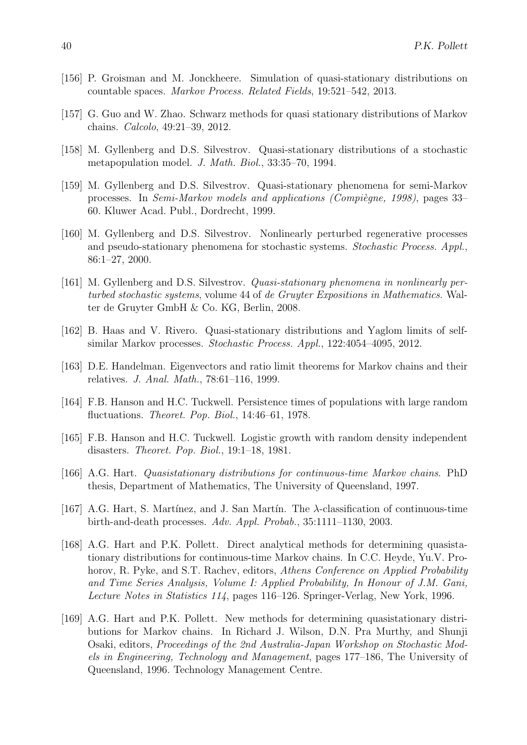[156] P. Groisman and M. Jonckheere. Simulation of quasi-stationary distributions on countable spaces. *Markov Process. Related Fields*, 19:521–542, 2013.

[157] G. Guo and W. Zhao. Schwarz methods for quasi stationary distributions of Markov chains. *Calcolo*, 49:21–39, 2012.

[158] M. Gyllenberg and D.S. Silvestrov. Quasi-stationary distributions of a stochastic metapopulation model. *J. Math. Biol.*, 33:35–70, 1994.

[159] M. Gyllenberg and D.S. Silvestrov. Quasi-stationary phenomena for semi-Markov processes. In *Semi-Markov models and applications (Compiègne, 1998)*, pages 33–60. Kluwer Acad. Publ., Dordrecht, 1999.

[160] M. Gyllenberg and D.S. Silvestrov. Nonlinearly perturbed regenerative processes and pseudo-stationary phenomena for stochastic systems. *Stochastic Process. Appl.*, 86:1–27, 2000.

[161] M. Gyllenberg and D.S. Silvestrov. *Quasi-stationary phenomena in nonlinearly perturbed stochastic systems*, volume 44 of *de Gruyter Expositions in Mathematics*. Walter de Gruyter GmbH & Co. KG, Berlin, 2008.

[162] B. Haas and V. Rivero. Quasi-stationary distributions and Yaglom limits of self-similar Markov processes. *Stochastic Process. Appl.*, 122:4054–4095, 2012.

[163] D.E. Handelman. Eigenvectors and ratio limit theorems for Markov chains and their relatives. *J. Anal. Math.*, 78:61–116, 1999.

[164] F.B. Hanson and H.C. Tuckwell. Persistence times of populations with large random fluctuations. *Theoret. Pop. Biol.*, 14:46–61, 1978.

[165] F.B. Hanson and H.C. Tuckwell. Logistic growth with random density independent disasters. *Theoret. Pop. Biol.*, 19:1–18, 1981.

[166] A.G. Hart. *Quasistationary distributions for continuous-time Markov chains*. PhD thesis, Department of Mathematics, The University of Queensland, 1997.

[167] A.G. Hart, S. Martínez, and J. San Martín. The $\lambda$-classification of continuous-time birth-and-death processes. *Adv. Appl. Probab.*, 35:1111–1130, 2003.

[168] A.G. Hart and P.K. Pollett. Direct analytical methods for determining quasistationary distributions for continuous-time Markov chains. In C.C. Heyde, Yu.V. Prohorov, R. Pyke, and S.T. Rachev, editors, *Athens Conference on Applied Probability and Time Series Analysis, Volume I: Applied Probability, In Honour of J.M. Gani, Lecture Notes in Statistics 114*, pages 116–126. Springer-Verlag, New York, 1996.

[169] A.G. Hart and P.K. Pollett. New methods for determining quasistationary distributions for Markov chains. In Richard J. Wilson, D.N. Pra Murthy, and Shunji Osaki, editors, *Proceedings of the 2nd Australia-Japan Workshop on Stochastic Models in Engineering, Technology and Management*, pages 177–186, The University of Queensland, 1996. Technology Management Centre.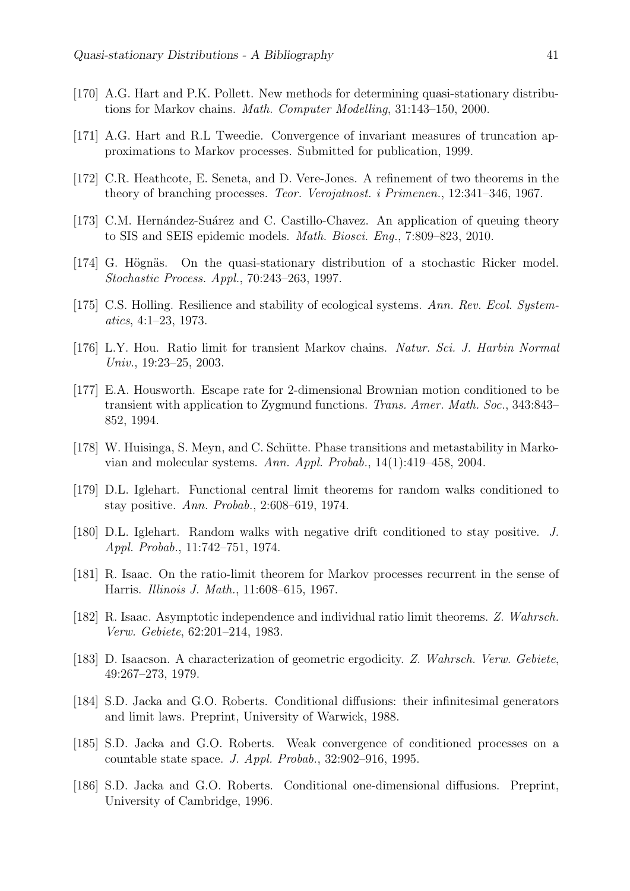[170] A.G. Hart and P.K. Pollett. New methods for determining quasi-stationary distributions for Markov chains. *Math. Computer Modelling*, 31:143–150, 2000.

[171] A.G. Hart and R.L Tweedie. Convergence of invariant measures of truncation approximations to Markov processes. Submitted for publication, 1999.

[172] C.R. Heathcote, E. Seneta, and D. Vere-Jones. A refinement of two theorems in the theory of branching processes. *Teor. Verojatnost. i Primenen.*, 12:341–346, 1967.

[173] C.M. Hernández-Suárez and C. Castillo-Chavez. An application of queuing theory to SIS and SEIS epidemic models. *Math. Biosci. Eng.*, 7:809–823, 2010.

[174] G. Högnäs. On the quasi-stationary distribution of a stochastic Ricker model. *Stochastic Process. Appl.*, 70:243–263, 1997.

[175] C.S. Holling. Resilience and stability of ecological systems. *Ann. Rev. Ecol. Systematics*, 4:1–23, 1973.

[176] L.Y. Hou. Ratio limit for transient Markov chains. *Natur. Sci. J. Harbin Normal Univ.*, 19:23–25, 2003.

[177] E.A. Housworth. Escape rate for 2-dimensional Brownian motion conditioned to be transient with application to Zygmund functions. *Trans. Amer. Math. Soc.*, 343:843–852, 1994.

[178] W. Huisinga, S. Meyn, and C. Schütte. Phase transitions and metastability in Markovian and molecular systems. *Ann. Appl. Probab.*, 14(1):419–458, 2004.

[179] D.L. Iglehart. Functional central limit theorems for random walks conditioned to stay positive. *Ann. Probab.*, 2:608–619, 1974.

[180] D.L. Iglehart. Random walks with negative drift conditioned to stay positive. *J. Appl. Probab.*, 11:742–751, 1974.

[181] R. Isaac. On the ratio-limit theorem for Markov processes recurrent in the sense of Harris. *Illinois J. Math.*, 11:608–615, 1967.

[182] R. Isaac. Asymptotic independence and individual ratio limit theorems. *Z. Wahrsch. Verw. Gebiete*, 62:201–214, 1983.

[183] D. Isaacson. A characterization of geometric ergodicity. *Z. Wahrsch. Verw. Gebiete*, 49:267–273, 1979.

[184] S.D. Jacka and G.O. Roberts. Conditional diffusions: their infinitesimal generators and limit laws. Preprint, University of Warwick, 1988.

[185] S.D. Jacka and G.O. Roberts. Weak convergence of conditioned processes on a countable state space. *J. Appl. Probab.*, 32:902–916, 1995.

[186] S.D. Jacka and G.O. Roberts. Conditional one-dimensional diffusions. Preprint, University of Cambridge, 1996.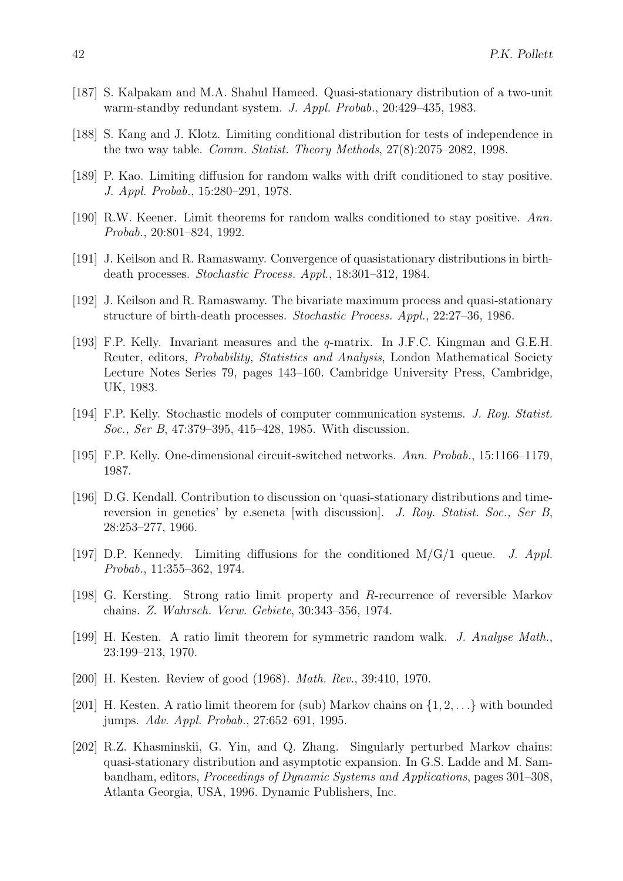[187] S. Kalpakam and M.A. Shahul Hameed. Quasi-stationary distribution of a two-unit warm-standby redundant system. *J. Appl. Probab.*, 20:429–435, 1983.

[188] S. Kang and J. Klotz. Limiting conditional distribution for tests of independence in the two way table. *Comm. Statist. Theory Methods*, 27(8):2075–2082, 1998.

[189] P. Kao. Limiting diffusion for random walks with drift conditioned to stay positive. *J. Appl. Probab.*, 15:280–291, 1978.

[190] R.W. Keener. Limit theorems for random walks conditioned to stay positive. *Ann. Probab.*, 20:801–824, 1992.

[191] J. Keilson and R. Ramaswamy. Convergence of quasistationary distributions in birth-death processes. *Stochastic Process. Appl.*, 18:301–312, 1984.

[192] J. Keilson and R. Ramaswamy. The bivariate maximum process and quasi-stationary structure of birth-death processes. *Stochastic Process. Appl.*, 22:27–36, 1986.

[193] F.P. Kelly. Invariant measures and the $q$-matrix. In J.F.C. Kingman and G.E.H. Reuter, editors, *Probability, Statistics and Analysis*, London Mathematical Society Lecture Notes Series 79, pages 143–160. Cambridge University Press, Cambridge, UK, 1983.

[194] F.P. Kelly. Stochastic models of computer communication systems. *J. Roy. Statist. Soc., Ser B*, 47:379–395, 415–428, 1985. With discussion.

[195] F.P. Kelly. One-dimensional circuit-switched networks. *Ann. Probab.*, 15:1166–1179, 1987.

[196] D.G. Kendall. Contribution to discussion on 'quasi-stationary distributions and time-reversion in genetics' by e.seneta [with discussion]. *J. Roy. Statist. Soc., Ser B*, 28:253–277, 1966.

[197] D.P. Kennedy. Limiting diffusions for the conditioned M/G/1 queue. *J. Appl. Probab.*, 11:355–362, 1974.

[198] G. Kersting. Strong ratio limit property and $R$-recurrence of reversible Markov chains. *Z. Wahrsch. Verw. Gebiete*, 30:343–356, 1974.

[199] H. Kesten. A ratio limit theorem for symmetric random walk. *J. Analyse Math.*, 23:199–213, 1970.

[200] H. Kesten. Review of good (1968). *Math. Rev.*, 39:410, 1970.

[201] H. Kesten. A ratio limit theorem for (sub) Markov chains on $\{1, 2, \ldots\}$ with bounded jumps. *Adv. Appl. Probab.*, 27:652–691, 1995.

[202] R.Z. Khasminskii, G. Yin, and Q. Zhang. Singularly perturbed Markov chains: quasi-stationary distribution and asymptotic expansion. In G.S. Ladde and M. Sambandham, editors, *Proceedings of Dynamic Systems and Applications*, pages 301–308, Atlanta Georgia, USA, 1996. Dynamic Publishers, Inc.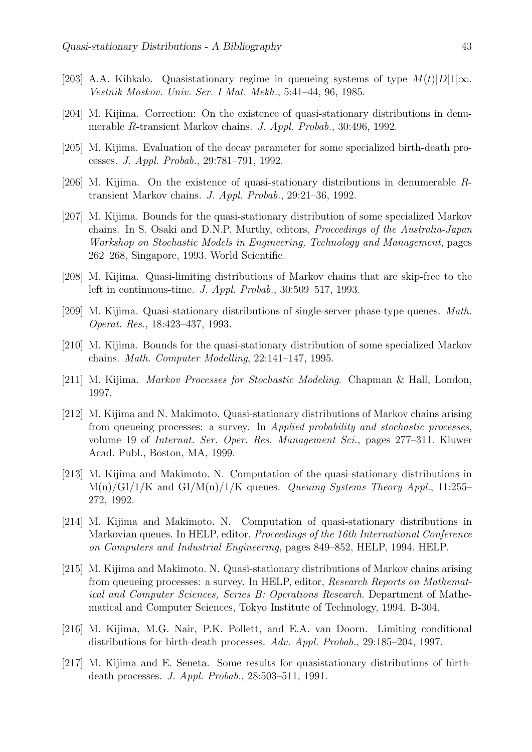[203] A.A. Kibkalo. Quasistationary regime in queueing systems of type $M(t)|D|1|\infty$. *Vestnik Moskov. Univ. Ser. I Mat. Mekh.*, 5:41–44, 96, 1985.

[204] M. Kijima. Correction: On the existence of quasi-stationary distributions in denumerable $R$-transient Markov chains. *J. Appl. Probab.*, 30:496, 1992.

[205] M. Kijima. Evaluation of the decay parameter for some specialized birth-death processes. *J. Appl. Probab.*, 29:781–791, 1992.

[206] M. Kijima. On the existence of quasi-stationary distributions in denumerable $R$-transient Markov chains. *J. Appl. Probab.*, 29:21–36, 1992.

[207] M. Kijima. Bounds for the quasi-stationary distribution of some specialized Markov chains. In S. Osaki and D.N.P. Murthy, editors, *Proceedings of the Australia-Japan Workshop on Stochastic Models in Engineering, Technology and Management*, pages 262–268, Singapore, 1993. World Scientific.

[208] M. Kijima. Quasi-limiting distributions of Markov chains that are skip-free to the left in continuous-time. *J. Appl. Probab.*, 30:509–517, 1993.

[209] M. Kijima. Quasi-stationary distributions of single-server phase-type queues. *Math. Operat. Res.*, 18:423–437, 1993.

[210] M. Kijima. Bounds for the quasi-stationary distribution of some specialized Markov chains. *Math. Computer Modelling*, 22:141–147, 1995.

[211] M. Kijima. *Markov Processes for Stochastic Modeling*. Chapman & Hall, London, 1997.

[212] M. Kijima and N. Makimoto. Quasi-stationary distributions of Markov chains arising from queueing processes: a survey. In *Applied probability and stochastic processes*, volume 19 of *Internat. Ser. Oper. Res. Management Sci.*, pages 277–311. Kluwer Acad. Publ., Boston, MA, 1999.

[213] M. Kijima and Makimoto. N. Computation of the quasi-stationary distributions in M(n)/GI/1/K and GI/M(n)/1/K queues. *Queuing Systems Theory Appl.*, 11:255–272, 1992.

[214] M. Kijima and Makimoto. N. Computation of quasi-stationary distributions in Markovian queues. In HELP, editor, *Proceedings of the 16th International Conference on Computers and Industrial Engineering*, pages 849–852, HELP, 1994. HELP.

[215] M. Kijima and Makimoto. N. Quasi-stationary distributions of Markov chains arising from queueing processes: a survey. In HELP, editor, *Research Reports on Mathematical and Computer Sciences, Series B: Operations Research*. Department of Mathematical and Computer Sciences, Tokyo Institute of Technology, 1994. B-304.

[216] M. Kijima, M.G. Nair, P.K. Pollett, and E.A. van Doorn. Limiting conditional distributions for birth-death processes. *Adv. Appl. Probab.*, 29:185–204, 1997.

[217] M. Kijima and E. Seneta. Some results for quasistationary distributions of birth-death processes. *J. Appl. Probab.*, 28:503–511, 1991.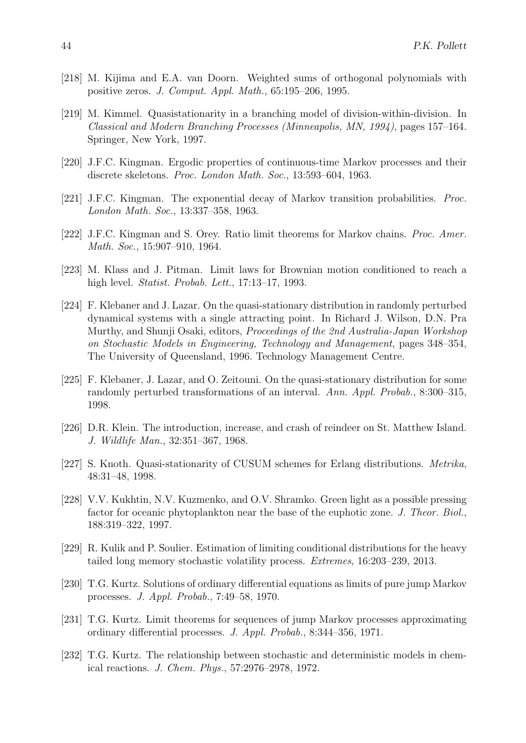[218] M. Kijima and E.A. van Doorn. Weighted sums of orthogonal polynomials with positive zeros. *J. Comput. Appl. Math.*, 65:195–206, 1995.

[219] M. Kimmel. Quasistationarity in a branching model of division-within-division. In *Classical and Modern Branching Processes (Minneapolis, MN, 1994)*, pages 157–164. Springer, New York, 1997.

[220] J.F.C. Kingman. Ergodic properties of continuous-time Markov processes and their discrete skeletons. *Proc. London Math. Soc.*, 13:593–604, 1963.

[221] J.F.C. Kingman. The exponential decay of Markov transition probabilities. *Proc. London Math. Soc.*, 13:337–358, 1963.

[222] J.F.C. Kingman and S. Orey. Ratio limit theorems for Markov chains. *Proc. Amer. Math. Soc.*, 15:907–910, 1964.

[223] M. Klass and J. Pitman. Limit laws for Brownian motion conditioned to reach a high level. *Statist. Probab. Lett.*, 17:13–17, 1993.

[224] F. Klebaner and J. Lazar. On the quasi-stationary distribution in randomly perturbed dynamical systems with a single attracting point. In Richard J. Wilson, D.N. Pra Murthy, and Shunji Osaki, editors, *Proceedings of the 2nd Australia-Japan Workshop on Stochastic Models in Engineering, Technology and Management*, pages 348–354, The University of Queensland, 1996. Technology Management Centre.

[225] F. Klebaner, J. Lazar, and O. Zeitouni. On the quasi-stationary distribution for some randomly perturbed transformations of an interval. *Ann. Appl. Probab.*, 8:300–315, 1998.

[226] D.R. Klein. The introduction, increase, and crash of reindeer on St. Matthew Island. *J. Wildlife Man.*, 32:351–367, 1968.

[227] S. Knoth. Quasi-stationarity of CUSUM schemes for Erlang distributions. *Metrika*, 48:31–48, 1998.

[228] V.V. Kukhtin, N.V. Kuzmenko, and O.V. Shramko. Green light as a possible pressing factor for oceanic phytoplankton near the base of the euphotic zone. *J. Theor. Biol.*, 188:319–322, 1997.

[229] R. Kulik and P. Soulier. Estimation of limiting conditional distributions for the heavy tailed long memory stochastic volatility process. *Extremes*, 16:203–239, 2013.

[230] T.G. Kurtz. Solutions of ordinary differential equations as limits of pure jump Markov processes. *J. Appl. Probab.*, 7:49–58, 1970.

[231] T.G. Kurtz. Limit theorems for sequences of jump Markov processes approximating ordinary differential processes. *J. Appl. Probab.*, 8:344–356, 1971.

[232] T.G. Kurtz. The relationship between stochastic and deterministic models in chemical reactions. *J. Chem. Phys.*, 57:2976–2978, 1972.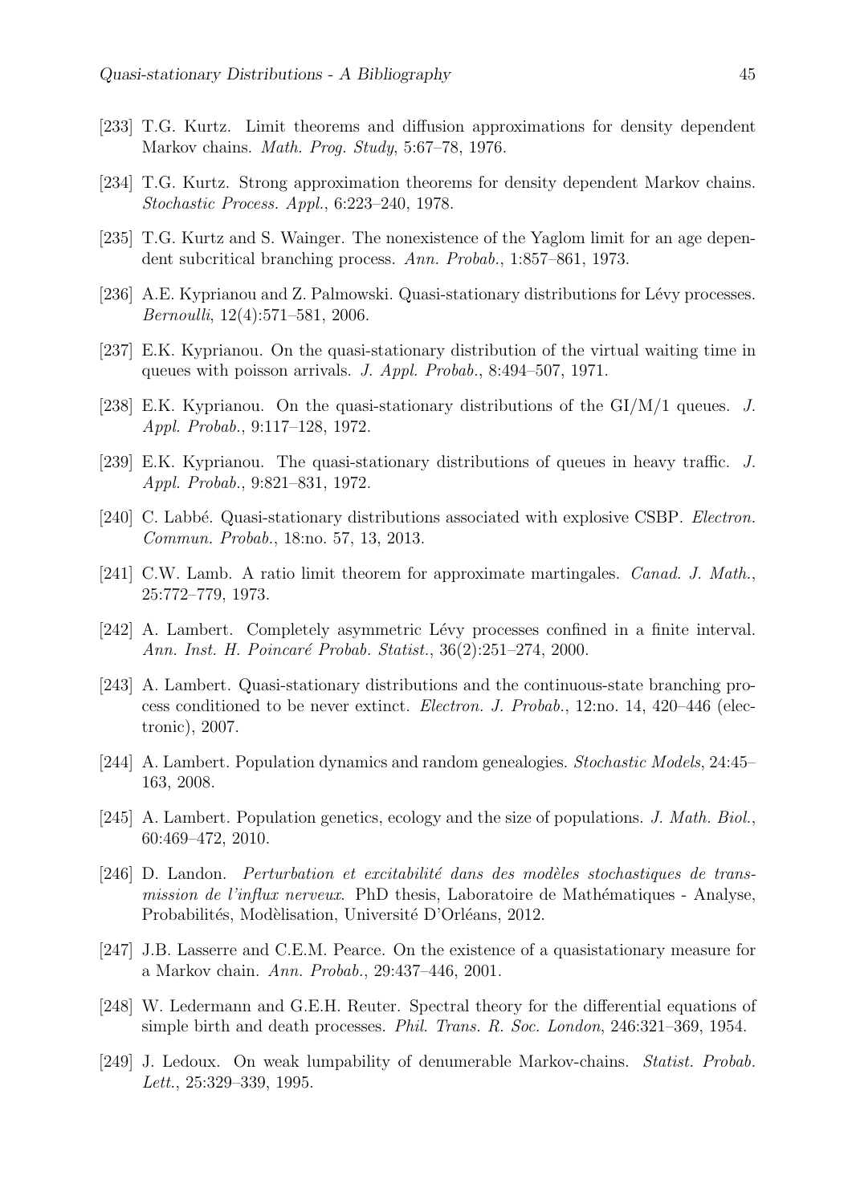[233] T.G. Kurtz. Limit theorems and diffusion approximations for density dependent Markov chains. *Math. Prog. Study*, 5:67–78, 1976.

[234] T.G. Kurtz. Strong approximation theorems for density dependent Markov chains. *Stochastic Process. Appl.*, 6:223–240, 1978.

[235] T.G. Kurtz and S. Wainger. The nonexistence of the Yaglom limit for an age dependent subcritical branching process. *Ann. Probab.*, 1:857–861, 1973.

[236] A.E. Kyprianou and Z. Palmowski. Quasi-stationary distributions for Lévy processes. *Bernoulli*, 12(4):571–581, 2006.

[237] E.K. Kyprianou. On the quasi-stationary distribution of the virtual waiting time in queues with poisson arrivals. *J. Appl. Probab.*, 8:494–507, 1971.

[238] E.K. Kyprianou. On the quasi-stationary distributions of the GI/M/1 queues. *J. Appl. Probab.*, 9:117–128, 1972.

[239] E.K. Kyprianou. The quasi-stationary distributions of queues in heavy traffic. *J. Appl. Probab.*, 9:821–831, 1972.

[240] C. Labbé. Quasi-stationary distributions associated with explosive CSBP. *Electron. Commun. Probab.*, 18:no. 57, 13, 2013.

[241] C.W. Lamb. A ratio limit theorem for approximate martingales. *Canad. J. Math.*, 25:772–779, 1973.

[242] A. Lambert. Completely asymmetric Lévy processes confined in a finite interval. *Ann. Inst. H. Poincaré Probab. Statist.*, 36(2):251–274, 2000.

[243] A. Lambert. Quasi-stationary distributions and the continuous-state branching process conditioned to be never extinct. *Electron. J. Probab.*, 12:no. 14, 420–446 (electronic), 2007.

[244] A. Lambert. Population dynamics and random genealogies. *Stochastic Models*, 24:45–163, 2008.

[245] A. Lambert. Population genetics, ecology and the size of populations. *J. Math. Biol.*, 60:469–472, 2010.

[246] D. Landon. *Perturbation et excitabilité dans des modèles stochastiques de transmission de l'influx nerveux*. PhD thesis, Laboratoire de Mathématiques - Analyse, Probabilités, Modèlisation, Université D'Orléans, 2012.

[247] J.B. Lasserre and C.E.M. Pearce. On the existence of a quasistationary measure for a Markov chain. *Ann. Probab.*, 29:437–446, 2001.

[248] W. Ledermann and G.E.H. Reuter. Spectral theory for the differential equations of simple birth and death processes. *Phil. Trans. R. Soc. London*, 246:321–369, 1954.

[249] J. Ledoux. On weak lumpability of denumerable Markov-chains. *Statist. Probab. Lett.*, 25:329–339, 1995.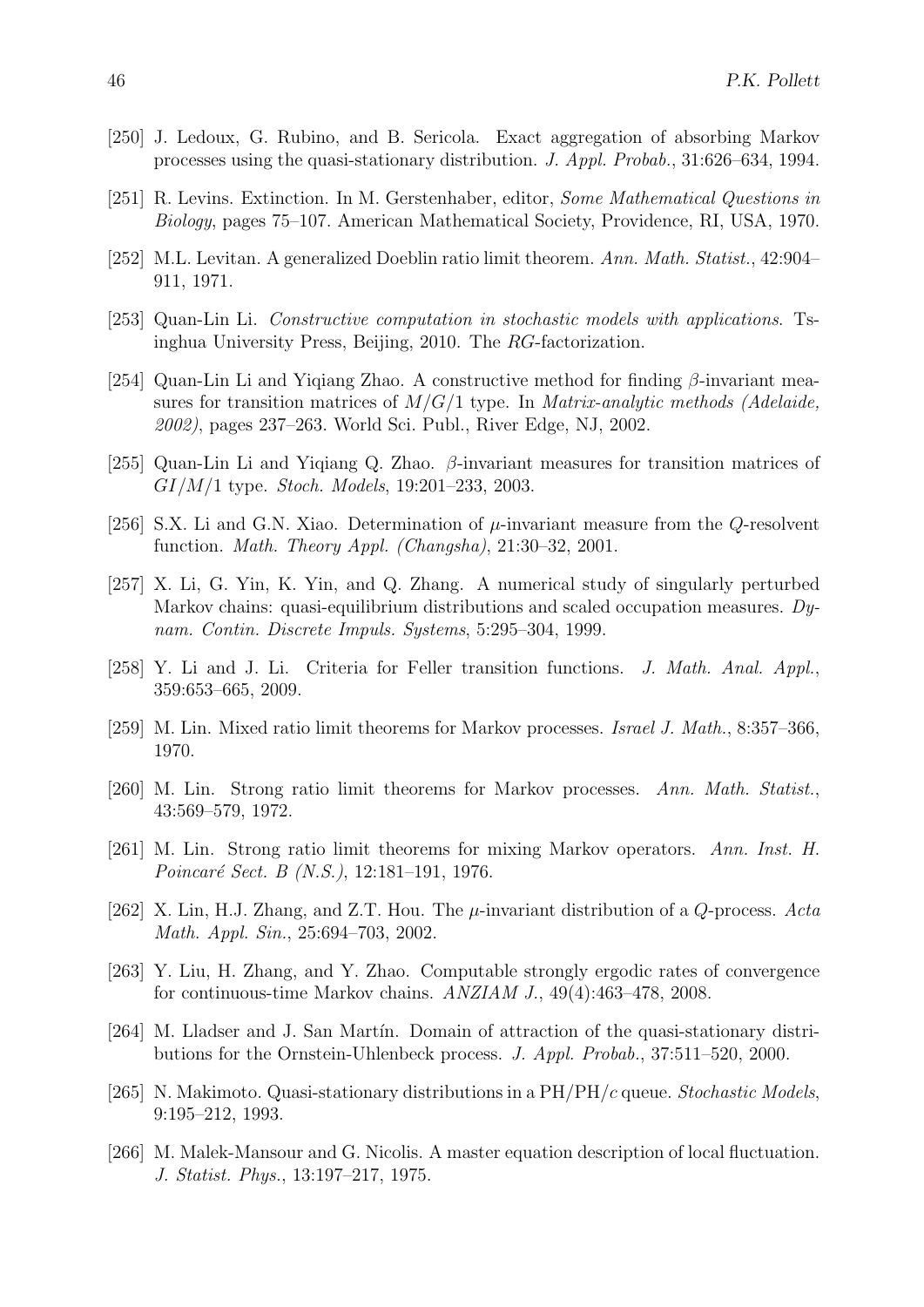[250] J. Ledoux, G. Rubino, and B. Sericola. Exact aggregation of absorbing Markov processes using the quasi-stationary distribution. *J. Appl. Probab.*, 31:626–634, 1994.

[251] R. Levins. Extinction. In M. Gerstenhaber, editor, *Some Mathematical Questions in Biology*, pages 75–107. American Mathematical Society, Providence, RI, USA, 1970.

[252] M.L. Levitan. A generalized Doeblin ratio limit theorem. *Ann. Math. Statist.*, 42:904–911, 1971.

[253] Quan-Lin Li. *Constructive computation in stochastic models with applications*. Tsinghua University Press, Beijing, 2010. The *RG*-factorization.

[254] Quan-Lin Li and Yiqiang Zhao. A constructive method for finding $\beta$-invariant measures for transition matrices of $M/G/1$ type. In *Matrix-analytic methods (Adelaide, 2002)*, pages 237–263. World Sci. Publ., River Edge, NJ, 2002.

[255] Quan-Lin Li and Yiqiang Q. Zhao. $\beta$-invariant measures for transition matrices of $GI/M/1$ type. *Stoch. Models*, 19:201–233, 2003.

[256] S.X. Li and G.N. Xiao. Determination of $\mu$-invariant measure from the $Q$-resolvent function. *Math. Theory Appl. (Changsha)*, 21:30–32, 2001.

[257] X. Li, G. Yin, K. Yin, and Q. Zhang. A numerical study of singularly perturbed Markov chains: quasi-equilibrium distributions and scaled occupation measures. *Dynam. Contin. Discrete Impuls. Systems*, 5:295–304, 1999.

[258] Y. Li and J. Li. Criteria for Feller transition functions. *J. Math. Anal. Appl.*, 359:653–665, 2009.

[259] M. Lin. Mixed ratio limit theorems for Markov processes. *Israel J. Math.*, 8:357–366, 1970.

[260] M. Lin. Strong ratio limit theorems for Markov processes. *Ann. Math. Statist.*, 43:569–579, 1972.

[261] M. Lin. Strong ratio limit theorems for mixing Markov operators. *Ann. Inst. H. Poincaré Sect. B (N.S.)*, 12:181–191, 1976.

[262] X. Lin, H.J. Zhang, and Z.T. Hou. The $\mu$-invariant distribution of a $Q$-process. *Acta Math. Appl. Sin.*, 25:694–703, 2002.

[263] Y. Liu, H. Zhang, and Y. Zhao. Computable strongly ergodic rates of convergence for continuous-time Markov chains. *ANZIAM J.*, 49(4):463–478, 2008.

[264] M. Lladser and J. San Martín. Domain of attraction of the quasi-stationary distributions for the Ornstein-Uhlenbeck process. *J. Appl. Probab.*, 37:511–520, 2000.

[265] N. Makimoto. Quasi-stationary distributions in a PH/PH/$c$ queue. *Stochastic Models*, 9:195–212, 1993.

[266] M. Malek-Mansour and G. Nicolis. A master equation description of local fluctuation. *J. Statist. Phys.*, 13:197–217, 1975.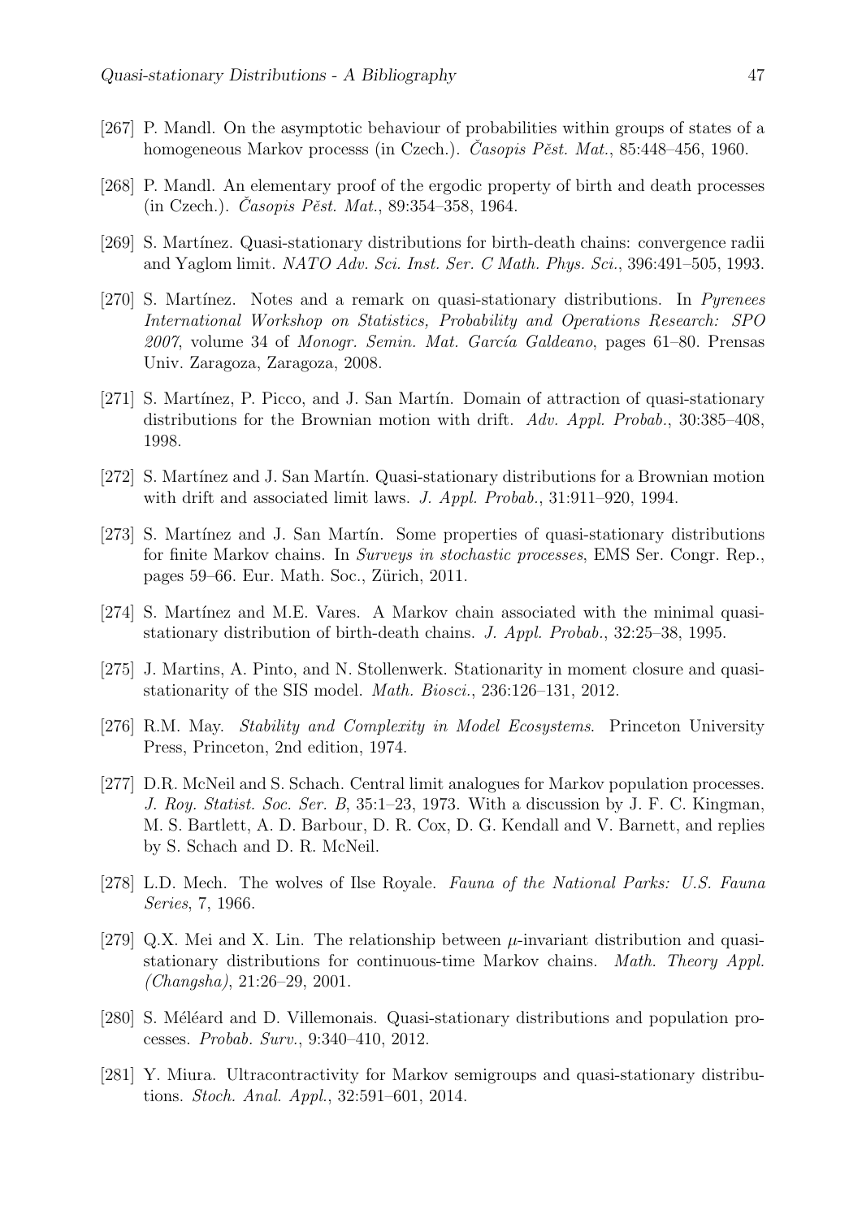[267] P. Mandl. On the asymptotic behaviour of probabilities within groups of states of a homogeneous Markov processs (in Czech.). *Časopis Pěst. Mat.*, 85:448–456, 1960.

[268] P. Mandl. An elementary proof of the ergodic property of birth and death processes (in Czech.). *Časopis Pěst. Mat.*, 89:354–358, 1964.

[269] S. Martínez. Quasi-stationary distributions for birth-death chains: convergence radii and Yaglom limit. *NATO Adv. Sci. Inst. Ser. C Math. Phys. Sci.*, 396:491–505, 1993.

[270] S. Martínez. Notes and a remark on quasi-stationary distributions. In *Pyrenees International Workshop on Statistics, Probability and Operations Research: SPO 2007*, volume 34 of *Monogr. Semin. Mat. García Galdeano*, pages 61–80. Prensas Univ. Zaragoza, Zaragoza, 2008.

[271] S. Martínez, P. Picco, and J. San Martín. Domain of attraction of quasi-stationary distributions for the Brownian motion with drift. *Adv. Appl. Probab.*, 30:385–408, 1998.

[272] S. Martínez and J. San Martín. Quasi-stationary distributions for a Brownian motion with drift and associated limit laws. *J. Appl. Probab.*, 31:911–920, 1994.

[273] S. Martínez and J. San Martín. Some properties of quasi-stationary distributions for finite Markov chains. In *Surveys in stochastic processes*, EMS Ser. Congr. Rep., pages 59–66. Eur. Math. Soc., Zürich, 2011.

[274] S. Martínez and M.E. Vares. A Markov chain associated with the minimal quasi-stationary distribution of birth-death chains. *J. Appl. Probab.*, 32:25–38, 1995.

[275] J. Martins, A. Pinto, and N. Stollenwerk. Stationarity in moment closure and quasi-stationarity of the SIS model. *Math. Biosci.*, 236:126–131, 2012.

[276] R.M. May. *Stability and Complexity in Model Ecosystems*. Princeton University Press, Princeton, 2nd edition, 1974.

[277] D.R. McNeil and S. Schach. Central limit analogues for Markov population processes. *J. Roy. Statist. Soc. Ser. B*, 35:1–23, 1973. With a discussion by J. F. C. Kingman, M. S. Bartlett, A. D. Barbour, D. R. Cox, D. G. Kendall and V. Barnett, and replies by S. Schach and D. R. McNeil.

[278] L.D. Mech. The wolves of Ilse Royale. *Fauna of the National Parks: U.S. Fauna Series*, 7, 1966.

[279] Q.X. Mei and X. Lin. The relationship between $\mu$-invariant distribution and quasi-stationary distributions for continuous-time Markov chains. *Math. Theory Appl. (Changsha)*, 21:26–29, 2001.

[280] S. Méléard and D. Villemonais. Quasi-stationary distributions and population processes. *Probab. Surv.*, 9:340–410, 2012.

[281] Y. Miura. Ultracontractivity for Markov semigroups and quasi-stationary distributions. *Stoch. Anal. Appl.*, 32:591–601, 2014.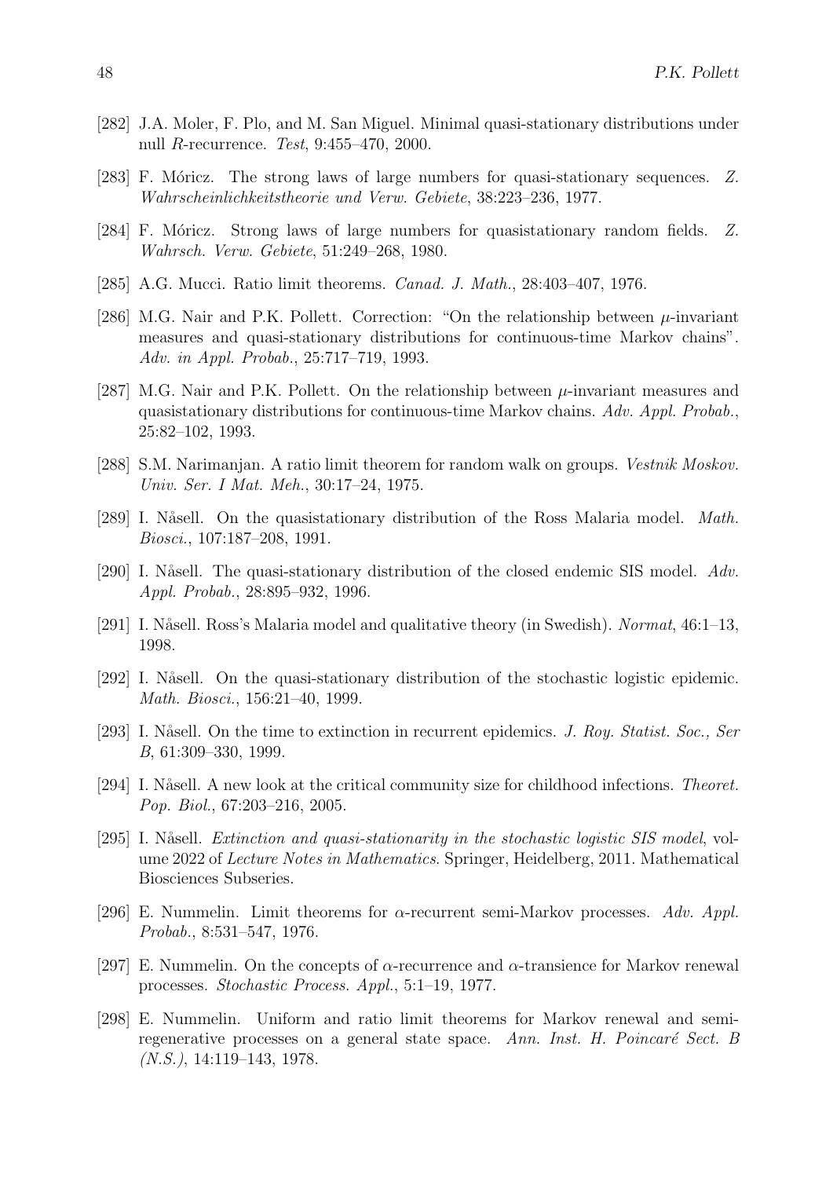[282] J.A. Moler, F. Plo, and M. San Miguel. Minimal quasi-stationary distributions under null $R$-recurrence. *Test*, 9:455–470, 2000.

[283] F. Móricz. The strong laws of large numbers for quasi-stationary sequences. *Z. Wahrscheinlichkeitstheorie und Verw. Gebiete*, 38:223–236, 1977.

[284] F. Móricz. Strong laws of large numbers for quasistationary random fields. *Z. Wahrsch. Verw. Gebiete*, 51:249–268, 1980.

[285] A.G. Mucci. Ratio limit theorems. *Canad. J. Math.*, 28:403–407, 1976.

[286] M.G. Nair and P.K. Pollett. Correction: "On the relationship between $\mu$-invariant measures and quasi-stationary distributions for continuous-time Markov chains". *Adv. in Appl. Probab.*, 25:717–719, 1993.

[287] M.G. Nair and P.K. Pollett. On the relationship between $\mu$-invariant measures and quasistationary distributions for continuous-time Markov chains. *Adv. Appl. Probab.*, 25:82–102, 1993.

[288] S.M. Narimanjan. A ratio limit theorem for random walk on groups. *Vestnik Moskov. Univ. Ser. I Mat. Meh.*, 30:17–24, 1975.

[289] I. Nåsell. On the quasistationary distribution of the Ross Malaria model. *Math. Biosci.*, 107:187–208, 1991.

[290] I. Nåsell. The quasi-stationary distribution of the closed endemic SIS model. *Adv. Appl. Probab.*, 28:895–932, 1996.

[291] I. Nåsell. Ross's Malaria model and qualitative theory (in Swedish). *Normat*, 46:1–13, 1998.

[292] I. Nåsell. On the quasi-stationary distribution of the stochastic logistic epidemic. *Math. Biosci.*, 156:21–40, 1999.

[293] I. Nåsell. On the time to extinction in recurrent epidemics. *J. Roy. Statist. Soc., Ser B*, 61:309–330, 1999.

[294] I. Nåsell. A new look at the critical community size for childhood infections. *Theoret. Pop. Biol.*, 67:203–216, 2005.

[295] I. Nåsell. *Extinction and quasi-stationarity in the stochastic logistic SIS model*, volume 2022 of *Lecture Notes in Mathematics*. Springer, Heidelberg, 2011. Mathematical Biosciences Subseries.

[296] E. Nummelin. Limit theorems for $\alpha$-recurrent semi-Markov processes. *Adv. Appl. Probab.*, 8:531–547, 1976.

[297] E. Nummelin. On the concepts of $\alpha$-recurrence and $\alpha$-transience for Markov renewal processes. *Stochastic Process. Appl.*, 5:1–19, 1977.

[298] E. Nummelin. Uniform and ratio limit theorems for Markov renewal and semi-regenerative processes on a general state space. *Ann. Inst. H. Poincaré Sect. B (N.S.)*, 14:119–143, 1978.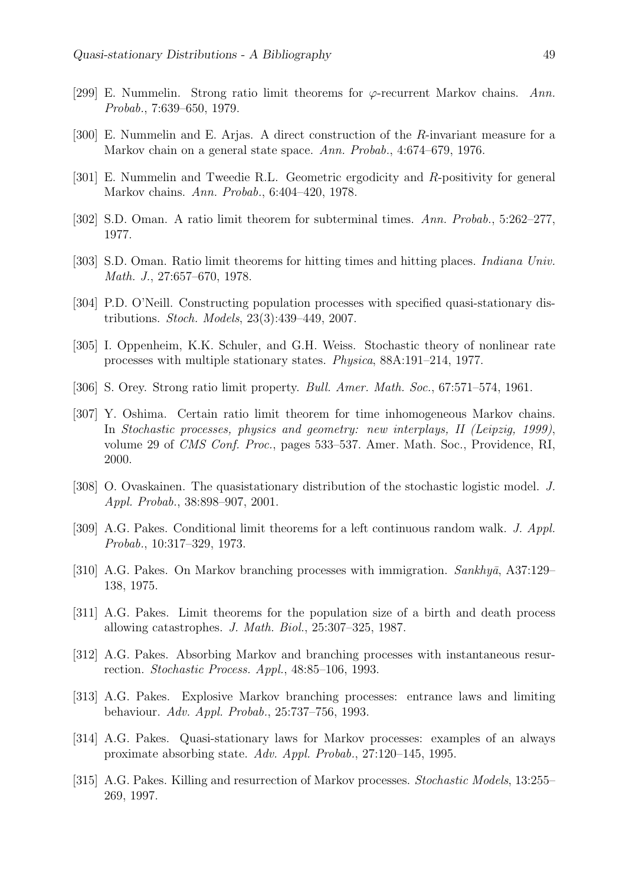[299] E. Nummelin. Strong ratio limit theorems for $\varphi$-recurrent Markov chains. *Ann. Probab.*, 7:639–650, 1979.

[300] E. Nummelin and E. Arjas. A direct construction of the $R$-invariant measure for a Markov chain on a general state space. *Ann. Probab.*, 4:674–679, 1976.

[301] E. Nummelin and Tweedie R.L. Geometric ergodicity and $R$-positivity for general Markov chains. *Ann. Probab.*, 6:404–420, 1978.

[302] S.D. Oman. A ratio limit theorem for subterminal times. *Ann. Probab.*, 5:262–277, 1977.

[303] S.D. Oman. Ratio limit theorems for hitting times and hitting places. *Indiana Univ. Math. J.*, 27:657–670, 1978.

[304] P.D. O'Neill. Constructing population processes with specified quasi-stationary distributions. *Stoch. Models*, 23(3):439–449, 2007.

[305] I. Oppenheim, K.K. Schuler, and G.H. Weiss. Stochastic theory of nonlinear rate processes with multiple stationary states. *Physica*, 88A:191–214, 1977.

[306] S. Orey. Strong ratio limit property. *Bull. Amer. Math. Soc.*, 67:571–574, 1961.

[307] Y. Oshima. Certain ratio limit theorem for time inhomogeneous Markov chains. In *Stochastic processes, physics and geometry: new interplays, II (Leipzig, 1999)*, volume 29 of *CMS Conf. Proc.*, pages 533–537. Amer. Math. Soc., Providence, RI, 2000.

[308] O. Ovaskainen. The quasistationary distribution of the stochastic logistic model. *J. Appl. Probab.*, 38:898–907, 2001.

[309] A.G. Pakes. Conditional limit theorems for a left continuous random walk. *J. Appl. Probab.*, 10:317–329, 1973.

[310] A.G. Pakes. On Markov branching processes with immigration. *Sankhyā*, A37:129–138, 1975.

[311] A.G. Pakes. Limit theorems for the population size of a birth and death process allowing catastrophes. *J. Math. Biol.*, 25:307–325, 1987.

[312] A.G. Pakes. Absorbing Markov and branching processes with instantaneous resurrection. *Stochastic Process. Appl.*, 48:85–106, 1993.

[313] A.G. Pakes. Explosive Markov branching processes: entrance laws and limiting behaviour. *Adv. Appl. Probab.*, 25:737–756, 1993.

[314] A.G. Pakes. Quasi-stationary laws for Markov processes: examples of an always proximate absorbing state. *Adv. Appl. Probab.*, 27:120–145, 1995.

[315] A.G. Pakes. Killing and resurrection of Markov processes. *Stochastic Models*, 13:255–269, 1997.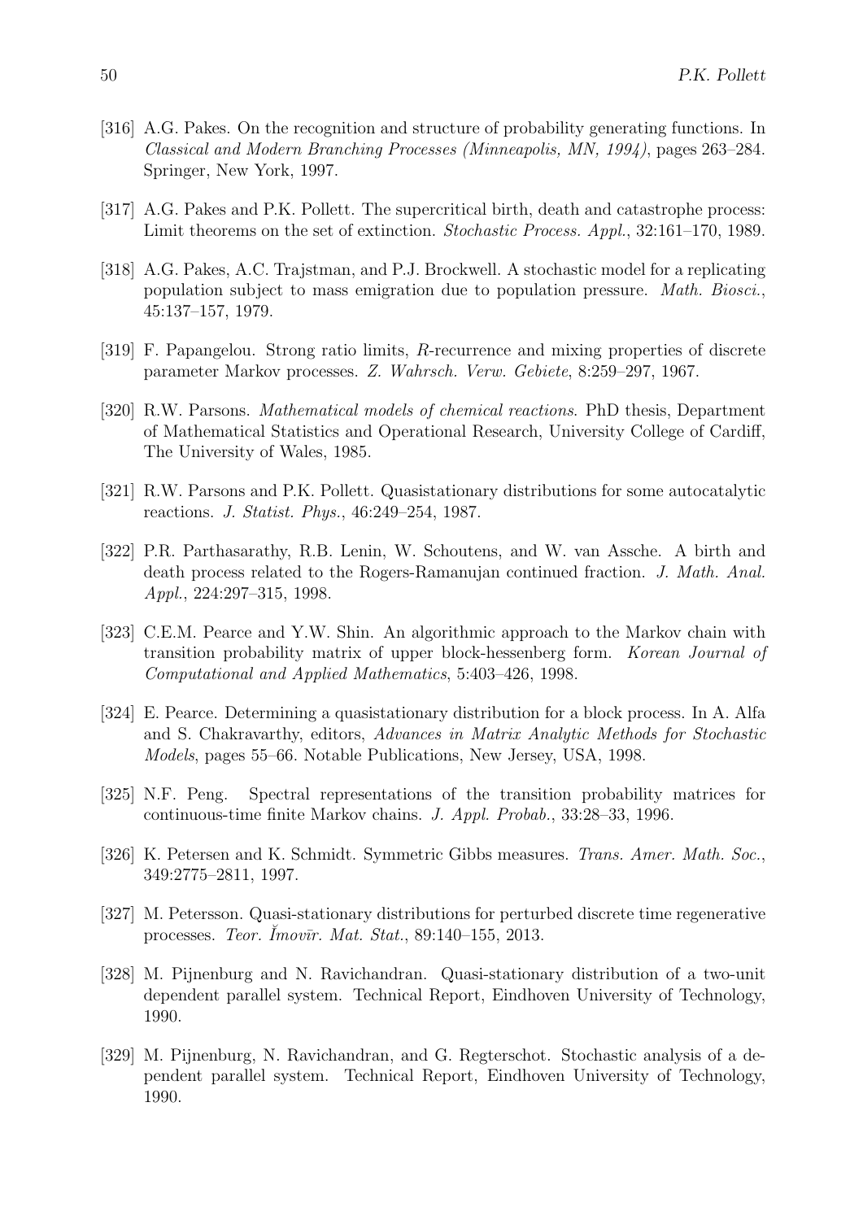[316] A.G. Pakes. On the recognition and structure of probability generating functions. In *Classical and Modern Branching Processes (Minneapolis, MN, 1994)*, pages 263–284. Springer, New York, 1997.

[317] A.G. Pakes and P.K. Pollett. The supercritical birth, death and catastrophe process: Limit theorems on the set of extinction. *Stochastic Process. Appl.*, 32:161–170, 1989.

[318] A.G. Pakes, A.C. Trajstman, and P.J. Brockwell. A stochastic model for a replicating population subject to mass emigration due to population pressure. *Math. Biosci.*, 45:137–157, 1979.

[319] F. Papangelou. Strong ratio limits, $R$-recurrence and mixing properties of discrete parameter Markov processes. *Z. Wahrsch. Verw. Gebiete*, 8:259–297, 1967.

[320] R.W. Parsons. *Mathematical models of chemical reactions*. PhD thesis, Department of Mathematical Statistics and Operational Research, University College of Cardiff, The University of Wales, 1985.

[321] R.W. Parsons and P.K. Pollett. Quasistationary distributions for some autocatalytic reactions. *J. Statist. Phys.*, 46:249–254, 1987.

[322] P.R. Parthasarathy, R.B. Lenin, W. Schoutens, and W. van Assche. A birth and death process related to the Rogers-Ramanujan continued fraction. *J. Math. Anal. Appl.*, 224:297–315, 1998.

[323] C.E.M. Pearce and Y.W. Shin. An algorithmic approach to the Markov chain with transition probability matrix of upper block-hessenberg form. *Korean Journal of Computational and Applied Mathematics*, 5:403–426, 1998.

[324] E. Pearce. Determining a quasistationary distribution for a block process. In A. Alfa and S. Chakravarthy, editors, *Advances in Matrix Analytic Methods for Stochastic Models*, pages 55–66. Notable Publications, New Jersey, USA, 1998.

[325] N.F. Peng. Spectral representations of the transition probability matrices for continuous-time finite Markov chains. *J. Appl. Probab.*, 33:28–33, 1996.

[326] K. Petersen and K. Schmidt. Symmetric Gibbs measures. *Trans. Amer. Math. Soc.*, 349:2775–2811, 1997.

[327] M. Petersson. Quasi-stationary distributions for perturbed discrete time regenerative processes. *Teor. Ĭmovīr. Mat. Stat.*, 89:140–155, 2013.

[328] M. Pijnenburg and N. Ravichandran. Quasi-stationary distribution of a two-unit dependent parallel system. Technical Report, Eindhoven University of Technology, 1990.

[329] M. Pijnenburg, N. Ravichandran, and G. Regterschot. Stochastic analysis of a dependent parallel system. Technical Report, Eindhoven University of Technology, 1990.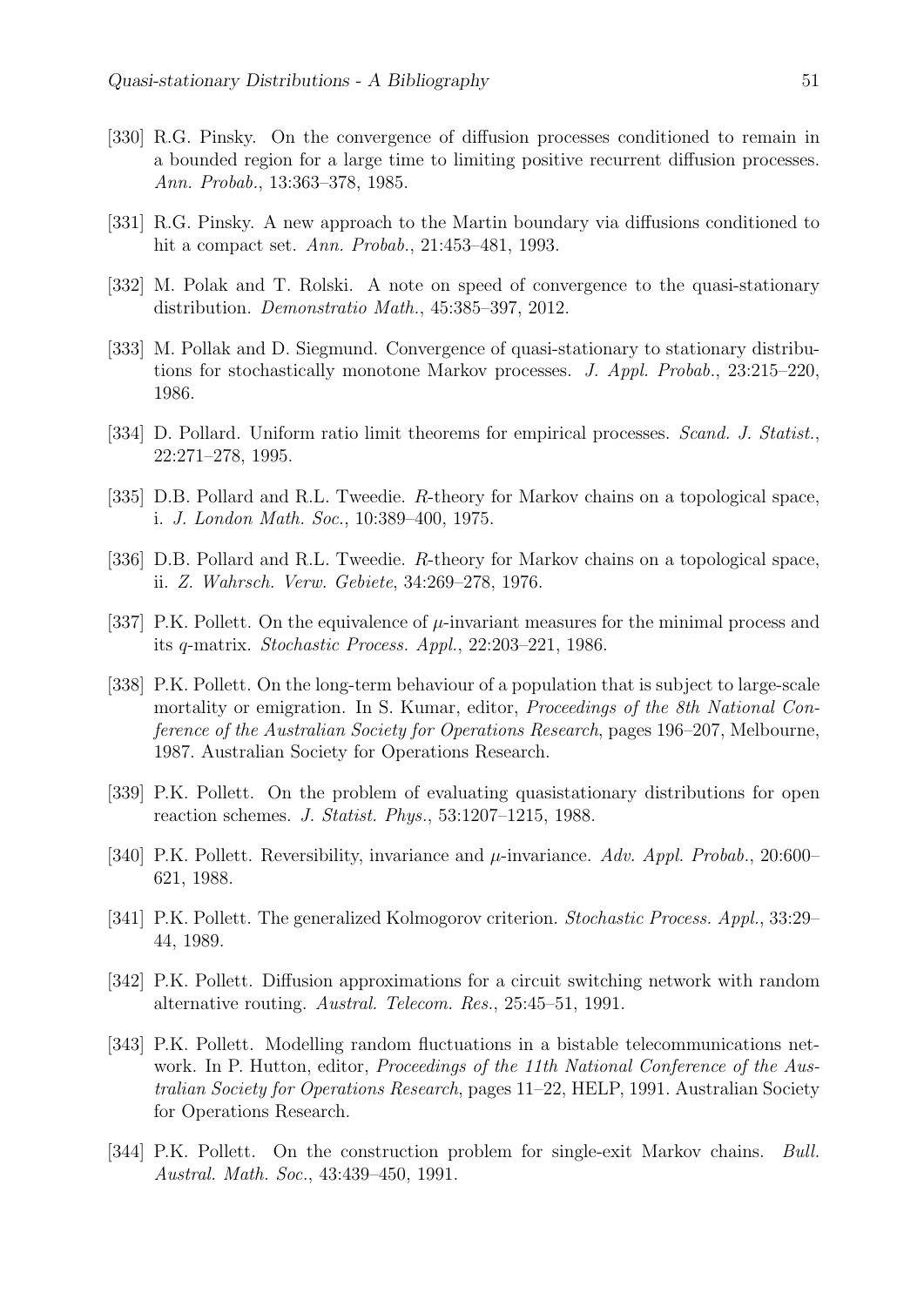[330] R.G. Pinsky. On the convergence of diffusion processes conditioned to remain in a bounded region for a large time to limiting positive recurrent diffusion processes. *Ann. Probab.*, 13:363–378, 1985.

[331] R.G. Pinsky. A new approach to the Martin boundary via diffusions conditioned to hit a compact set. *Ann. Probab.*, 21:453–481, 1993.

[332] M. Polak and T. Rolski. A note on speed of convergence to the quasi-stationary distribution. *Demonstratio Math.*, 45:385–397, 2012.

[333] M. Pollak and D. Siegmund. Convergence of quasi-stationary to stationary distributions for stochastically monotone Markov processes. *J. Appl. Probab.*, 23:215–220, 1986.

[334] D. Pollard. Uniform ratio limit theorems for empirical processes. *Scand. J. Statist.*, 22:271–278, 1995.

[335] D.B. Pollard and R.L. Tweedie. $R$-theory for Markov chains on a topological space, i. *J. London Math. Soc.*, 10:389–400, 1975.

[336] D.B. Pollard and R.L. Tweedie. $R$-theory for Markov chains on a topological space, ii. *Z. Wahrsch. Verw. Gebiete*, 34:269–278, 1976.

[337] P.K. Pollett. On the equivalence of $\mu$-invariant measures for the minimal process and its $q$-matrix. *Stochastic Process. Appl.*, 22:203–221, 1986.

[338] P.K. Pollett. On the long-term behaviour of a population that is subject to large-scale mortality or emigration. In S. Kumar, editor, *Proceedings of the 8th National Conference of the Australian Society for Operations Research*, pages 196–207, Melbourne, 1987. Australian Society for Operations Research.

[339] P.K. Pollett. On the problem of evaluating quasistationary distributions for open reaction schemes. *J. Statist. Phys.*, 53:1207–1215, 1988.

[340] P.K. Pollett. Reversibility, invariance and $\mu$-invariance. *Adv. Appl. Probab.*, 20:600–621, 1988.

[341] P.K. Pollett. The generalized Kolmogorov criterion. *Stochastic Process. Appl.*, 33:29–44, 1989.

[342] P.K. Pollett. Diffusion approximations for a circuit switching network with random alternative routing. *Austral. Telecom. Res.*, 25:45–51, 1991.

[343] P.K. Pollett. Modelling random fluctuations in a bistable telecommunications network. In P. Hutton, editor, *Proceedings of the 11th National Conference of the Australian Society for Operations Research*, pages 11–22, HELP, 1991. Australian Society for Operations Research.

[344] P.K. Pollett. On the construction problem for single-exit Markov chains. *Bull. Austral. Math. Soc.*, 43:439–450, 1991.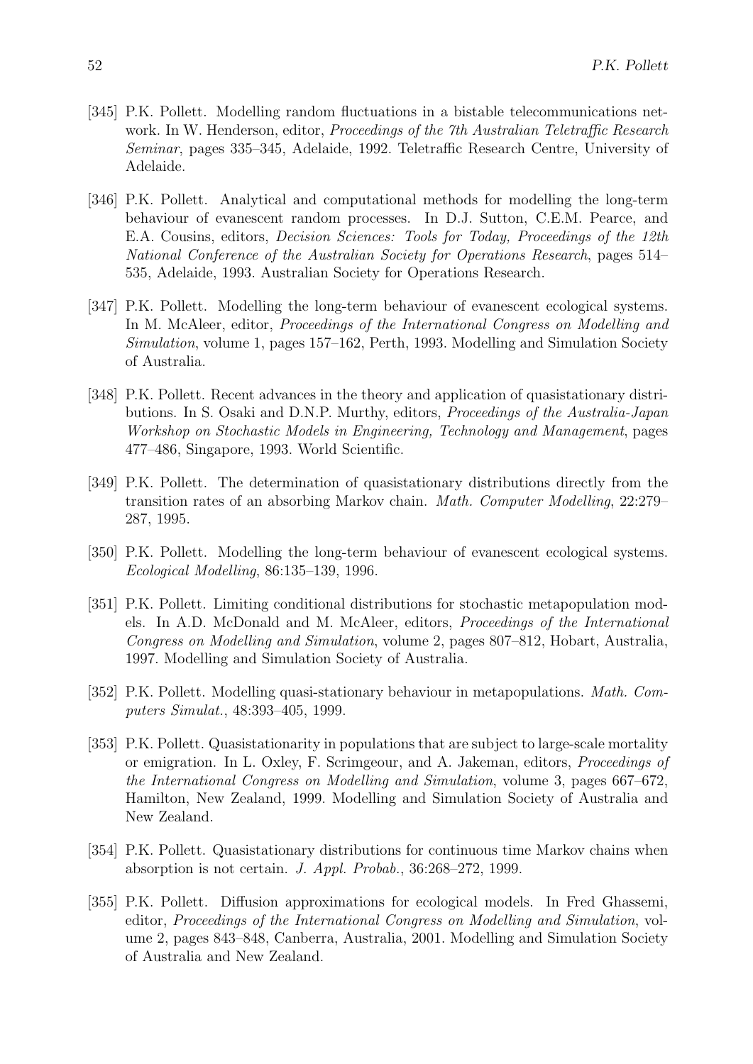[345] P.K. Pollett. Modelling random fluctuations in a bistable telecommunications network. In W. Henderson, editor, *Proceedings of the 7th Australian Teletraffic Research Seminar*, pages 335–345, Adelaide, 1992. Teletraffic Research Centre, University of Adelaide.

[346] P.K. Pollett. Analytical and computational methods for modelling the long-term behaviour of evanescent random processes. In D.J. Sutton, C.E.M. Pearce, and E.A. Cousins, editors, *Decision Sciences: Tools for Today, Proceedings of the 12th National Conference of the Australian Society for Operations Research*, pages 514–535, Adelaide, 1993. Australian Society for Operations Research.

[347] P.K. Pollett. Modelling the long-term behaviour of evanescent ecological systems. In M. McAleer, editor, *Proceedings of the International Congress on Modelling and Simulation*, volume 1, pages 157–162, Perth, 1993. Modelling and Simulation Society of Australia.

[348] P.K. Pollett. Recent advances in the theory and application of quasistationary distributions. In S. Osaki and D.N.P. Murthy, editors, *Proceedings of the Australia-Japan Workshop on Stochastic Models in Engineering, Technology and Management*, pages 477–486, Singapore, 1993. World Scientific.

[349] P.K. Pollett. The determination of quasistationary distributions directly from the transition rates of an absorbing Markov chain. *Math. Computer Modelling*, 22:279–287, 1995.

[350] P.K. Pollett. Modelling the long-term behaviour of evanescent ecological systems. *Ecological Modelling*, 86:135–139, 1996.

[351] P.K. Pollett. Limiting conditional distributions for stochastic metapopulation models. In A.D. McDonald and M. McAleer, editors, *Proceedings of the International Congress on Modelling and Simulation*, volume 2, pages 807–812, Hobart, Australia, 1997. Modelling and Simulation Society of Australia.

[352] P.K. Pollett. Modelling quasi-stationary behaviour in metapopulations. *Math. Computers Simulat.*, 48:393–405, 1999.

[353] P.K. Pollett. Quasistationarity in populations that are subject to large-scale mortality or emigration. In L. Oxley, F. Scrimgeour, and A. Jakeman, editors, *Proceedings of the International Congress on Modelling and Simulation*, volume 3, pages 667–672, Hamilton, New Zealand, 1999. Modelling and Simulation Society of Australia and New Zealand.

[354] P.K. Pollett. Quasistationary distributions for continuous time Markov chains when absorption is not certain. *J. Appl. Probab.*, 36:268–272, 1999.

[355] P.K. Pollett. Diffusion approximations for ecological models. In Fred Ghassemi, editor, *Proceedings of the International Congress on Modelling and Simulation*, volume 2, pages 843–848, Canberra, Australia, 2001. Modelling and Simulation Society of Australia and New Zealand.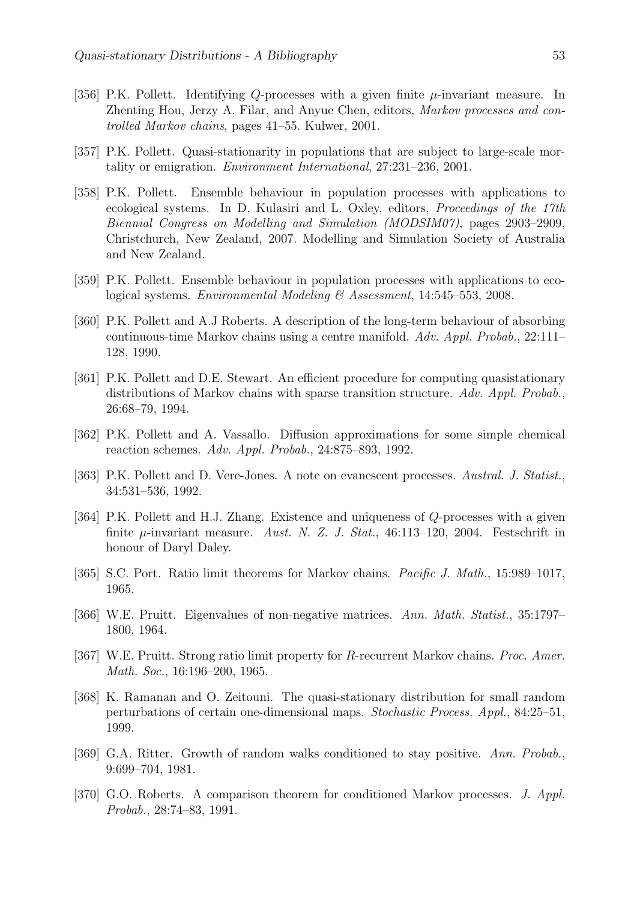[356] P.K. Pollett. Identifying $Q$-processes with a given finite $\mu$-invariant measure. In Zhenting Hou, Jerzy A. Filar, and Anyue Chen, editors, *Markov processes and controlled Markov chains*, pages 41–55. Kulwer, 2001.

[357] P.K. Pollett. Quasi-stationarity in populations that are subject to large-scale mortality or emigration. *Environment International*, 27:231–236, 2001.

[358] P.K. Pollett. Ensemble behaviour in population processes with applications to ecological systems. In D. Kulasiri and L. Oxley, editors, *Proceedings of the 17th Biennial Congress on Modelling and Simulation (MODSIM07)*, pages 2903–2909, Christchurch, New Zealand, 2007. Modelling and Simulation Society of Australia and New Zealand.

[359] P.K. Pollett. Ensemble behaviour in population processes with applications to ecological systems. *Environmental Modeling & Assessment*, 14:545–553, 2008.

[360] P.K. Pollett and A.J Roberts. A description of the long-term behaviour of absorbing continuous-time Markov chains using a centre manifold. *Adv. Appl. Probab.*, 22:111–128, 1990.

[361] P.K. Pollett and D.E. Stewart. An efficient procedure for computing quasistationary distributions of Markov chains with sparse transition structure. *Adv. Appl. Probab.*, 26:68–79, 1994.

[362] P.K. Pollett and A. Vassallo. Diffusion approximations for some simple chemical reaction schemes. *Adv. Appl. Probab.*, 24:875–893, 1992.

[363] P.K. Pollett and D. Vere-Jones. A note on evanescent processes. *Austral. J. Statist.*, 34:531–536, 1992.

[364] P.K. Pollett and H.J. Zhang. Existence and uniqueness of $Q$-processes with a given finite $\mu$-invariant measure. *Aust. N. Z. J. Stat.*, 46:113–120, 2004. Festschrift in honour of Daryl Daley.

[365] S.C. Port. Ratio limit theorems for Markov chains. *Pacific J. Math.*, 15:989–1017, 1965.

[366] W.E. Pruitt. Eigenvalues of non-negative matrices. *Ann. Math. Statist.*, 35:1797–1800, 1964.

[367] W.E. Pruitt. Strong ratio limit property for $R$-recurrent Markov chains. *Proc. Amer. Math. Soc.*, 16:196–200, 1965.

[368] K. Ramanan and O. Zeitouni. The quasi-stationary distribution for small random perturbations of certain one-dimensional maps. *Stochastic Process. Appl.*, 84:25–51, 1999.

[369] G.A. Ritter. Growth of random walks conditioned to stay positive. *Ann. Probab.*, 9:699–704, 1981.

[370] G.O. Roberts. A comparison theorem for conditioned Markov processes. *J. Appl. Probab.*, 28:74–83, 1991.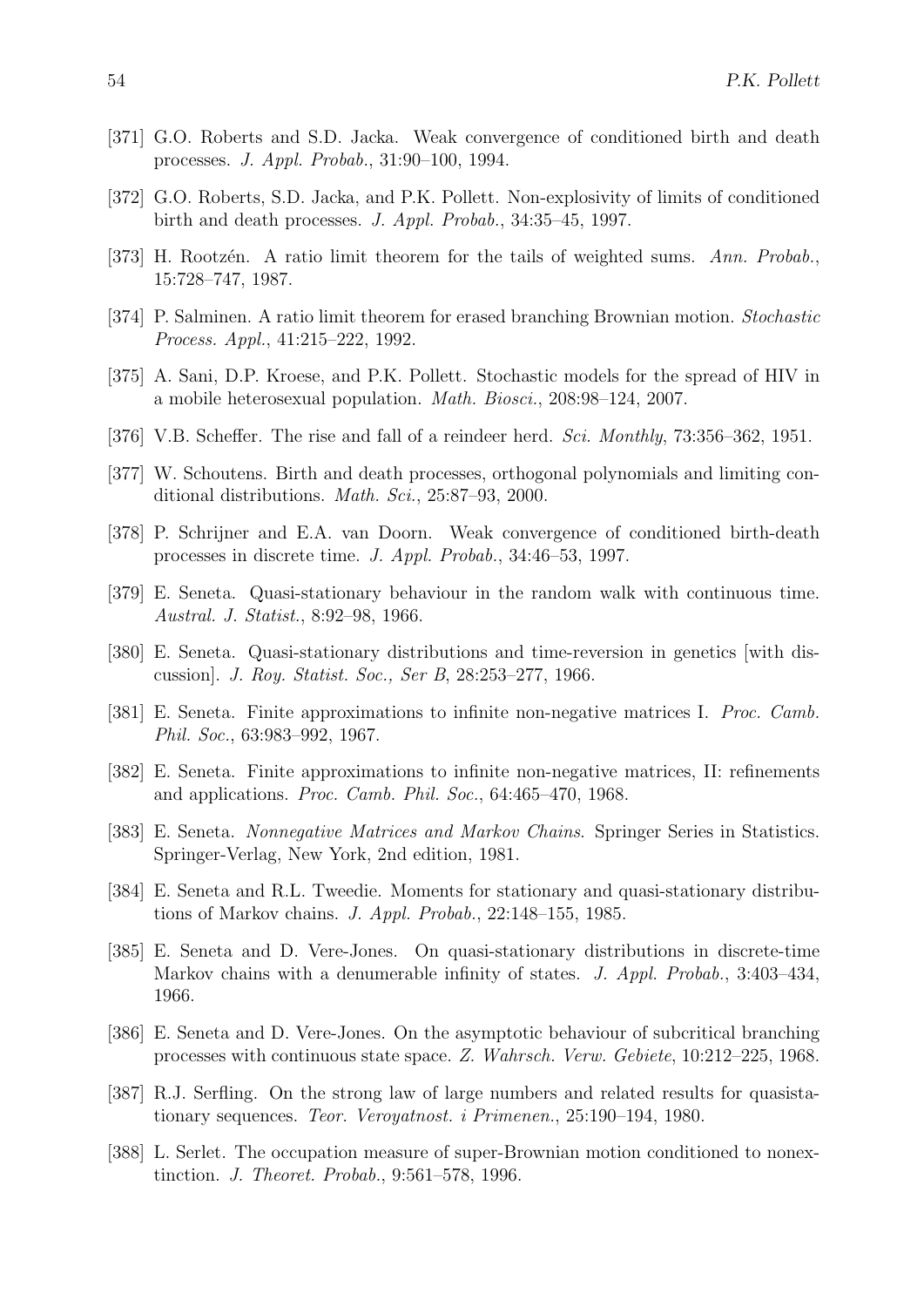[371] G.O. Roberts and S.D. Jacka. Weak convergence of conditioned birth and death processes. *J. Appl. Probab.*, 31:90–100, 1994.

[372] G.O. Roberts, S.D. Jacka, and P.K. Pollett. Non-explosivity of limits of conditioned birth and death processes. *J. Appl. Probab.*, 34:35–45, 1997.

[373] H. Rootzén. A ratio limit theorem for the tails of weighted sums. *Ann. Probab.*, 15:728–747, 1987.

[374] P. Salminen. A ratio limit theorem for erased branching Brownian motion. *Stochastic Process. Appl.*, 41:215–222, 1992.

[375] A. Sani, D.P. Kroese, and P.K. Pollett. Stochastic models for the spread of HIV in a mobile heterosexual population. *Math. Biosci.*, 208:98–124, 2007.

[376] V.B. Scheffer. The rise and fall of a reindeer herd. *Sci. Monthly*, 73:356–362, 1951.

[377] W. Schoutens. Birth and death processes, orthogonal polynomials and limiting conditional distributions. *Math. Sci.*, 25:87–93, 2000.

[378] P. Schrijner and E.A. van Doorn. Weak convergence of conditioned birth-death processes in discrete time. *J. Appl. Probab.*, 34:46–53, 1997.

[379] E. Seneta. Quasi-stationary behaviour in the random walk with continuous time. *Austral. J. Statist.*, 8:92–98, 1966.

[380] E. Seneta. Quasi-stationary distributions and time-reversion in genetics [with discussion]. *J. Roy. Statist. Soc., Ser B*, 28:253–277, 1966.

[381] E. Seneta. Finite approximations to infinite non-negative matrices I. *Proc. Camb. Phil. Soc.*, 63:983–992, 1967.

[382] E. Seneta. Finite approximations to infinite non-negative matrices, II: refinements and applications. *Proc. Camb. Phil. Soc.*, 64:465–470, 1968.

[383] E. Seneta. *Nonnegative Matrices and Markov Chains*. Springer Series in Statistics. Springer-Verlag, New York, 2nd edition, 1981.

[384] E. Seneta and R.L. Tweedie. Moments for stationary and quasi-stationary distributions of Markov chains. *J. Appl. Probab.*, 22:148–155, 1985.

[385] E. Seneta and D. Vere-Jones. On quasi-stationary distributions in discrete-time Markov chains with a denumerable infinity of states. *J. Appl. Probab.*, 3:403–434, 1966.

[386] E. Seneta and D. Vere-Jones. On the asymptotic behaviour of subcritical branching processes with continuous state space. *Z. Wahrsch. Verw. Gebiete*, 10:212–225, 1968.

[387] R.J. Serfling. On the strong law of large numbers and related results for quasistationary sequences. *Teor. Veroyatnost. i Primenen.*, 25:190–194, 1980.

[388] L. Serlet. The occupation measure of super-Brownian motion conditioned to nonextinction. *J. Theoret. Probab.*, 9:561–578, 1996.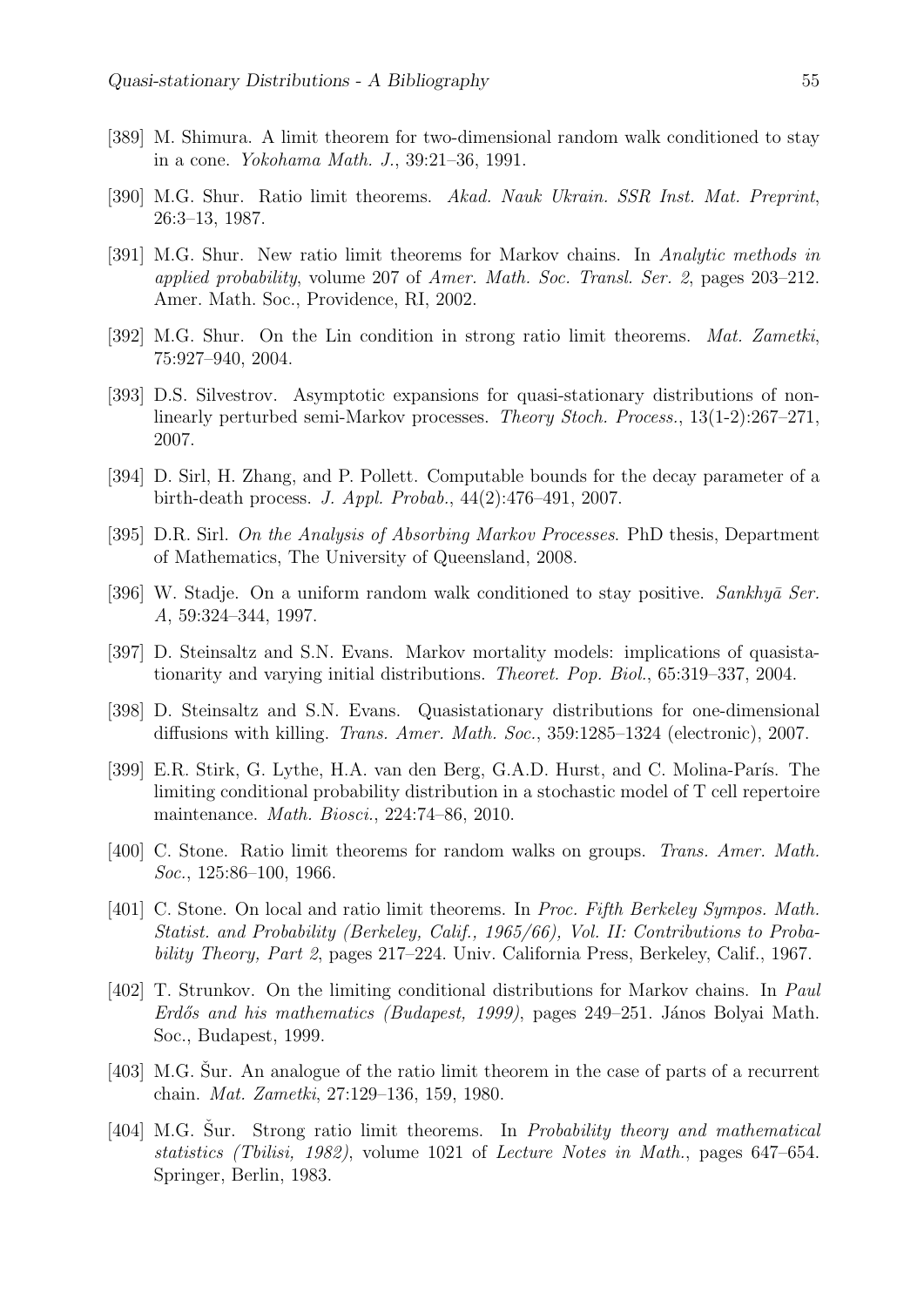[389] M. Shimura. A limit theorem for two-dimensional random walk conditioned to stay in a cone. *Yokohama Math. J.*, 39:21–36, 1991.

[390] M.G. Shur. Ratio limit theorems. *Akad. Nauk Ukrain. SSR Inst. Mat. Preprint*, 26:3–13, 1987.

[391] M.G. Shur. New ratio limit theorems for Markov chains. In *Analytic methods in applied probability*, volume 207 of *Amer. Math. Soc. Transl. Ser. 2*, pages 203–212. Amer. Math. Soc., Providence, RI, 2002.

[392] M.G. Shur. On the Lin condition in strong ratio limit theorems. *Mat. Zametki*, 75:927–940, 2004.

[393] D.S. Silvestrov. Asymptotic expansions for quasi-stationary distributions of nonlinearly perturbed semi-Markov processes. *Theory Stoch. Process.*, 13(1-2):267–271, 2007.

[394] D. Sirl, H. Zhang, and P. Pollett. Computable bounds for the decay parameter of a birth-death process. *J. Appl. Probab.*, 44(2):476–491, 2007.

[395] D.R. Sirl. *On the Analysis of Absorbing Markov Processes*. PhD thesis, Department of Mathematics, The University of Queensland, 2008.

[396] W. Stadje. On a uniform random walk conditioned to stay positive. *Sankhyā Ser. A*, 59:324–344, 1997.

[397] D. Steinsaltz and S.N. Evans. Markov mortality models: implications of quasistationarity and varying initial distributions. *Theoret. Pop. Biol.*, 65:319–337, 2004.

[398] D. Steinsaltz and S.N. Evans. Quasistationary distributions for one-dimensional diffusions with killing. *Trans. Amer. Math. Soc.*, 359:1285–1324 (electronic), 2007.

[399] E.R. Stirk, G. Lythe, H.A. van den Berg, G.A.D. Hurst, and C. Molina-París. The limiting conditional probability distribution in a stochastic model of T cell repertoire maintenance. *Math. Biosci.*, 224:74–86, 2010.

[400] C. Stone. Ratio limit theorems for random walks on groups. *Trans. Amer. Math. Soc.*, 125:86–100, 1966.

[401] C. Stone. On local and ratio limit theorems. In *Proc. Fifth Berkeley Sympos. Math. Statist. and Probability (Berkeley, Calif., 1965/66), Vol. II: Contributions to Probability Theory, Part 2*, pages 217–224. Univ. California Press, Berkeley, Calif., 1967.

[402] T. Strunkov. On the limiting conditional distributions for Markov chains. In *Paul Erdős and his mathematics (Budapest, 1999)*, pages 249–251. János Bolyai Math. Soc., Budapest, 1999.

[403] M.G. Šur. An analogue of the ratio limit theorem in the case of parts of a recurrent chain. *Mat. Zametki*, 27:129–136, 159, 1980.

[404] M.G. Šur. Strong ratio limit theorems. In *Probability theory and mathematical statistics (Tbilisi, 1982)*, volume 1021 of *Lecture Notes in Math.*, pages 647–654. Springer, Berlin, 1983.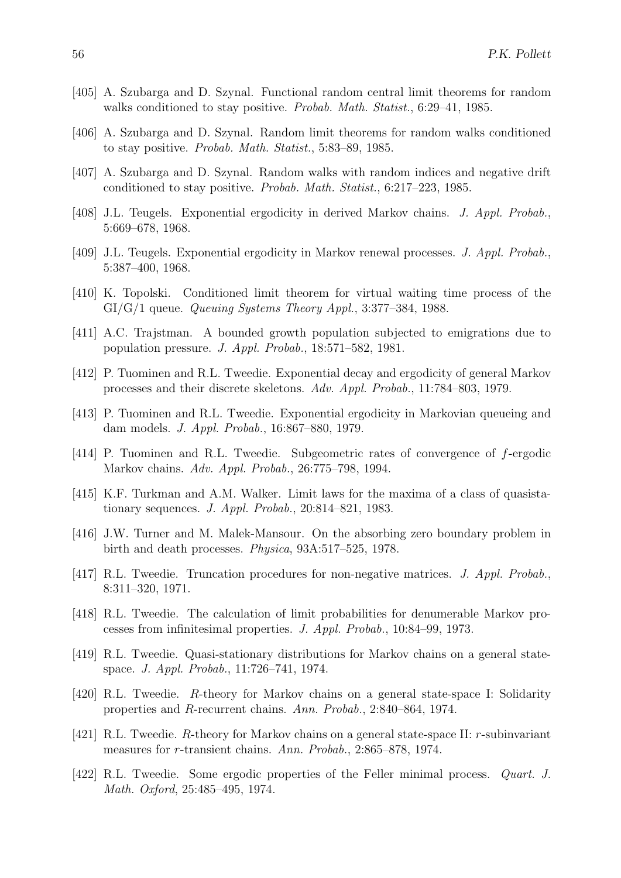[405] A. Szubarga and D. Szynal. Functional random central limit theorems for random walks conditioned to stay positive. *Probab. Math. Statist.*, 6:29–41, 1985.

[406] A. Szubarga and D. Szynal. Random limit theorems for random walks conditioned to stay positive. *Probab. Math. Statist.*, 5:83–89, 1985.

[407] A. Szubarga and D. Szynal. Random walks with random indices and negative drift conditioned to stay positive. *Probab. Math. Statist.*, 6:217–223, 1985.

[408] J.L. Teugels. Exponential ergodicity in derived Markov chains. *J. Appl. Probab.*, 5:669–678, 1968.

[409] J.L. Teugels. Exponential ergodicity in Markov renewal processes. *J. Appl. Probab.*, 5:387–400, 1968.

[410] K. Topolski. Conditioned limit theorem for virtual waiting time process of the GI/G/1 queue. *Queuing Systems Theory Appl.*, 3:377–384, 1988.

[411] A.C. Trajstman. A bounded growth population subjected to emigrations due to population pressure. *J. Appl. Probab.*, 18:571–582, 1981.

[412] P. Tuominen and R.L. Tweedie. Exponential decay and ergodicity of general Markov processes and their discrete skeletons. *Adv. Appl. Probab.*, 11:784–803, 1979.

[413] P. Tuominen and R.L. Tweedie. Exponential ergodicity in Markovian queueing and dam models. *J. Appl. Probab.*, 16:867–880, 1979.

[414] P. Tuominen and R.L. Tweedie. Subgeometric rates of convergence of $f$-ergodic Markov chains. *Adv. Appl. Probab.*, 26:775–798, 1994.

[415] K.F. Turkman and A.M. Walker. Limit laws for the maxima of a class of quasistationary sequences. *J. Appl. Probab.*, 20:814–821, 1983.

[416] J.W. Turner and M. Malek-Mansour. On the absorbing zero boundary problem in birth and death processes. *Physica*, 93A:517–525, 1978.

[417] R.L. Tweedie. Truncation procedures for non-negative matrices. *J. Appl. Probab.*, 8:311–320, 1971.

[418] R.L. Tweedie. The calculation of limit probabilities for denumerable Markov processes from infinitesimal properties. *J. Appl. Probab.*, 10:84–99, 1973.

[419] R.L. Tweedie. Quasi-stationary distributions for Markov chains on a general state-space. *J. Appl. Probab.*, 11:726–741, 1974.

[420] R.L. Tweedie. $R$-theory for Markov chains on a general state-space I: Solidarity properties and $R$-recurrent chains. *Ann. Probab.*, 2:840–864, 1974.

[421] R.L. Tweedie. $R$-theory for Markov chains on a general state-space II: $r$-subinvariant measures for $r$-transient chains. *Ann. Probab.*, 2:865–878, 1974.

[422] R.L. Tweedie. Some ergodic properties of the Feller minimal process. *Quart. J. Math. Oxford*, 25:485–495, 1974.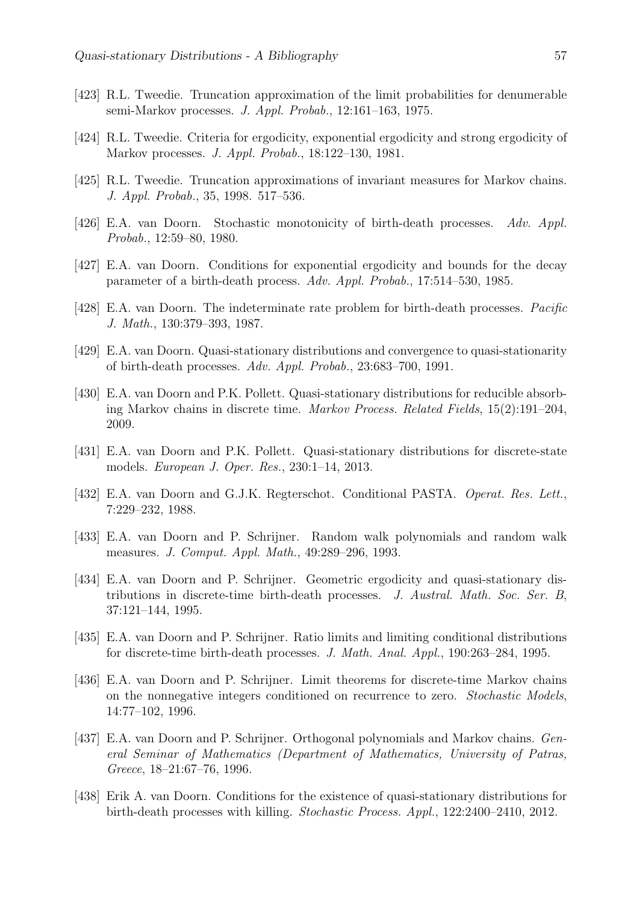[423] R.L. Tweedie. Truncation approximation of the limit probabilities for denumerable semi-Markov processes. *J. Appl. Probab.*, 12:161–163, 1975.

[424] R.L. Tweedie. Criteria for ergodicity, exponential ergodicity and strong ergodicity of Markov processes. *J. Appl. Probab.*, 18:122–130, 1981.

[425] R.L. Tweedie. Truncation approximations of invariant measures for Markov chains. *J. Appl. Probab.*, 35, 1998. 517–536.

[426] E.A. van Doorn. Stochastic monotonicity of birth-death processes. *Adv. Appl. Probab.*, 12:59–80, 1980.

[427] E.A. van Doorn. Conditions for exponential ergodicity and bounds for the decay parameter of a birth-death process. *Adv. Appl. Probab.*, 17:514–530, 1985.

[428] E.A. van Doorn. The indeterminate rate problem for birth-death processes. *Pacific J. Math.*, 130:379–393, 1987.

[429] E.A. van Doorn. Quasi-stationary distributions and convergence to quasi-stationarity of birth-death processes. *Adv. Appl. Probab.*, 23:683–700, 1991.

[430] E.A. van Doorn and P.K. Pollett. Quasi-stationary distributions for reducible absorbing Markov chains in discrete time. *Markov Process. Related Fields*, 15(2):191–204, 2009.

[431] E.A. van Doorn and P.K. Pollett. Quasi-stationary distributions for discrete-state models. *European J. Oper. Res.*, 230:1–14, 2013.

[432] E.A. van Doorn and G.J.K. Regterschot. Conditional PASTA. *Operat. Res. Lett.*, 7:229–232, 1988.

[433] E.A. van Doorn and P. Schrijner. Random walk polynomials and random walk measures. *J. Comput. Appl. Math.*, 49:289–296, 1993.

[434] E.A. van Doorn and P. Schrijner. Geometric ergodicity and quasi-stationary distributions in discrete-time birth-death processes. *J. Austral. Math. Soc. Ser. B*, 37:121–144, 1995.

[435] E.A. van Doorn and P. Schrijner. Ratio limits and limiting conditional distributions for discrete-time birth-death processes. *J. Math. Anal. Appl.*, 190:263–284, 1995.

[436] E.A. van Doorn and P. Schrijner. Limit theorems for discrete-time Markov chains on the nonnegative integers conditioned on recurrence to zero. *Stochastic Models*, 14:77–102, 1996.

[437] E.A. van Doorn and P. Schrijner. Orthogonal polynomials and Markov chains. *General Seminar of Mathematics (Department of Mathematics, University of Patras, Greece*, 18–21:67–76, 1996.

[438] Erik A. van Doorn. Conditions for the existence of quasi-stationary distributions for birth-death processes with killing. *Stochastic Process. Appl.*, 122:2400–2410, 2012.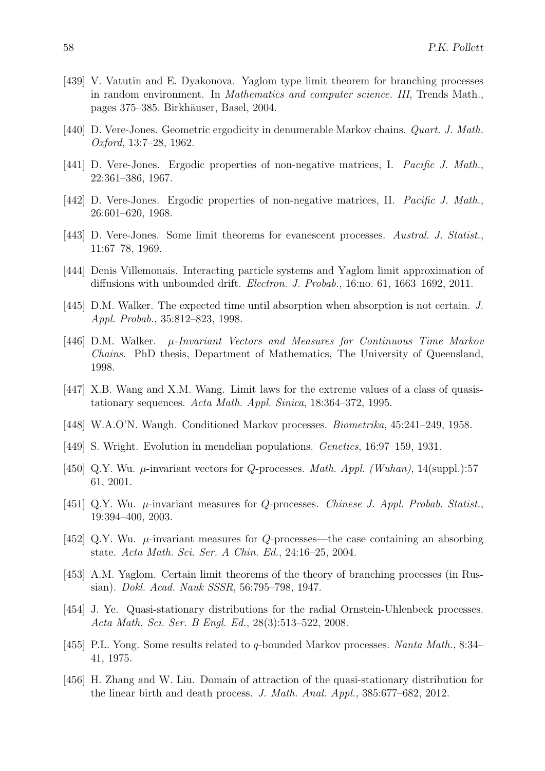[439] V. Vatutin and E. Dyakonova. Yaglom type limit theorem for branching processes in random environment. In *Mathematics and computer science. III*, Trends Math., pages 375–385. Birkhäuser, Basel, 2004.

[440] D. Vere-Jones. Geometric ergodicity in denumerable Markov chains. *Quart. J. Math. Oxford*, 13:7–28, 1962.

[441] D. Vere-Jones. Ergodic properties of non-negative matrices, I. *Pacific J. Math.*, 22:361–386, 1967.

[442] D. Vere-Jones. Ergodic properties of non-negative matrices, II. *Pacific J. Math.*, 26:601–620, 1968.

[443] D. Vere-Jones. Some limit theorems for evanescent processes. *Austral. J. Statist.*, 11:67–78, 1969.

[444] Denis Villemonais. Interacting particle systems and Yaglom limit approximation of diffusions with unbounded drift. *Electron. J. Probab.*, 16:no. 61, 1663–1692, 2011.

[445] D.M. Walker. The expected time until absorption when absorption is not certain. *J. Appl. Probab.*, 35:812–823, 1998.

[446] D.M. Walker. *$\mu$-Invariant Vectors and Measures for Continuous Time Markov Chains*. PhD thesis, Department of Mathematics, The University of Queensland, 1998.

[447] X.B. Wang and X.M. Wang. Limit laws for the extreme values of a class of quasistationary sequences. *Acta Math. Appl. Sinica*, 18:364–372, 1995.

[448] W.A.O'N. Waugh. Conditioned Markov processes. *Biometrika*, 45:241–249, 1958.

[449] S. Wright. Evolution in mendelian populations. *Genetics*, 16:97–159, 1931.

[450] Q.Y. Wu. $\mu$-invariant vectors for $Q$-processes. *Math. Appl. (Wuhan)*, 14(suppl.):57–61, 2001.

[451] Q.Y. Wu. $\mu$-invariant measures for $Q$-processes. *Chinese J. Appl. Probab. Statist.*, 19:394–400, 2003.

[452] Q.Y. Wu. $\mu$-invariant measures for $Q$-processes—the case containing an absorbing state. *Acta Math. Sci. Ser. A Chin. Ed.*, 24:16–25, 2004.

[453] A.M. Yaglom. Certain limit theorems of the theory of branching processes (in Russian). *Dokl. Acad. Nauk SSSR*, 56:795–798, 1947.

[454] J. Ye. Quasi-stationary distributions for the radial Ornstein-Uhlenbeck processes. *Acta Math. Sci. Ser. B Engl. Ed.*, 28(3):513–522, 2008.

[455] P.L. Yong. Some results related to $q$-bounded Markov processes. *Nanta Math.*, 8:34–41, 1975.

[456] H. Zhang and W. Liu. Domain of attraction of the quasi-stationary distribution for the linear birth and death process. *J. Math. Anal. Appl.*, 385:677–682, 2012.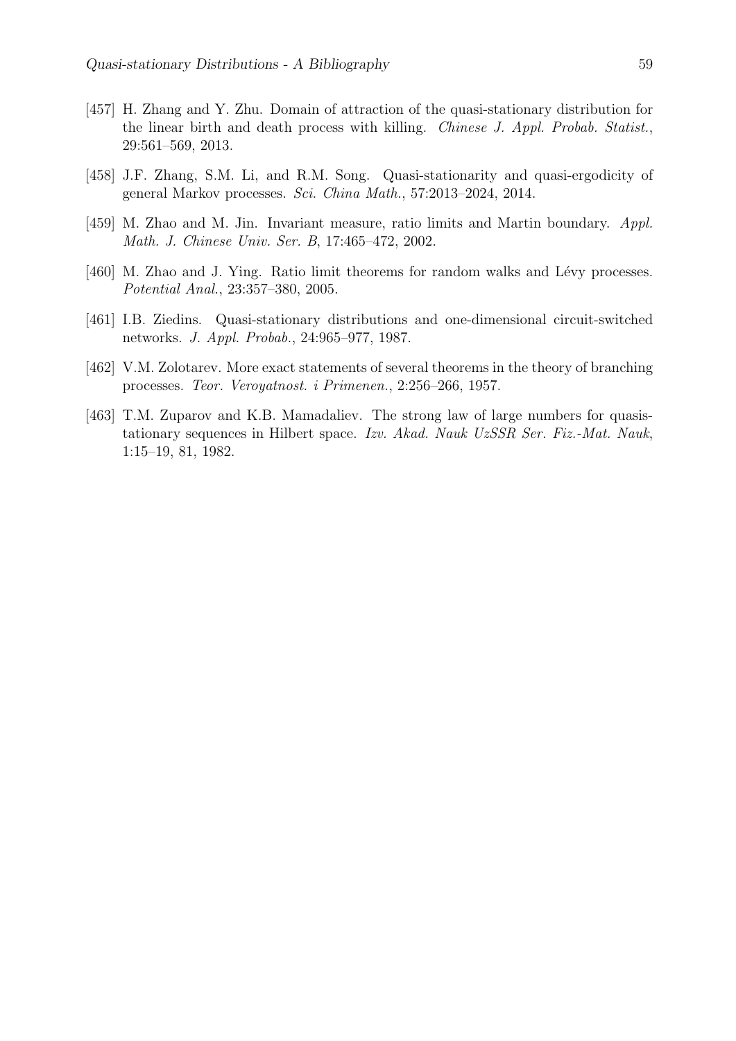[457] H. Zhang and Y. Zhu. Domain of attraction of the quasi-stationary distribution for the linear birth and death process with killing. *Chinese J. Appl. Probab. Statist.*, 29:561–569, 2013.

[458] J.F. Zhang, S.M. Li, and R.M. Song. Quasi-stationarity and quasi-ergodicity of general Markov processes. *Sci. China Math.*, 57:2013–2024, 2014.

[459] M. Zhao and M. Jin. Invariant measure, ratio limits and Martin boundary. *Appl. Math. J. Chinese Univ. Ser. B*, 17:465–472, 2002.

[460] M. Zhao and J. Ying. Ratio limit theorems for random walks and Lévy processes. *Potential Anal.*, 23:357–380, 2005.

[461] I.B. Ziedins. Quasi-stationary distributions and one-dimensional circuit-switched networks. *J. Appl. Probab.*, 24:965–977, 1987.

[462] V.M. Zolotarev. More exact statements of several theorems in the theory of branching processes. *Teor. Veroyatnost. i Primenen.*, 2:256–266, 1957.

[463] T.M. Zuparov and K.B. Mamadaliev. The strong law of large numbers for quasistationary sequences in Hilbert space. *Izv. Akad. Nauk UzSSR Ser. Fiz.-Mat. Nauk*, 1:15–19, 81, 1982.